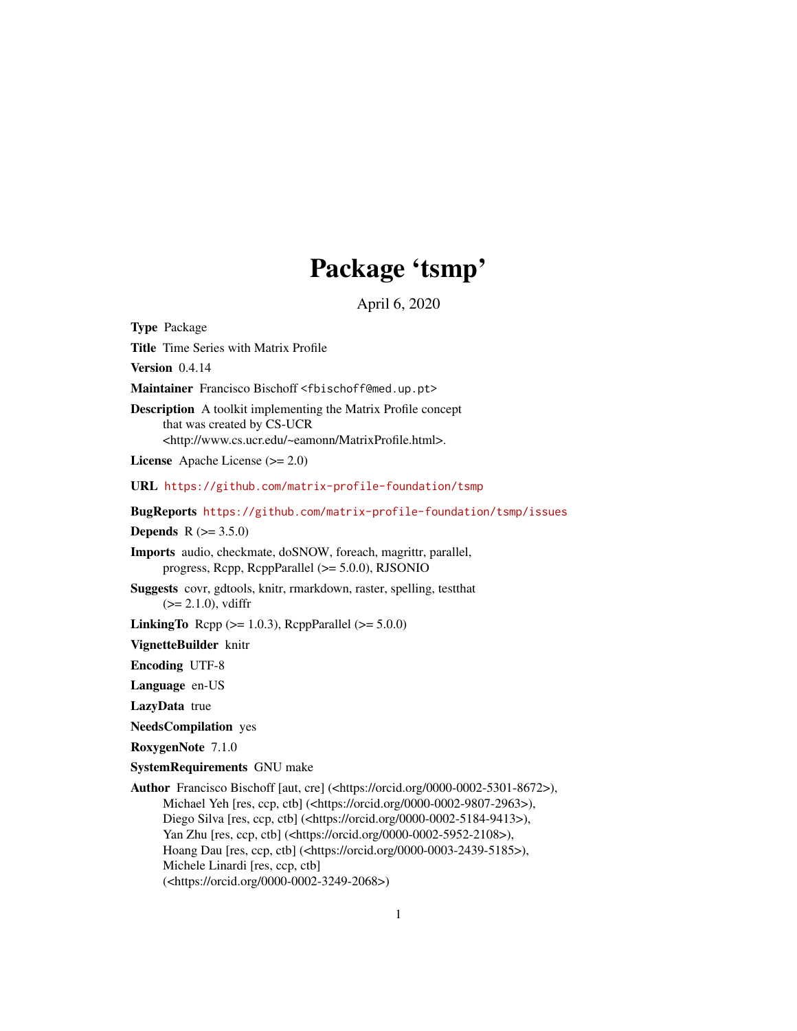# Package 'tsmp'

April 6, 2020

**Type** Package

**Title** Time Series with Matrix Profile

**Version** 0.4.14

**Maintainer** Francisco Bischoff <fbischoff@med.up.pt>

**Description** A toolkit implementing the Matrix Profile concept that was created by CS-UCR <http://www.cs.ucr.edu/~eamonn/MatrixProfile.html>.

**License** Apache License (>= 2.0)

**URL** https://github.com/matrix-profile-foundation/tsmp

**BugReports** https://github.com/matrix-profile-foundation/tsmp/issues

**Depends** R (>= 3.5.0)

**Imports** audio, checkmate, doSNOW, foreach, magrittr, parallel, progress, Rcpp, RcppParallel (>= 5.0.0), RJSONIO

**Suggests** covr, gdtools, knitr, rmarkdown, raster, spelling, testthat (>= 2.1.0), vdiffr

**LinkingTo** Rcpp (>= 1.0.3), RcppParallel (>= 5.0.0)

**VignetteBuilder** knitr

**Encoding** UTF-8

**Language** en-US

**LazyData** true

**NeedsCompilation** yes

**RoxygenNote** 7.1.0

**SystemRequirements** GNU make

**Author** Francisco Bischoff [aut, cre] (<https://orcid.org/0000-0002-5301-8672>), Michael Yeh [res, ccp, ctb] (<https://orcid.org/0000-0002-9807-2963>), Diego Silva [res, ccp, ctb] (<https://orcid.org/0000-0002-5184-9413>), Yan Zhu [res, ccp, ctb] (<https://orcid.org/0000-0002-5952-2108>), Hoang Dau [res, ccp, ctb] (<https://orcid.org/0000-0003-2439-5185>), Michele Linardi [res, ccp, ctb] (<https://orcid.org/0000-0002-3249-2068>)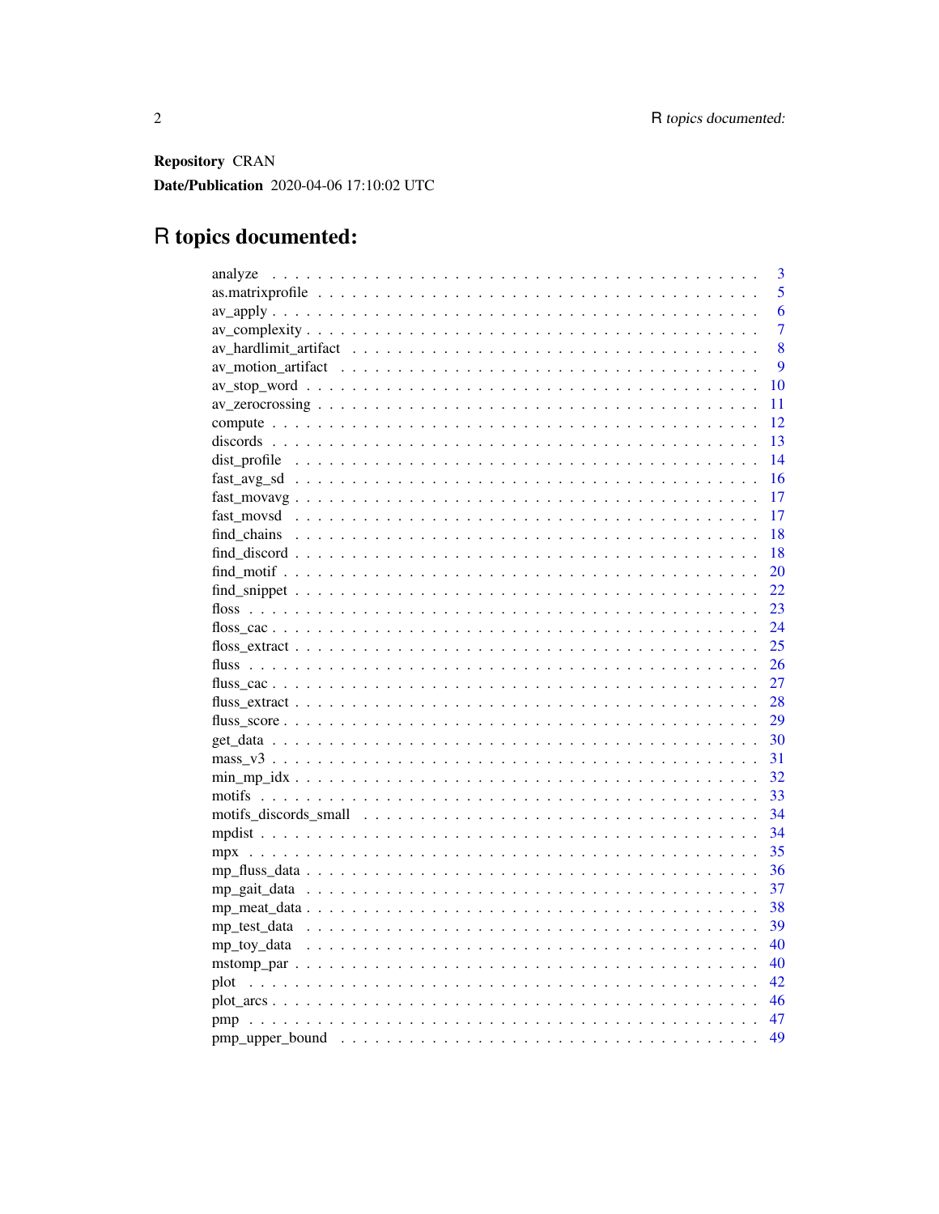**Repository** CRAN

**Date/Publication** 2020-04-06 17:10:02 UTC

# R topics documented:

| Topic | Page |
| --- | --- |
| analyze | 3 |
| as.matrixprofile | 5 |
| av_apply | 6 |
| av_complexity | 7 |
| av_hardlimit_artifact | 8 |
| av_motion_artifact | 9 |
| av_stop_word | 10 |
| av_zerocrossing | 11 |
| compute | 12 |
| discords | 13 |
| dist_profile | 14 |
| fast_avg_sd | 16 |
| fast_movavg | 17 |
| fast_movsd | 17 |
| find_chains | 18 |
| find_discord | 18 |
| find_motif | 20 |
| find_snippet | 22 |
| floss | 23 |
| floss_cac | 24 |
| floss_extract | 25 |
| fluss | 26 |
| fluss_cac | 27 |
| fluss_extract | 28 |
| fluss_score | 29 |
| get_data | 30 |
| mass_v3 | 31 |
| min_mp_idx | 32 |
| motifs | 33 |
| motifs_discords_small | 34 |
| mpdist | 34 |
| mpx | 35 |
| mp_fluss_data | 36 |
| mp_gait_data | 37 |
| mp_meat_data | 38 |
| mp_test_data | 39 |
| mp_toy_data | 40 |
| mstomp_par | 40 |
| plot | 42 |
| plot_arcs | 46 |
| pmp | 47 |
| pmp_upper_bound | 49 |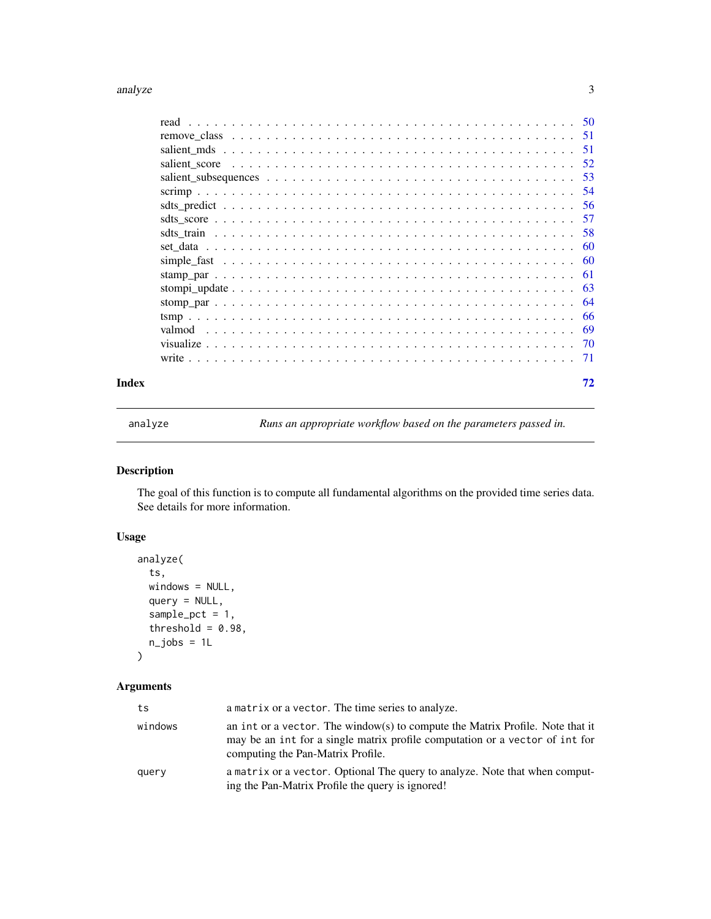| | |
|---|---|
| read | 50 |
| remove_class | 51 |
| salient_mds | 51 |
| salient_score | 52 |
| salient_subsequences | 53 |
| scrimp | 54 |
| sdts_predict | 56 |
| sdts_score | 57 |
| sdts_train | 58 |
| set_data | 60 |
| simple_fast | 60 |
| stamp_par | 61 |
| stompi_update | 63 |
| stomp_par | 64 |
| tsmp | 66 |
| valmod | 69 |
| visualize | 70 |
| write | 71 |

**Index** 72

---

`analyze` *Runs an appropriate workflow based on the parameters passed in.*

---

## Description

The goal of this function is to compute all fundamental algorithms on the provided time series data. See details for more information.

## Usage

```
analyze(
  ts,
  windows = NULL,
  query = NULL,
  sample_pct = 1,
  threshold = 0.98,
  n_jobs = 1L
)
```

## Arguments

| | |
|---|---|
| `ts` | a `matrix` or a `vector`. The time series to analyze. |
| `windows` | an `int` or a `vector`. The window(s) to compute the Matrix Profile. Note that it may be an `int` for a single matrix profile computation or a `vector` of `int` for computing the Pan-Matrix Profile. |
| `query` | a `matrix` or a `vector`. Optional The query to analyze. Note that when computing the Pan-Matrix Profile the query is ignored! |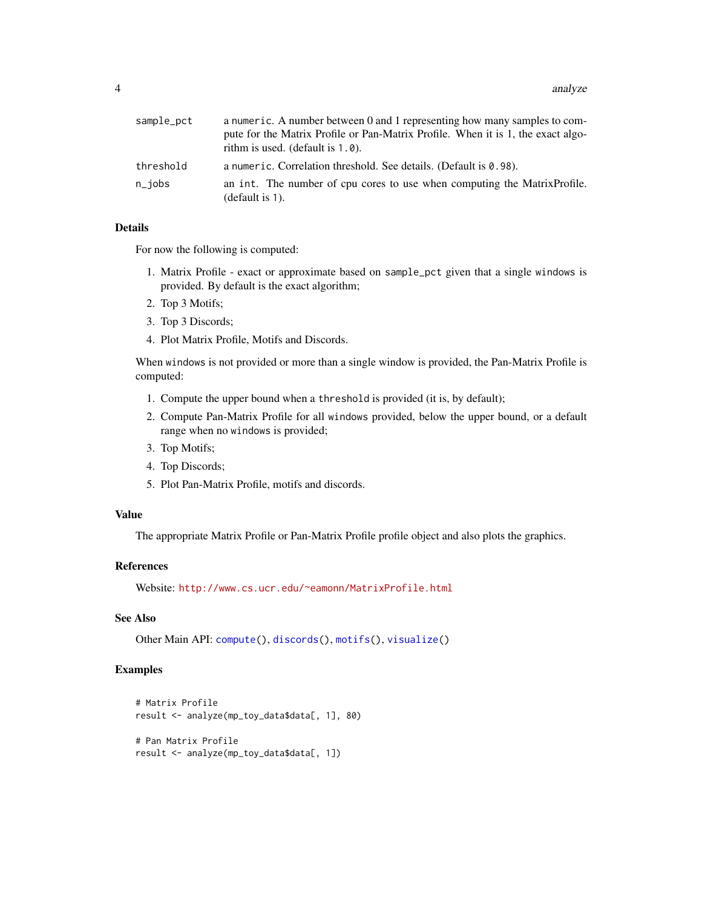| | |
|---|---|
| sample_pct | a `numeric`. A number between 0 and 1 representing how many samples to compute for the Matrix Profile or Pan-Matrix Profile. When it is 1, the exact algorithm is used. (default is `1.0`). |
| threshold | a `numeric`. Correlation threshold. See details. (Default is `0.98`). |
| n_jobs | an `int`. The number of cpu cores to use when computing the MatrixProfile. (default is `1`). |

### Details

For now the following is computed:

1. Matrix Profile - exact or approximate based on `sample_pct` given that a single `windows` is provided. By default is the exact algorithm;
2. Top 3 Motifs;
3. Top 3 Discords;
4. Plot Matrix Profile, Motifs and Discords.

When `windows` is not provided or more than a single window is provided, the Pan-Matrix Profile is computed:

1. Compute the upper bound when a `threshold` is provided (it is, by default);
2. Compute Pan-Matrix Profile for all `windows` provided, below the upper bound, or a default range when no `windows` is provided;
3. Top Motifs;
4. Top Discords;
5. Plot Pan-Matrix Profile, motifs and discords.

### Value

The appropriate Matrix Profile or Pan-Matrix Profile profile object and also plots the graphics.

### References

Website: http://www.cs.ucr.edu/~eamonn/MatrixProfile.html

### See Also

Other Main API: `compute()`, `discords()`, `motifs()`, `visualize()`

### Examples

```
# Matrix Profile
result <- analyze(mp_toy_data$data[, 1], 80)

# Pan Matrix Profile
result <- analyze(mp_toy_data$data[, 1])
```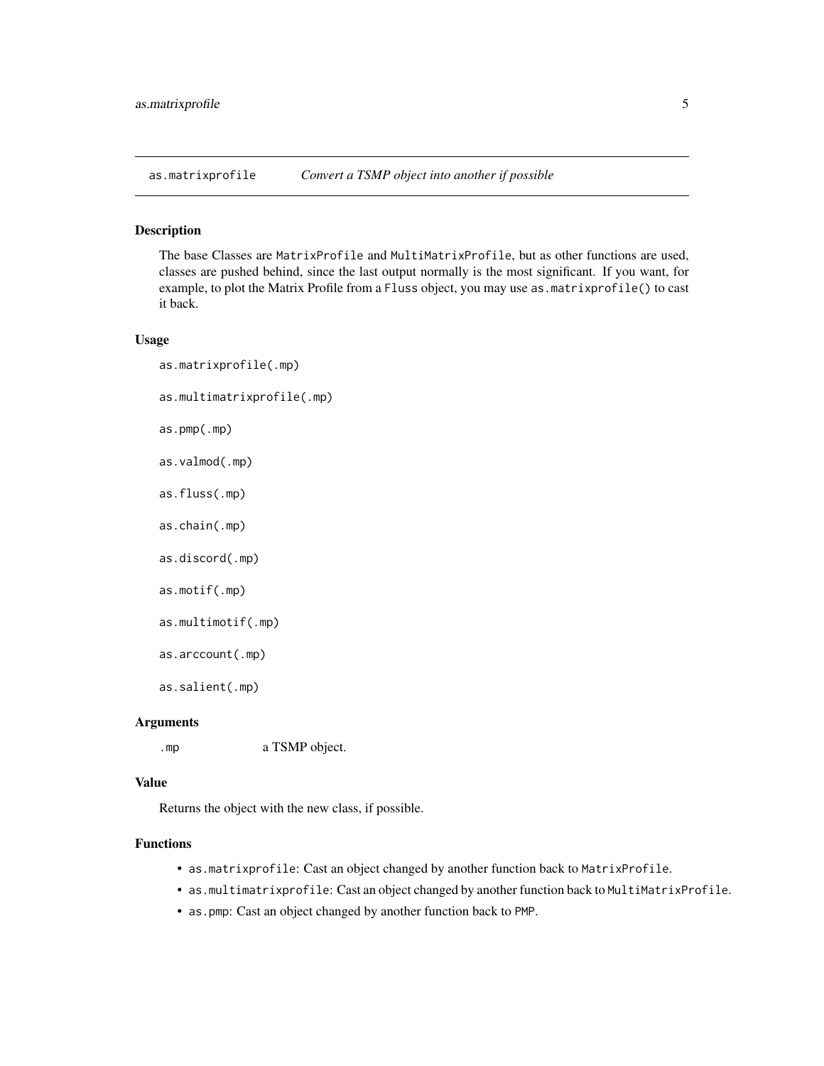## as.matrixprofile *Convert a TSMP object into another if possible*

### Description

The base Classes are `MatrixProfile` and `MultiMatrixProfile`, but as other functions are used, classes are pushed behind, since the last output normally is the most significant. If you want, for example, to plot the Matrix Profile from a `Fluss` object, you may use `as.matrixprofile()` to cast it back.

### Usage

```
as.matrixprofile(.mp)

as.multimatrixprofile(.mp)

as.pmp(.mp)

as.valmod(.mp)

as.fluss(.mp)

as.chain(.mp)

as.discord(.mp)

as.motif(.mp)

as.multimotif(.mp)

as.arccount(.mp)

as.salient(.mp)
```

### Arguments

`.mp` a TSMP object.

### Value

Returns the object with the new class, if possible.

### Functions

- `as.matrixprofile`: Cast an object changed by another function back to `MatrixProfile`.
- `as.multimatrixprofile`: Cast an object changed by another function back to `MultiMatrixProfile`.
- `as.pmp`: Cast an object changed by another function back to `PMP`.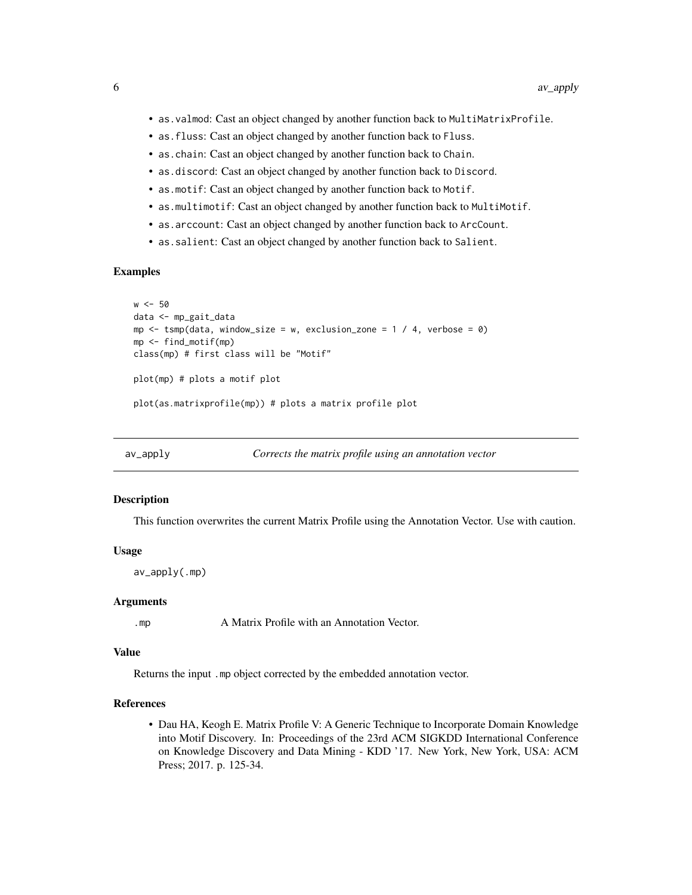- `as.valmod`: Cast an object changed by another function back to `MultiMatrixProfile`.
- `as.fluss`: Cast an object changed by another function back to `Fluss`.
- `as.chain`: Cast an object changed by another function back to `Chain`.
- `as.discord`: Cast an object changed by another function back to `Discord`.
- `as.motif`: Cast an object changed by another function back to `Motif`.
- `as.multimotif`: Cast an object changed by another function back to `MultiMotif`.
- `as.arccount`: Cast an object changed by another function back to `ArcCount`.
- `as.salient`: Cast an object changed by another function back to `Salient`.

### Examples

```
w <- 50
data <- mp_gait_data
mp <- tsmp(data, window_size = w, exclusion_zone = 1 / 4, verbose = 0)
mp <- find_motif(mp)
class(mp) # first class will be "Motif"

plot(mp) # plots a motif plot

plot(as.matrixprofile(mp)) # plots a matrix profile plot
```

## av_apply — *Corrects the matrix profile using an annotation vector*

### Description

This function overwrites the current Matrix Profile using the Annotation Vector. Use with caution.

### Usage

```
av_apply(.mp)
```

### Arguments

| | |
|---|---|
| `.mp` | A Matrix Profile with an Annotation Vector. |

### Value

Returns the input `.mp` object corrected by the embedded annotation vector.

### References

- Dau HA, Keogh E. Matrix Profile V: A Generic Technique to Incorporate Domain Knowledge into Motif Discovery. In: Proceedings of the 23rd ACM SIGKDD International Conference on Knowledge Discovery and Data Mining - KDD '17. New York, New York, USA: ACM Press; 2017. p. 125-34.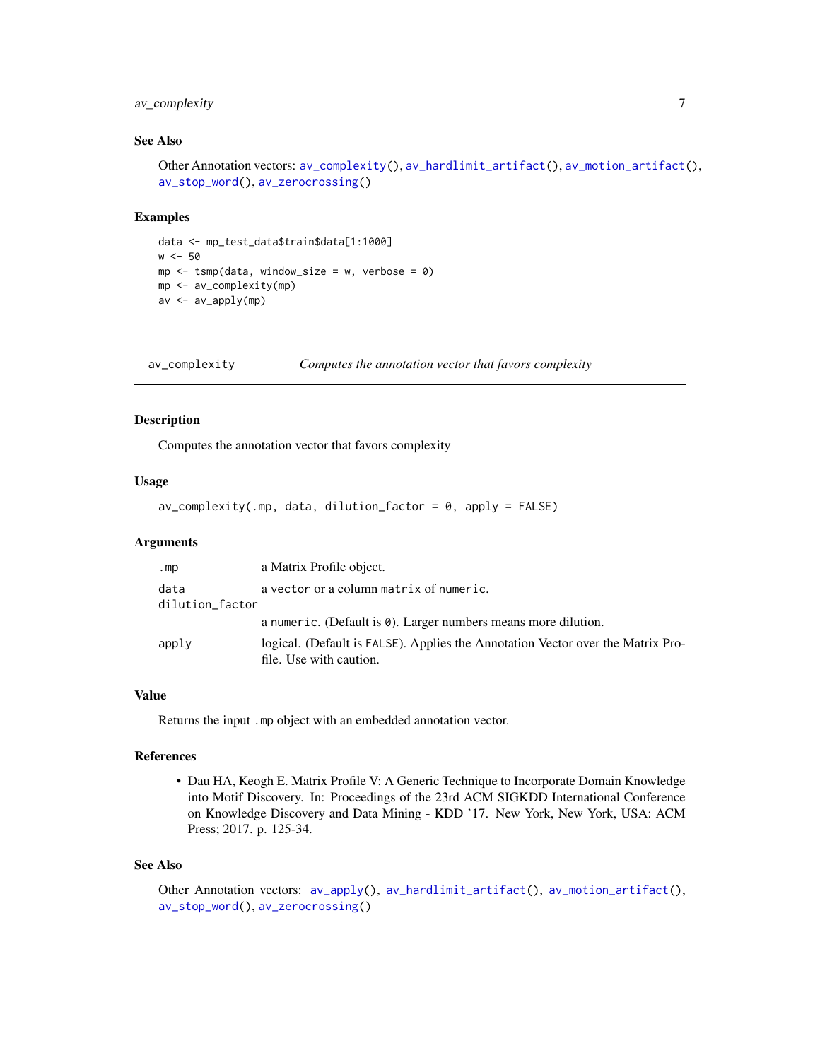### See Also

Other Annotation vectors: `av_complexity()`, `av_hardlimit_artifact()`, `av_motion_artifact()`, `av_stop_word()`, `av_zerocrossing()`

### Examples

```
data <- mp_test_data$train$data[1:1000]
w <- 50
mp <- tsmp(data, window_size = w, verbose = 0)
mp <- av_complexity(mp)
av <- av_apply(mp)
```

---

## av_complexity *Computes the annotation vector that favors complexity*

---

### Description

Computes the annotation vector that favors complexity

### Usage

```
av_complexity(.mp, data, dilution_factor = 0, apply = FALSE)
```

### Arguments

| | |
|---|---|
| `.mp` | a Matrix Profile object. |
| `data` | a `vector` or a column `matrix` of `numeric`. |
| `dilution_factor` | a `numeric`. (Default is `0`). Larger numbers means more dilution. |
| `apply` | logical. (Default is `FALSE`). Applies the Annotation Vector over the Matrix Profile. Use with caution. |

### Value

Returns the input `.mp` object with an embedded annotation vector.

### References

- Dau HA, Keogh E. Matrix Profile V: A Generic Technique to Incorporate Domain Knowledge into Motif Discovery. In: Proceedings of the 23rd ACM SIGKDD International Conference on Knowledge Discovery and Data Mining - KDD '17. New York, New York, USA: ACM Press; 2017. p. 125-34.

### See Also

Other Annotation vectors: `av_apply()`, `av_hardlimit_artifact()`, `av_motion_artifact()`, `av_stop_word()`, `av_zerocrossing()`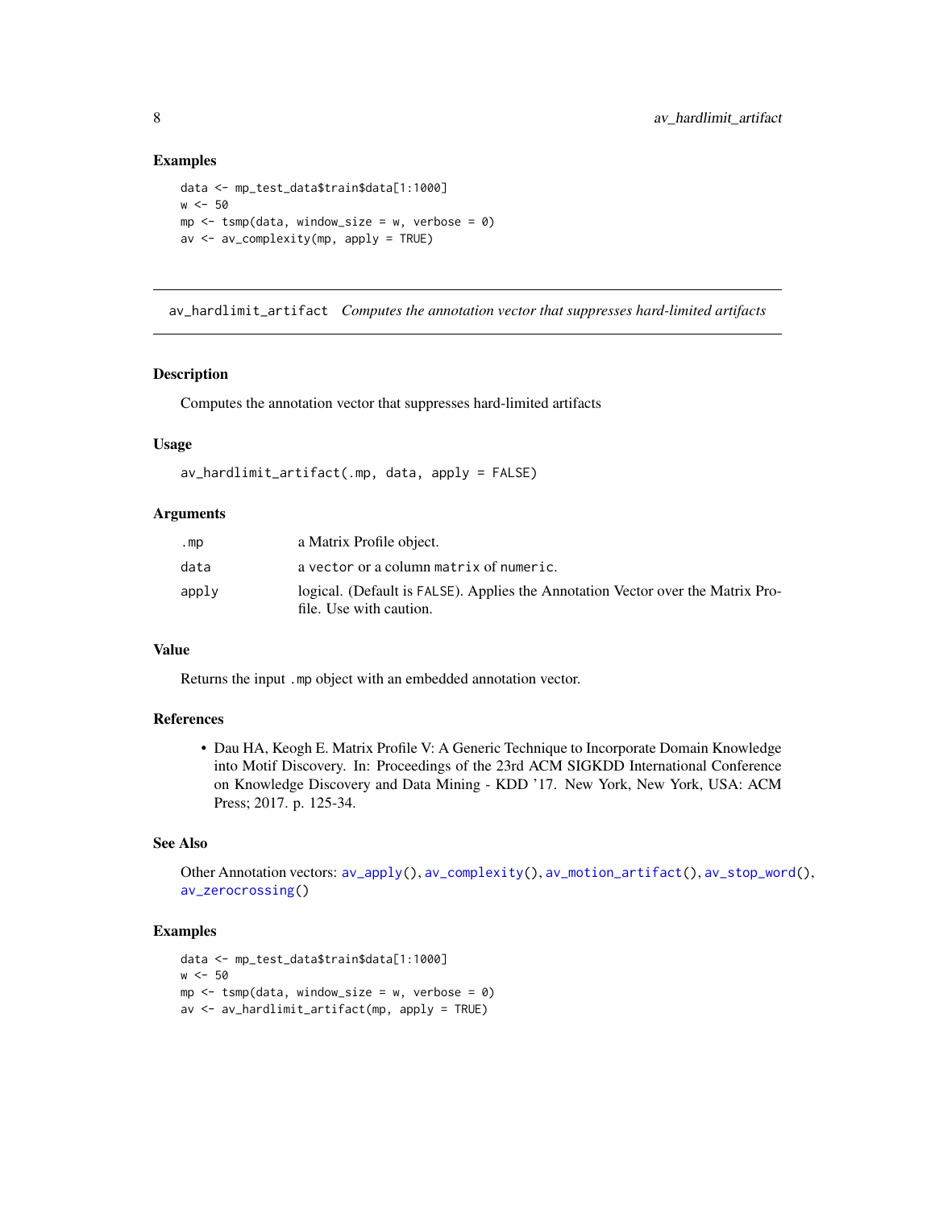### Examples

```
data <- mp_test_data$train$data[1:1000]
w <- 50
mp <- tsmp(data, window_size = w, verbose = 0)
av <- av_complexity(mp, apply = TRUE)
```

---

## av_hardlimit_artifact *Computes the annotation vector that suppresses hard-limited artifacts*

---

### Description

Computes the annotation vector that suppresses hard-limited artifacts

### Usage

```
av_hardlimit_artifact(.mp, data, apply = FALSE)
```

### Arguments

| | |
|---|---|
| `.mp` | a Matrix Profile object. |
| `data` | a `vector` or a column `matrix` of `numeric`. |
| `apply` | logical. (Default is `FALSE`). Applies the Annotation Vector over the Matrix Profile. Use with caution. |

### Value

Returns the input `.mp` object with an embedded annotation vector.

### References

- Dau HA, Keogh E. Matrix Profile V: A Generic Technique to Incorporate Domain Knowledge into Motif Discovery. In: Proceedings of the 23rd ACM SIGKDD International Conference on Knowledge Discovery and Data Mining - KDD '17. New York, New York, USA: ACM Press; 2017. p. 125-34.

### See Also

Other Annotation vectors: `av_apply()`, `av_complexity()`, `av_motion_artifact()`, `av_stop_word()`, `av_zerocrossing()`

### Examples

```
data <- mp_test_data$train$data[1:1000]
w <- 50
mp <- tsmp(data, window_size = w, verbose = 0)
av <- av_hardlimit_artifact(mp, apply = TRUE)
```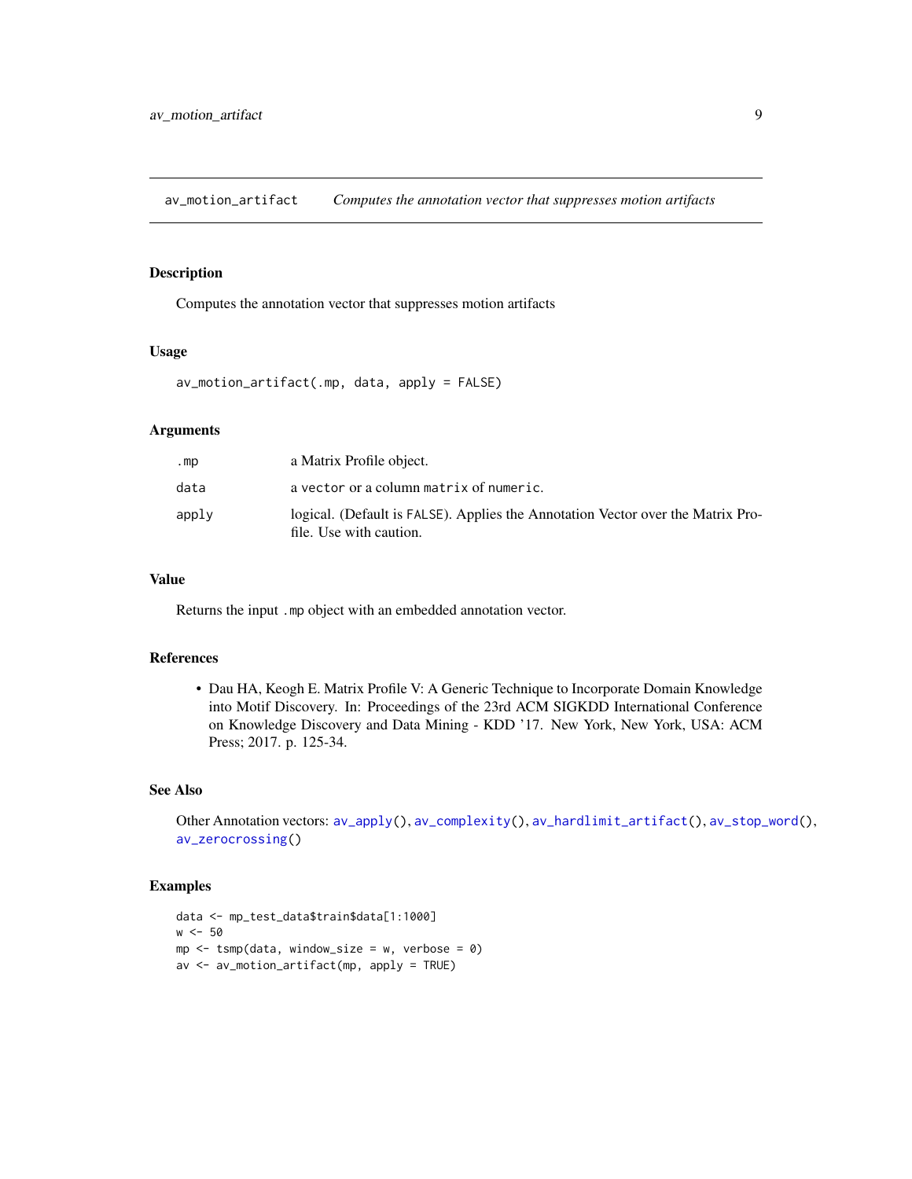## av_motion_artifact — *Computes the annotation vector that suppresses motion artifacts*

### Description

Computes the annotation vector that suppresses motion artifacts

### Usage

```
av_motion_artifact(.mp, data, apply = FALSE)
```

### Arguments

| | |
|---|---|
| `.mp` | a Matrix Profile object. |
| `data` | a `vector` or a column `matrix` of `numeric`. |
| `apply` | logical. (Default is `FALSE`). Applies the Annotation Vector over the Matrix Profile. Use with caution. |

### Value

Returns the input `.mp` object with an embedded annotation vector.

### References

- Dau HA, Keogh E. Matrix Profile V: A Generic Technique to Incorporate Domain Knowledge into Motif Discovery. In: Proceedings of the 23rd ACM SIGKDD International Conference on Knowledge Discovery and Data Mining - KDD '17. New York, New York, USA: ACM Press; 2017. p. 125-34.

### See Also

Other Annotation vectors: `av_apply()`, `av_complexity()`, `av_hardlimit_artifact()`, `av_stop_word()`, `av_zerocrossing()`

### Examples

```
data <- mp_test_data$train$data[1:1000]
w <- 50
mp <- tsmp(data, window_size = w, verbose = 0)
av <- av_motion_artifact(mp, apply = TRUE)
```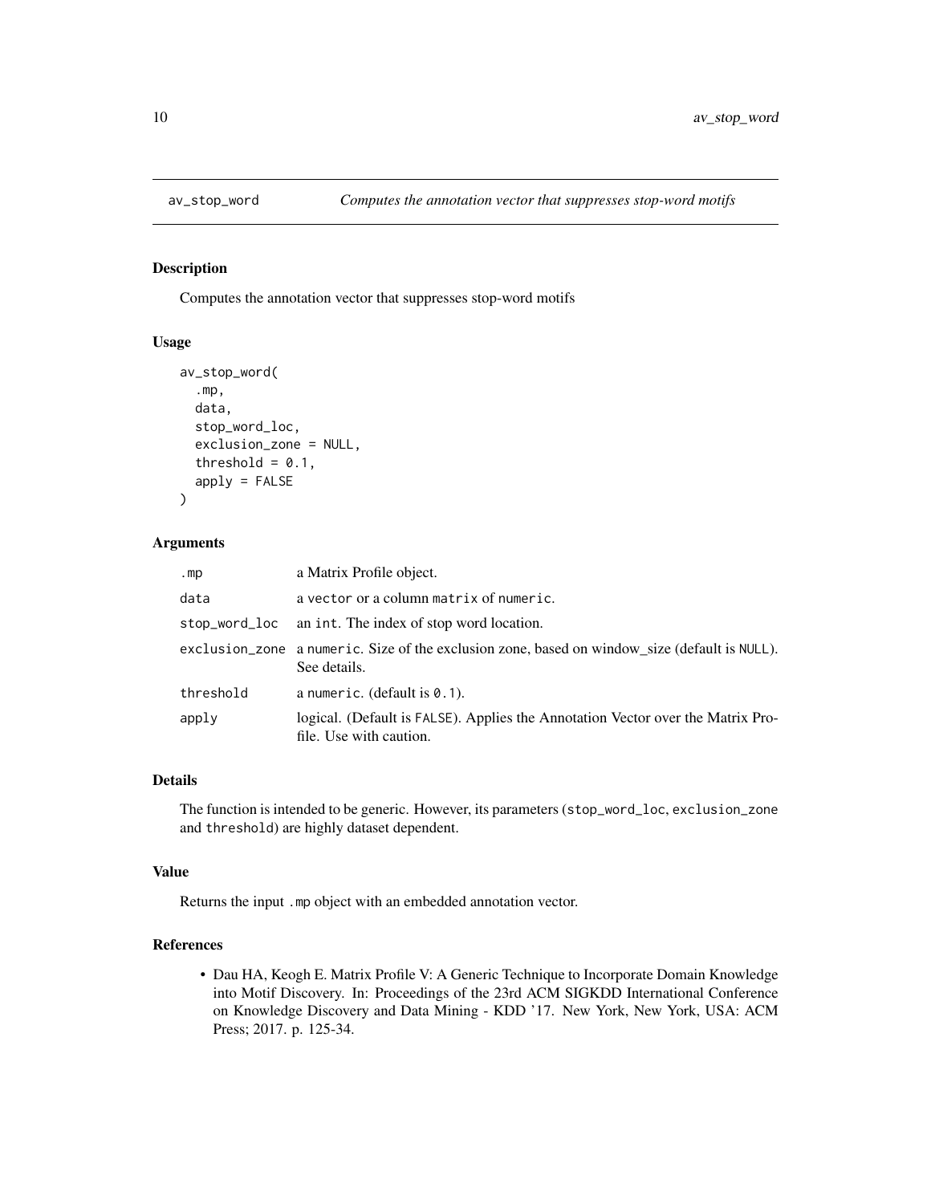# av_stop_word — *Computes the annotation vector that suppresses stop-word motifs*

## Description

Computes the annotation vector that suppresses stop-word motifs

## Usage

```
av_stop_word(
  .mp,
  data,
  stop_word_loc,
  exclusion_zone = NULL,
  threshold = 0.1,
  apply = FALSE
)
```

## Arguments

| | |
|---|---|
| .mp | a Matrix Profile object. |
| data | a vector or a column matrix of numeric. |
| stop_word_loc | an int. The index of stop word location. |
| exclusion_zone | a numeric. Size of the exclusion zone, based on window_size (default is NULL). See details. |
| threshold | a numeric. (default is 0.1). |
| apply | logical. (Default is FALSE). Applies the Annotation Vector over the Matrix Profile. Use with caution. |

## Details

The function is intended to be generic. However, its parameters (stop_word_loc, exclusion_zone and threshold) are highly dataset dependent.

## Value

Returns the input .mp object with an embedded annotation vector.

## References

- Dau HA, Keogh E. Matrix Profile V: A Generic Technique to Incorporate Domain Knowledge into Motif Discovery. In: Proceedings of the 23rd ACM SIGKDD International Conference on Knowledge Discovery and Data Mining - KDD '17. New York, New York, USA: ACM Press; 2017. p. 125-34.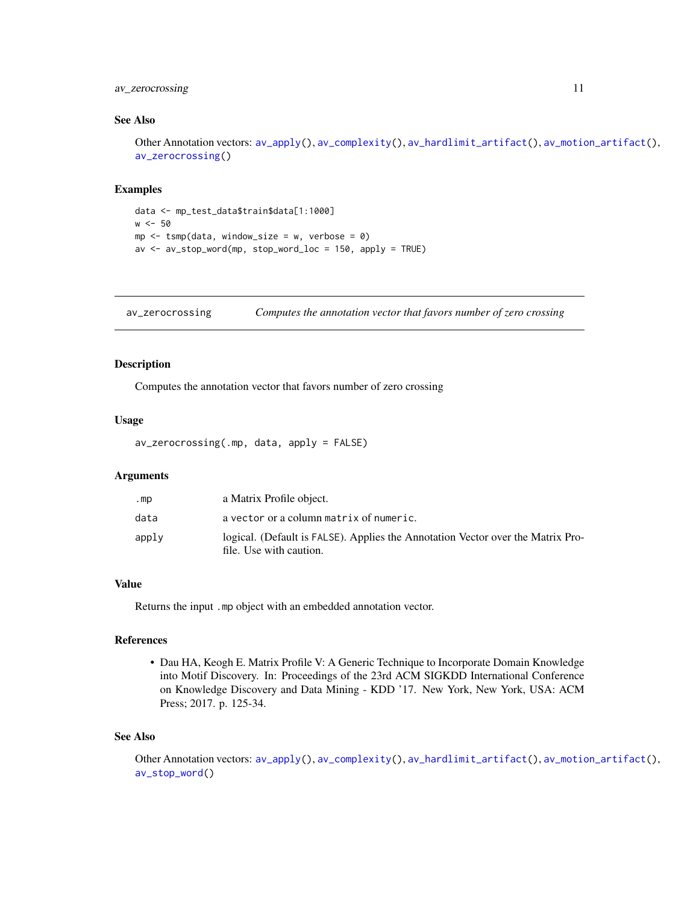### See Also

Other Annotation vectors: `av_apply()`, `av_complexity()`, `av_hardlimit_artifact()`, `av_motion_artifact()`, `av_zerocrossing()`

### Examples

```
data <- mp_test_data$train$data[1:1000]
w <- 50
mp <- tsmp(data, window_size = w, verbose = 0)
av <- av_stop_word(mp, stop_word_loc = 150, apply = TRUE)
```

---

## av_zerocrossing — *Computes the annotation vector that favors number of zero crossing*

---

### Description

Computes the annotation vector that favors number of zero crossing

### Usage

```
av_zerocrossing(.mp, data, apply = FALSE)
```

### Arguments

| | |
|---|---|
| `.mp` | a Matrix Profile object. |
| `data` | a `vector` or a column `matrix` of `numeric`. |
| `apply` | logical. (Default is `FALSE`). Applies the Annotation Vector over the Matrix Profile. Use with caution. |

### Value

Returns the input `.mp` object with an embedded annotation vector.

### References

- Dau HA, Keogh E. Matrix Profile V: A Generic Technique to Incorporate Domain Knowledge into Motif Discovery. In: Proceedings of the 23rd ACM SIGKDD International Conference on Knowledge Discovery and Data Mining - KDD '17. New York, New York, USA: ACM Press; 2017. p. 125-34.

### See Also

Other Annotation vectors: `av_apply()`, `av_complexity()`, `av_hardlimit_artifact()`, `av_motion_artifact()`, `av_stop_word()`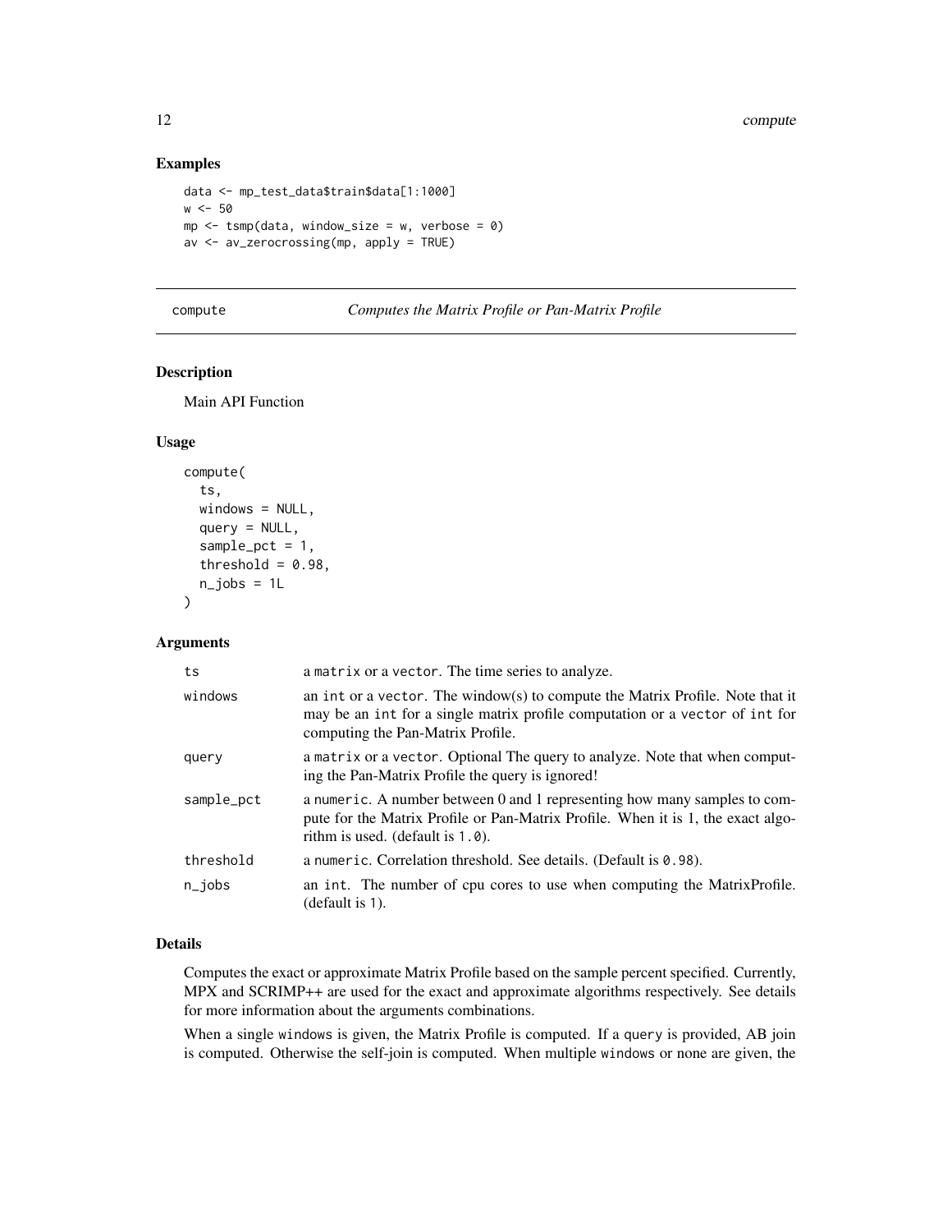### Examples

```
data <- mp_test_data$train$data[1:1000]
w <- 50
mp <- tsmp(data, window_size = w, verbose = 0)
av <- av_zerocrossing(mp, apply = TRUE)
```

## compute — *Computes the Matrix Profile or Pan-Matrix Profile*

### Description

Main API Function

### Usage

```
compute(
  ts,
  windows = NULL,
  query = NULL,
  sample_pct = 1,
  threshold = 0.98,
  n_jobs = 1L
)
```

### Arguments

| Argument | Description |
|---|---|
| ts | a matrix or a vector. The time series to analyze. |
| windows | an int or a vector. The window(s) to compute the Matrix Profile. Note that it may be an int for a single matrix profile computation or a vector of int for computing the Pan-Matrix Profile. |
| query | a matrix or a vector. Optional The query to analyze. Note that when computing the Pan-Matrix Profile the query is ignored! |
| sample_pct | a numeric. A number between 0 and 1 representing how many samples to compute for the Matrix Profile or Pan-Matrix Profile. When it is 1, the exact algorithm is used. (default is 1.0). |
| threshold | a numeric. Correlation threshold. See details. (Default is 0.98). |
| n_jobs | an int. The number of cpu cores to use when computing the MatrixProfile. (default is 1). |

### Details

Computes the exact or approximate Matrix Profile based on the sample percent specified. Currently, MPX and SCRIMP++ are used for the exact and approximate algorithms respectively. See details for more information about the arguments combinations.

When a single windows is given, the Matrix Profile is computed. If a query is provided, AB join is computed. Otherwise the self-join is computed. When multiple windows or none are given, the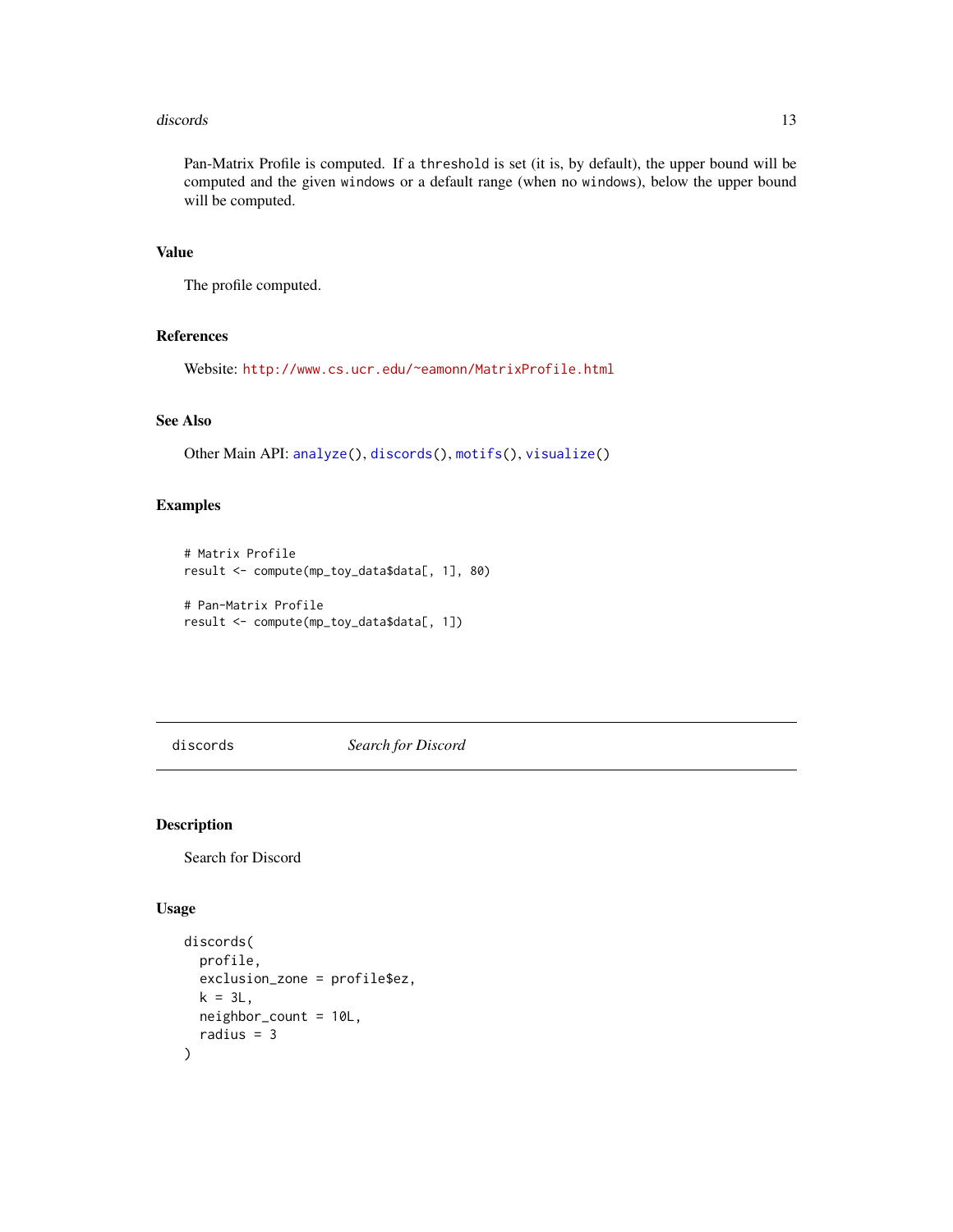Pan-Matrix Profile is computed. If a `threshold` is set (it is, by default), the upper bound will be computed and the given `windows` or a default range (when no `windows`), below the upper bound will be computed.

### Value

The profile computed.

### References

Website: http://www.cs.ucr.edu/~eamonn/MatrixProfile.html

### See Also

Other Main API: `analyze()`, `discords()`, `motifs()`, `visualize()`

### Examples

```
# Matrix Profile
result <- compute(mp_toy_data$data[, 1], 80)

# Pan-Matrix Profile
result <- compute(mp_toy_data$data[, 1])
```

---

## discords — *Search for Discord*

---

### Description

Search for Discord

### Usage

```
discords(
  profile,
  exclusion_zone = profile$ez,
  k = 3L,
  neighbor_count = 10L,
  radius = 3
)
```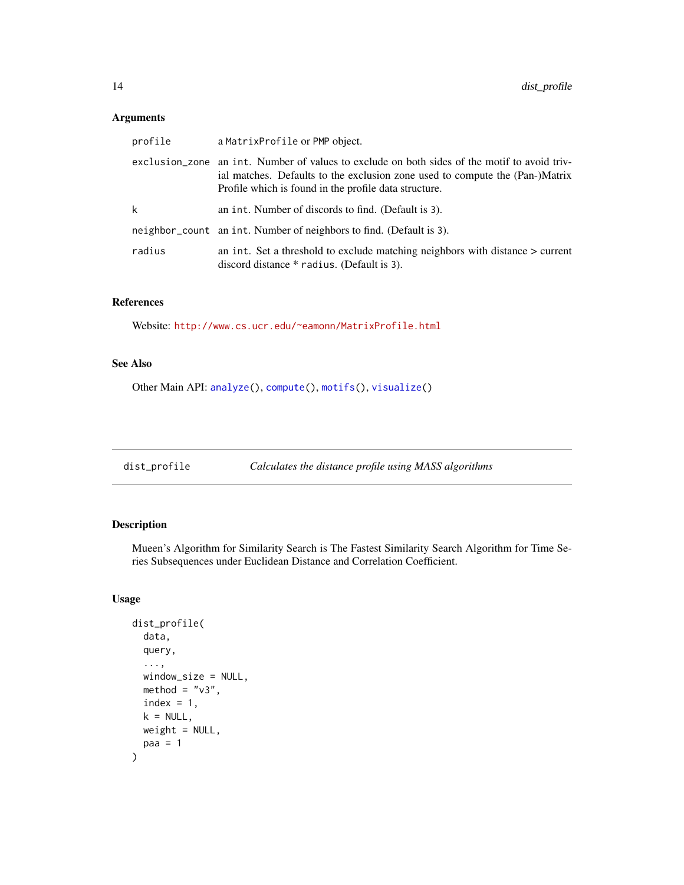## Arguments

| | |
|---|---|
| `profile` | a `MatrixProfile` or `PMP` object. |
| `exclusion_zone` | an `int`. Number of values to exclude on both sides of the motif to avoid trivial matches. Defaults to the exclusion zone used to compute the (Pan-)Matrix Profile which is found in the profile data structure. |
| `k` | an `int`. Number of discords to find. (Default is 3). |
| `neighbor_count` | an `int`. Number of neighbors to find. (Default is 3). |
| `radius` | an `int`. Set a threshold to exclude matching neighbors with distance > current discord distance * `radius`. (Default is 3). |

## References

Website: http://www.cs.ucr.edu/~eamonn/MatrixProfile.html

## See Also

Other Main API: `analyze()`, `compute()`, `motifs()`, `visualize()`

---

# dist_profile — *Calculates the distance profile using MASS algorithms*

## Description

Mueen's Algorithm for Similarity Search is The Fastest Similarity Search Algorithm for Time Series Subsequences under Euclidean Distance and Correlation Coefficient.

## Usage

```
dist_profile(
  data,
  query,
  ...,
  window_size = NULL,
  method = "v3",
  index = 1,
  k = NULL,
  weight = NULL,
  paa = 1
)
```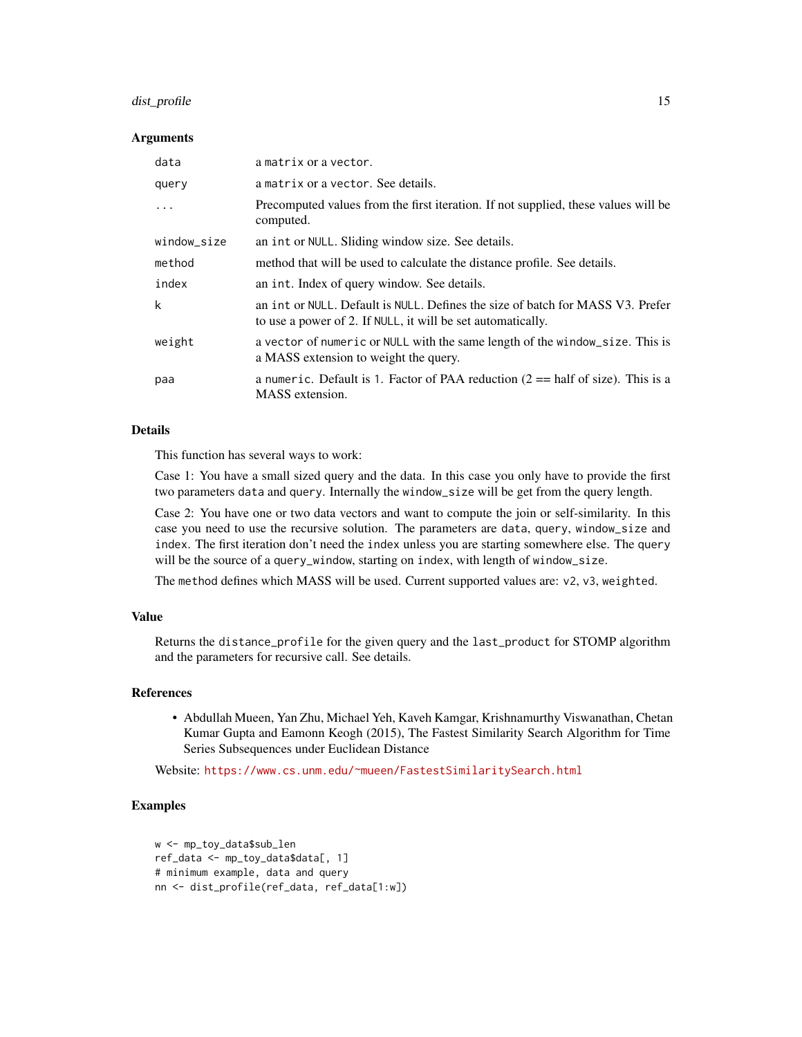### Arguments

| | |
|---|---|
| `data` | a `matrix` or a `vector`. |
| `query` | a `matrix` or a `vector`. See details. |
| `...` | Precomputed values from the first iteration. If not supplied, these values will be computed. |
| `window_size` | an `int` or `NULL`. Sliding window size. See details. |
| `method` | method that will be used to calculate the distance profile. See details. |
| `index` | an `int`. Index of query window. See details. |
| `k` | an `int` or `NULL`. Default is `NULL`. Defines the size of batch for MASS V3. Prefer to use a power of 2. If `NULL`, it will be set automatically. |
| `weight` | a `vector` of `numeric` or `NULL` with the same length of the `window_size`. This is a MASS extension to weight the query. |
| `paa` | a `numeric`. Default is `1`. Factor of PAA reduction (2 == half of size). This is a MASS extension. |

### Details

This function has several ways to work:

Case 1: You have a small sized query and the data. In this case you only have to provide the first two parameters `data` and `query`. Internally the `window_size` will be get from the query length.

Case 2: You have one or two data vectors and want to compute the join or self-similarity. In this case you need to use the recursive solution. The parameters are `data`, `query`, `window_size` and `index`. The first iteration don't need the `index` unless you are starting somewhere else. The `query` will be the source of a `query_window`, starting on `index`, with length of `window_size`.

The `method` defines which MASS will be used. Current supported values are: `v2`, `v3`, `weighted`.

### Value

Returns the `distance_profile` for the given query and the `last_product` for STOMP algorithm and the parameters for recursive call. See details.

### References

- Abdullah Mueen, Yan Zhu, Michael Yeh, Kaveh Kamgar, Krishnamurthy Viswanathan, Chetan Kumar Gupta and Eamonn Keogh (2015), The Fastest Similarity Search Algorithm for Time Series Subsequences under Euclidean Distance

Website: https://www.cs.unm.edu/~mueen/FastestSimilaritySearch.html

### Examples

```
w <- mp_toy_data$sub_len
ref_data <- mp_toy_data$data[, 1]
# minimum example, data and query
nn <- dist_profile(ref_data, ref_data[1:w])
```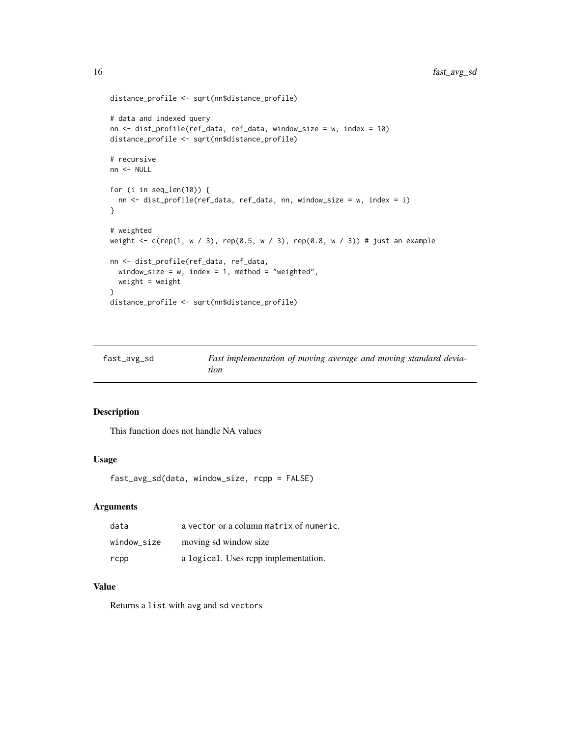```
distance_profile <- sqrt(nn$distance_profile)

# data and indexed query
nn <- dist_profile(ref_data, ref_data, window_size = w, index = 10)
distance_profile <- sqrt(nn$distance_profile)

# recursive
nn <- NULL

for (i in seq_len(10)) {
  nn <- dist_profile(ref_data, ref_data, nn, window_size = w, index = i)
}

# weighted
weight <- c(rep(1, w / 3), rep(0.5, w / 3), rep(0.8, w / 3)) # just an example

nn <- dist_profile(ref_data, ref_data,
  window_size = w, index = 1, method = "weighted",
  weight = weight
)
distance_profile <- sqrt(nn$distance_profile)
```

---

`fast_avg_sd` — *Fast implementation of moving average and moving standard deviation*

---

## Description

This function does not handle NA values

## Usage

```
fast_avg_sd(data, window_size, rcpp = FALSE)
```

## Arguments

| | |
|---|---|
| `data` | a `vector` or a column `matrix` of `numeric`. |
| `window_size` | moving sd window size |
| `rcpp` | a `logical`. Uses rcpp implementation. |

## Value

Returns a `list` with `avg` and `sd` `vectors`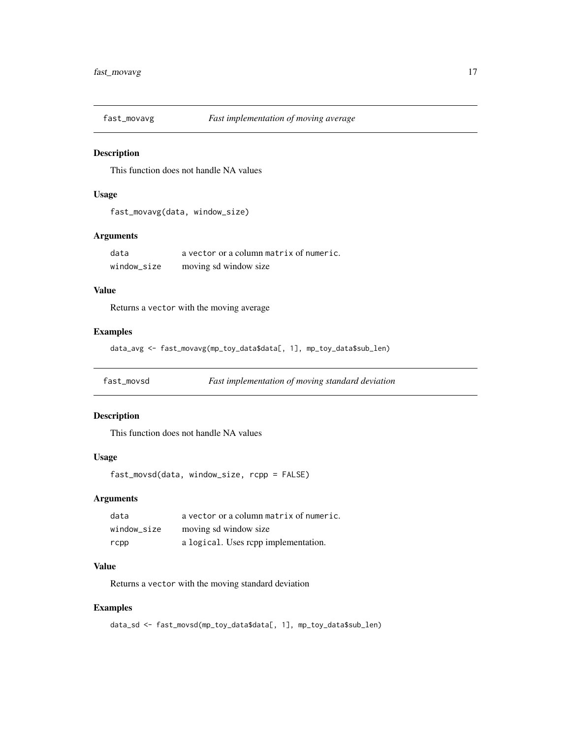## fast_movavg *Fast implementation of moving average*

### Description

This function does not handle NA values

### Usage

```
fast_movavg(data, window_size)
```

### Arguments

| | |
|---|---|
| `data` | a `vector` or a column `matrix` of `numeric`. |
| `window_size` | moving sd window size |

### Value

Returns a `vector` with the moving average

### Examples

```
data_avg <- fast_movavg(mp_toy_data$data[, 1], mp_toy_data$sub_len)
```

## fast_movsd *Fast implementation of moving standard deviation*

### Description

This function does not handle NA values

### Usage

```
fast_movsd(data, window_size, rcpp = FALSE)
```

### Arguments

| | |
|---|---|
| `data` | a `vector` or a column `matrix` of `numeric`. |
| `window_size` | moving sd window size |
| `rcpp` | a `logical`. Uses rcpp implementation. |

### Value

Returns a `vector` with the moving standard deviation

### Examples

```
data_sd <- fast_movsd(mp_toy_data$data[, 1], mp_toy_data$sub_len)
```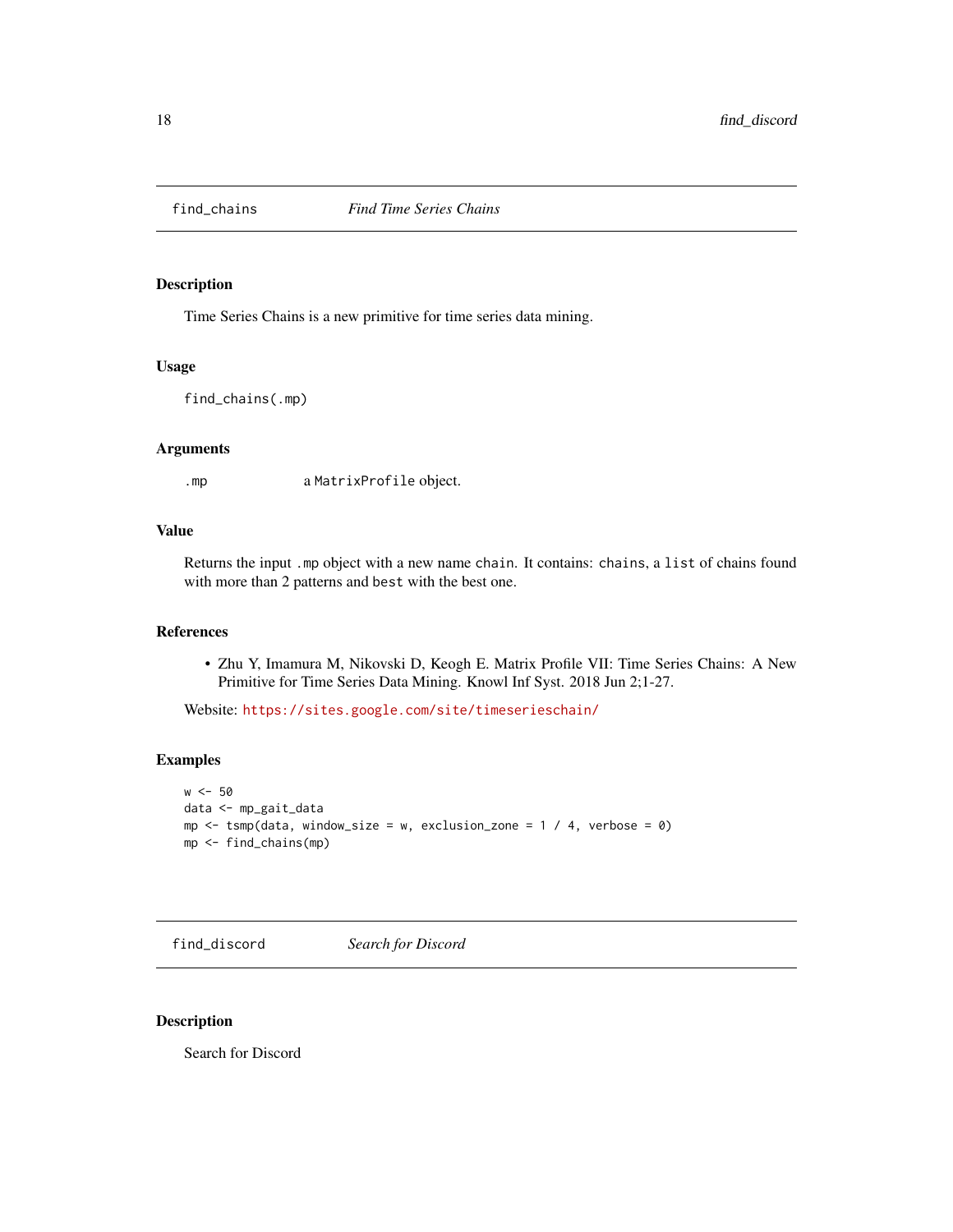## find_chains — *Find Time Series Chains*

### Description

Time Series Chains is a new primitive for time series data mining.

### Usage

```
find_chains(.mp)
```

### Arguments

| | |
|---|---|
| .mp | a MatrixProfile object. |

### Value

Returns the input .mp object with a new name chain. It contains: chains, a list of chains found with more than 2 patterns and best with the best one.

### References

- Zhu Y, Imamura M, Nikovski D, Keogh E. Matrix Profile VII: Time Series Chains: A New Primitive for Time Series Data Mining. Knowl Inf Syst. 2018 Jun 2;1-27.

Website: https://sites.google.com/site/timeserieschain/

### Examples

```
w <- 50
data <- mp_gait_data
mp <- tsmp(data, window_size = w, exclusion_zone = 1 / 4, verbose = 0)
mp <- find_chains(mp)
```

## find_discord — *Search for Discord*

### Description

Search for Discord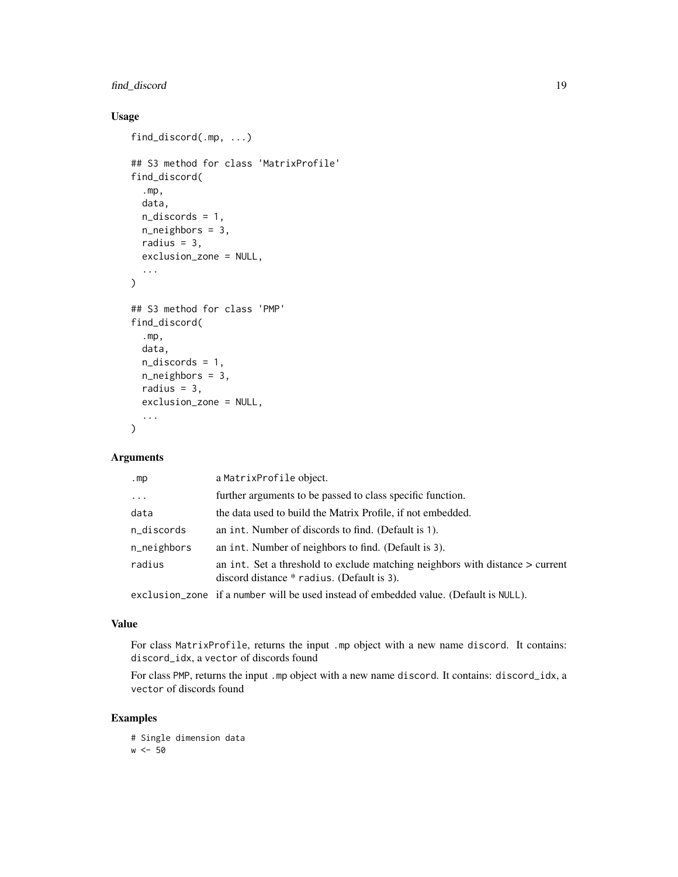## Usage

```
find_discord(.mp, ...)

## S3 method for class 'MatrixProfile'
find_discord(
  .mp,
  data,
  n_discords = 1,
  n_neighbors = 3,
  radius = 3,
  exclusion_zone = NULL,
  ...
)

## S3 method for class 'PMP'
find_discord(
  .mp,
  data,
  n_discords = 1,
  n_neighbors = 3,
  radius = 3,
  exclusion_zone = NULL,
  ...
)
```

## Arguments

| | |
|---|---|
| `.mp` | a `MatrixProfile` object. |
| `...` | further arguments to be passed to class specific function. |
| `data` | the data used to build the Matrix Profile, if not embedded. |
| `n_discords` | an `int`. Number of discords to find. (Default is `1`). |
| `n_neighbors` | an `int`. Number of neighbors to find. (Default is `3`). |
| `radius` | an `int`. Set a threshold to exclude matching neighbors with distance > current discord distance * `radius`. (Default is `3`). |
| `exclusion_zone` | if a `number` will be used instead of embedded value. (Default is `NULL`). |

## Value

For class `MatrixProfile`, returns the input `.mp` object with a new name `discord`. It contains: `discord_idx`, a `vector` of discords found

For class `PMP`, returns the input `.mp` object with a new name `discord`. It contains: `discord_idx`, a `vector` of discords found

## Examples

```
# Single dimension data
w <- 50
```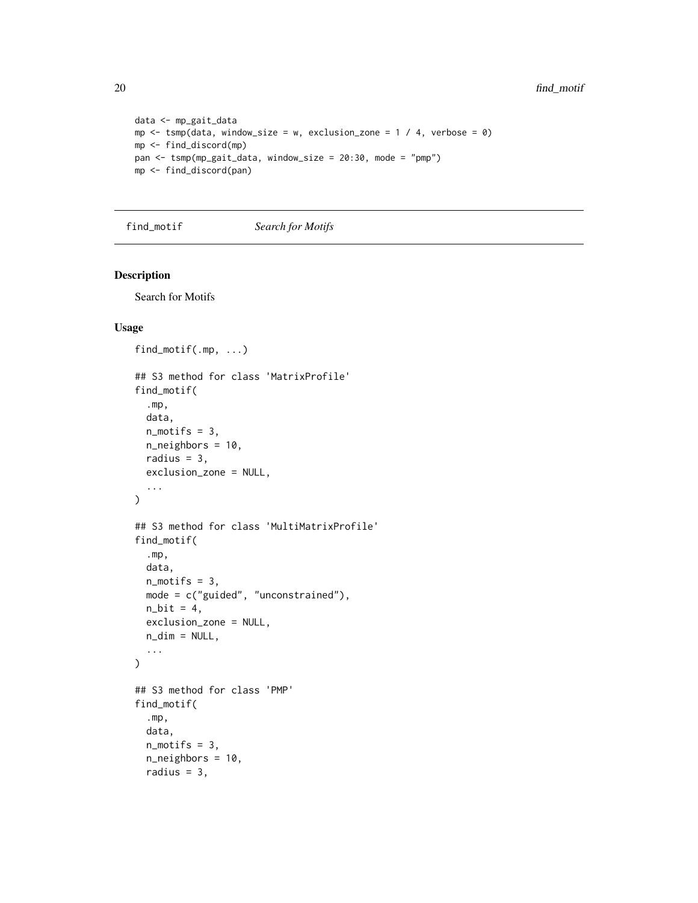```
data <- mp_gait_data
mp <- tsmp(data, window_size = w, exclusion_zone = 1 / 4, verbose = 0)
mp <- find_discord(mp)
pan <- tsmp(mp_gait_data, window_size = 20:30, mode = "pmp")
mp <- find_discord(pan)
```

---

## find_motif *Search for Motifs*

---

### Description

Search for Motifs

### Usage

```
find_motif(.mp, ...)

## S3 method for class 'MatrixProfile'
find_motif(
  .mp,
  data,
  n_motifs = 3,
  n_neighbors = 10,
  radius = 3,
  exclusion_zone = NULL,
  ...
)

## S3 method for class 'MultiMatrixProfile'
find_motif(
  .mp,
  data,
  n_motifs = 3,
  mode = c("guided", "unconstrained"),
  n_bit = 4,
  exclusion_zone = NULL,
  n_dim = NULL,
  ...
)

## S3 method for class 'PMP'
find_motif(
  .mp,
  data,
  n_motifs = 3,
  n_neighbors = 10,
  radius = 3,
```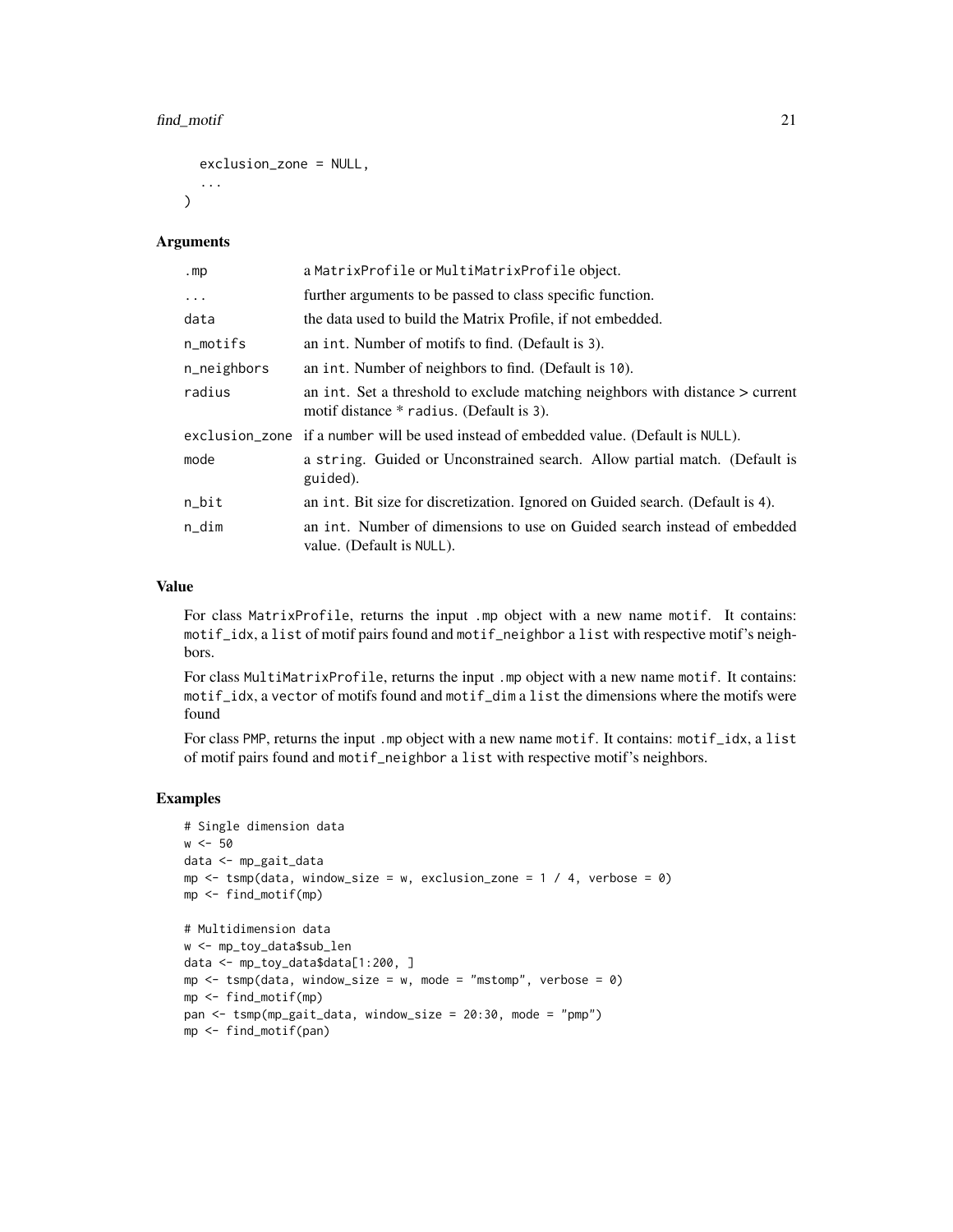```
  exclusion_zone = NULL,
  ...
)
```

### Arguments

| | |
|---|---|
| .mp | a MatrixProfile or MultiMatrixProfile object. |
| ... | further arguments to be passed to class specific function. |
| data | the data used to build the Matrix Profile, if not embedded. |
| n_motifs | an int. Number of motifs to find. (Default is 3). |
| n_neighbors | an int. Number of neighbors to find. (Default is 10). |
| radius | an int. Set a threshold to exclude matching neighbors with distance > current motif distance * radius. (Default is 3). |
| exclusion_zone | if a number will be used instead of embedded value. (Default is NULL). |
| mode | a string. Guided or Unconstrained search. Allow partial match. (Default is guided). |
| n_bit | an int. Bit size for discretization. Ignored on Guided search. (Default is 4). |
| n_dim | an int. Number of dimensions to use on Guided search instead of embedded value. (Default is NULL). |

### Value

For class MatrixProfile, returns the input .mp object with a new name motif. It contains: motif_idx, a list of motif pairs found and motif_neighbor a list with respective motif's neighbors.

For class MultiMatrixProfile, returns the input .mp object with a new name motif. It contains: motif_idx, a vector of motifs found and motif_dim a list the dimensions where the motifs were found

For class PMP, returns the input .mp object with a new name motif. It contains: motif_idx, a list of motif pairs found and motif_neighbor a list with respective motif's neighbors.

### Examples

```
# Single dimension data
w <- 50
data <- mp_gait_data
mp <- tsmp(data, window_size = w, exclusion_zone = 1 / 4, verbose = 0)
mp <- find_motif(mp)

# Multidimension data
w <- mp_toy_data$sub_len
data <- mp_toy_data$data[1:200, ]
mp <- tsmp(data, window_size = w, mode = "mstomp", verbose = 0)
mp <- find_motif(mp)
pan <- tsmp(mp_gait_data, window_size = 20:30, mode = "pmp")
mp <- find_motif(pan)
```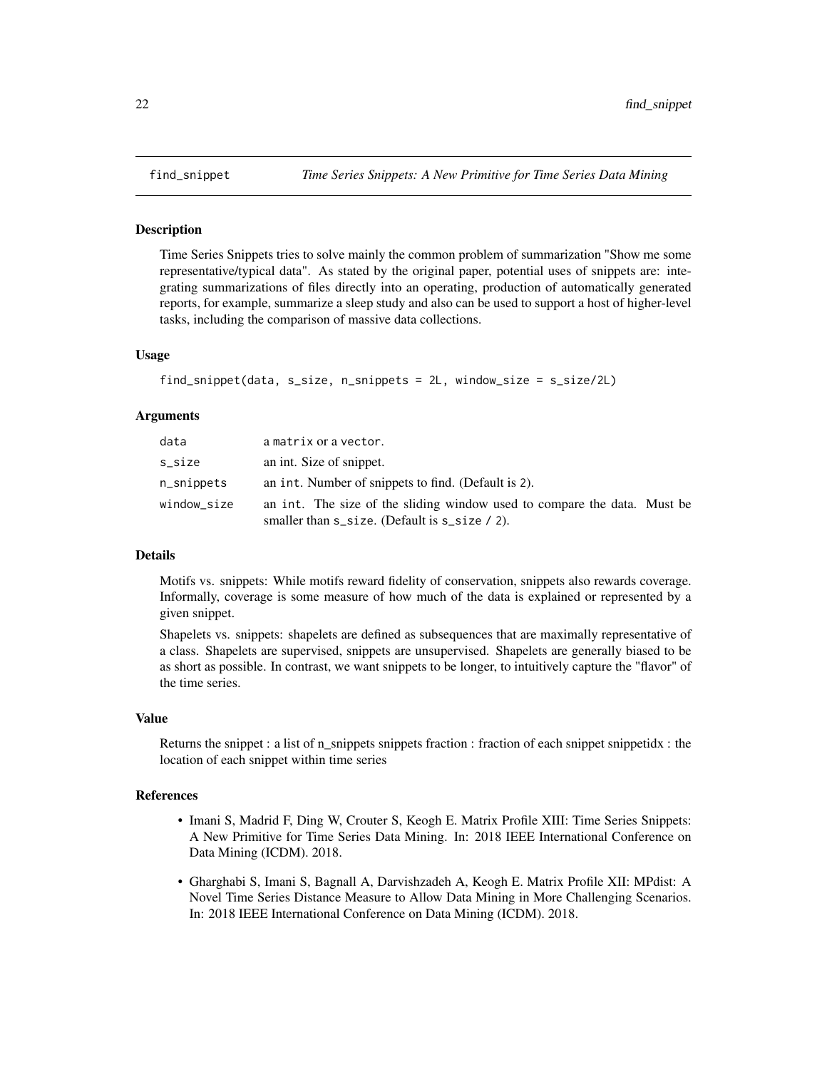## find_snippet    *Time Series Snippets: A New Primitive for Time Series Data Mining*

### Description

Time Series Snippets tries to solve mainly the common problem of summarization "Show me some representative/typical data". As stated by the original paper, potential uses of snippets are: integrating summarizations of files directly into an operating, production of automatically generated reports, for example, summarize a sleep study and also can be used to support a host of higher-level tasks, including the comparison of massive data collections.

### Usage

```
find_snippet(data, s_size, n_snippets = 2L, window_size = s_size/2L)
```

### Arguments

| | |
|---|---|
| data | a matrix or a vector. |
| s_size | an int. Size of snippet. |
| n_snippets | an int. Number of snippets to find. (Default is 2). |
| window_size | an int. The size of the sliding window used to compare the data. Must be smaller than s_size. (Default is s_size / 2). |

### Details

Motifs vs. snippets: While motifs reward fidelity of conservation, snippets also rewards coverage. Informally, coverage is some measure of how much of the data is explained or represented by a given snippet.

Shapelets vs. snippets: shapelets are defined as subsequences that are maximally representative of a class. Shapelets are supervised, snippets are unsupervised. Shapelets are generally biased to be as short as possible. In contrast, we want snippets to be longer, to intuitively capture the "flavor" of the time series.

### Value

Returns the snippet : a list of n_snippets snippets fraction : fraction of each snippet snippetidx : the location of each snippet within time series

### References

- Imani S, Madrid F, Ding W, Crouter S, Keogh E. Matrix Profile XIII: Time Series Snippets: A New Primitive for Time Series Data Mining. In: 2018 IEEE International Conference on Data Mining (ICDM). 2018.
- Gharghabi S, Imani S, Bagnall A, Darvishzadeh A, Keogh E. Matrix Profile XII: MPdist: A Novel Time Series Distance Measure to Allow Data Mining in More Challenging Scenarios. In: 2018 IEEE International Conference on Data Mining (ICDM). 2018.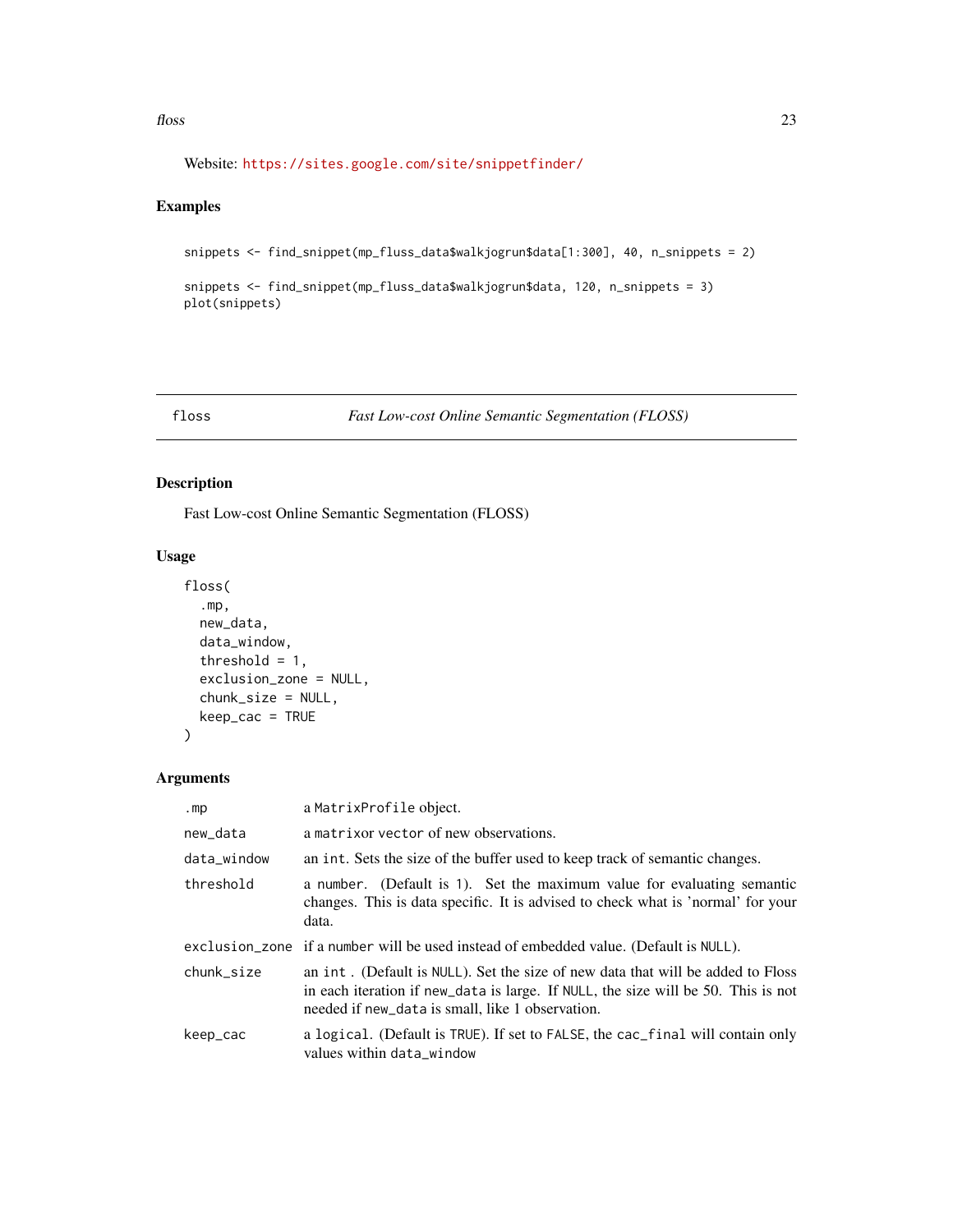Website: https://sites.google.com/site/snippetfinder/

### Examples

```
snippets <- find_snippet(mp_fluss_data$walkjogrun$data[1:300], 40, n_snippets = 2)

snippets <- find_snippet(mp_fluss_data$walkjogrun$data, 120, n_snippets = 3)
plot(snippets)
```

---

## floss — *Fast Low-cost Online Semantic Segmentation (FLOSS)*

---

### Description

Fast Low-cost Online Semantic Segmentation (FLOSS)

### Usage

```
floss(
  .mp,
  new_data,
  data_window,
  threshold = 1,
  exclusion_zone = NULL,
  chunk_size = NULL,
  keep_cac = TRUE
)
```

### Arguments

| | |
|---|---|
| `.mp` | a `MatrixProfile` object. |
| `new_data` | a `matrix`or `vector` of new observations. |
| `data_window` | an `int`. Sets the size of the buffer used to keep track of semantic changes. |
| `threshold` | a `number`. (Default is `1`). Set the maximum value for evaluating semantic changes. This is data specific. It is advised to check what is 'normal' for your data. |
| `exclusion_zone` | if a `number` will be used instead of embedded value. (Default is `NULL`). |
| `chunk_size` | an `int` . (Default is `NULL`). Set the size of new data that will be added to Floss in each iteration if `new_data` is large. If `NULL`, the size will be 50. This is not needed if `new_data` is small, like 1 observation. |
| `keep_cac` | a `logical`. (Default is `TRUE`). If set to `FALSE`, the `cac_final` will contain only values within `data_window` |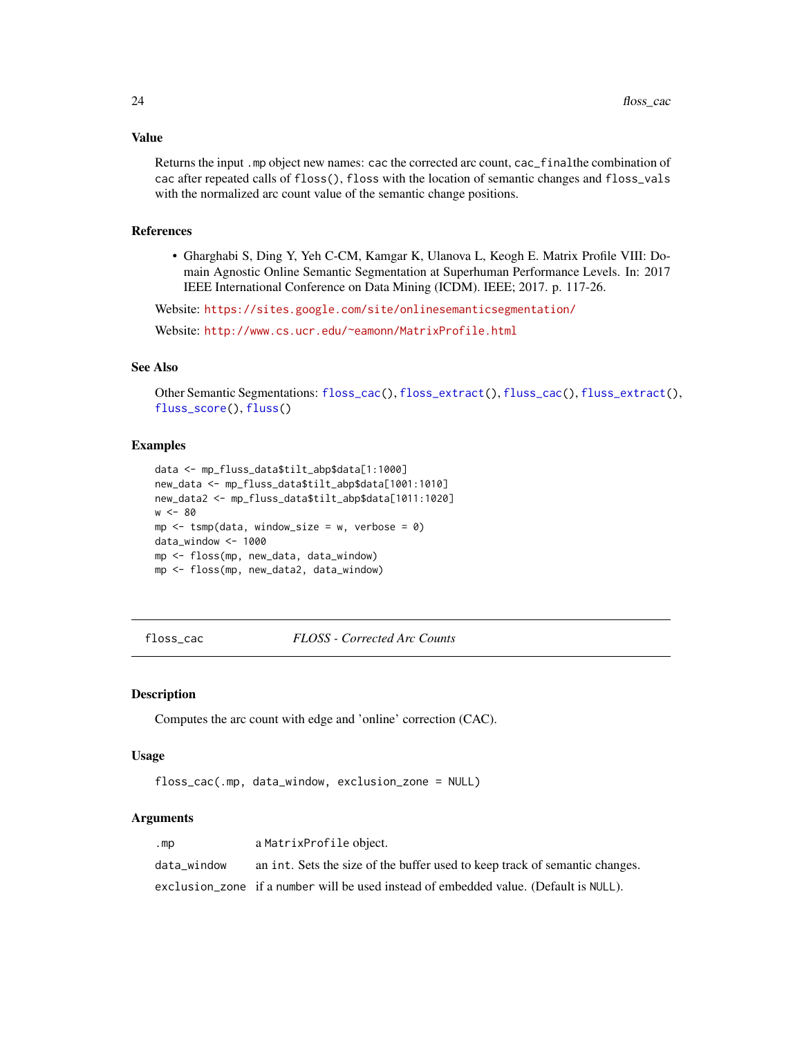### Value

Returns the input .mp object new names: cac the corrected arc count, cac_finalthe combination of cac after repeated calls of floss(), floss with the location of semantic changes and floss_vals with the normalized arc count value of the semantic change positions.

### References

- Gharghabi S, Ding Y, Yeh C-CM, Kamgar K, Ulanova L, Keogh E. Matrix Profile VIII: Domain Agnostic Online Semantic Segmentation at Superhuman Performance Levels. In: 2017 IEEE International Conference on Data Mining (ICDM). IEEE; 2017. p. 117-26.

Website: https://sites.google.com/site/onlinesemanticsegmentation/

Website: http://www.cs.ucr.edu/~eamonn/MatrixProfile.html

### See Also

Other Semantic Segmentations: floss_cac(), floss_extract(), fluss_cac(), fluss_extract(), fluss_score(), fluss()

### Examples

```
data <- mp_fluss_data$tilt_abp$data[1:1000]
new_data <- mp_fluss_data$tilt_abp$data[1001:1010]
new_data2 <- mp_fluss_data$tilt_abp$data[1011:1020]
w <- 80
mp <- tsmp(data, window_size = w, verbose = 0)
data_window <- 1000
mp <- floss(mp, new_data, data_window)
mp <- floss(mp, new_data2, data_window)
```

---

## floss_cac — *FLOSS - Corrected Arc Counts*

### Description

Computes the arc count with edge and 'online' correction (CAC).

### Usage

```
floss_cac(.mp, data_window, exclusion_zone = NULL)
```

### Arguments

| | |
|---|---|
| .mp | a MatrixProfile object. |
| data_window | an int. Sets the size of the buffer used to keep track of semantic changes. |
| exclusion_zone | if a number will be used instead of embedded value. (Default is NULL). |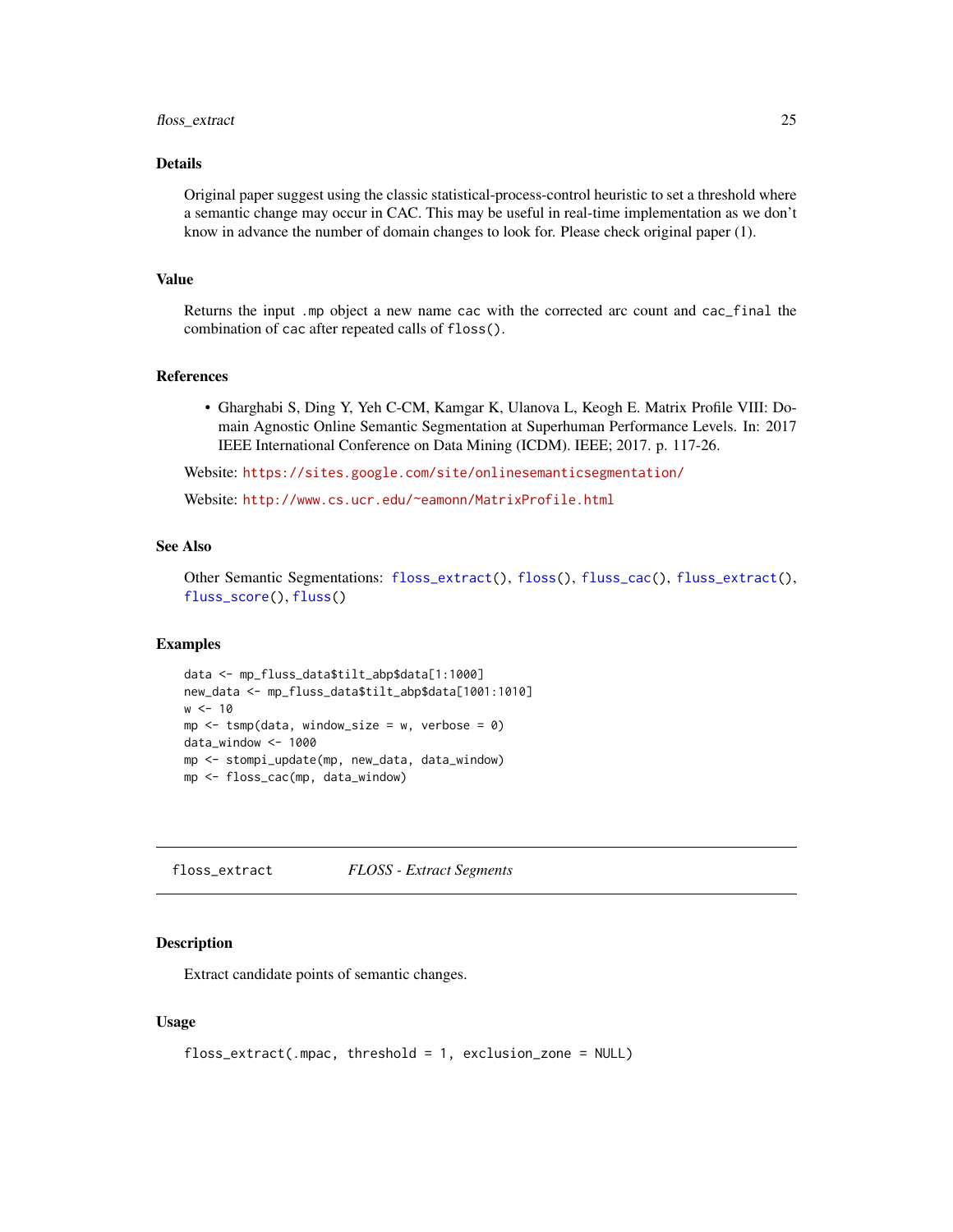### Details

Original paper suggest using the classic statistical-process-control heuristic to set a threshold where a semantic change may occur in CAC. This may be useful in real-time implementation as we don't know in advance the number of domain changes to look for. Please check original paper (1).

### Value

Returns the input `.mp` object a new name `cac` with the corrected arc count and `cac_final` the combination of `cac` after repeated calls of `floss()`.

### References

- Gharghabi S, Ding Y, Yeh C-CM, Kamgar K, Ulanova L, Keogh E. Matrix Profile VIII: Domain Agnostic Online Semantic Segmentation at Superhuman Performance Levels. In: 2017 IEEE International Conference on Data Mining (ICDM). IEEE; 2017. p. 117-26.

Website: https://sites.google.com/site/onlinesemanticsegmentation/

Website: http://www.cs.ucr.edu/~eamonn/MatrixProfile.html

### See Also

Other Semantic Segmentations: `floss_extract()`, `floss()`, `fluss_cac()`, `fluss_extract()`, `fluss_score()`, `fluss()`

### Examples

```
data <- mp_fluss_data$tilt_abp$data[1:1000]
new_data <- mp_fluss_data$tilt_abp$data[1001:1010]
w <- 10
mp <- tsmp(data, window_size = w, verbose = 0)
data_window <- 1000
mp <- stompi_update(mp, new_data, data_window)
mp <- floss_cac(mp, data_window)
```

---

## floss_extract — *FLOSS - Extract Segments*

### Description

Extract candidate points of semantic changes.

### Usage

```
floss_extract(.mpac, threshold = 1, exclusion_zone = NULL)
```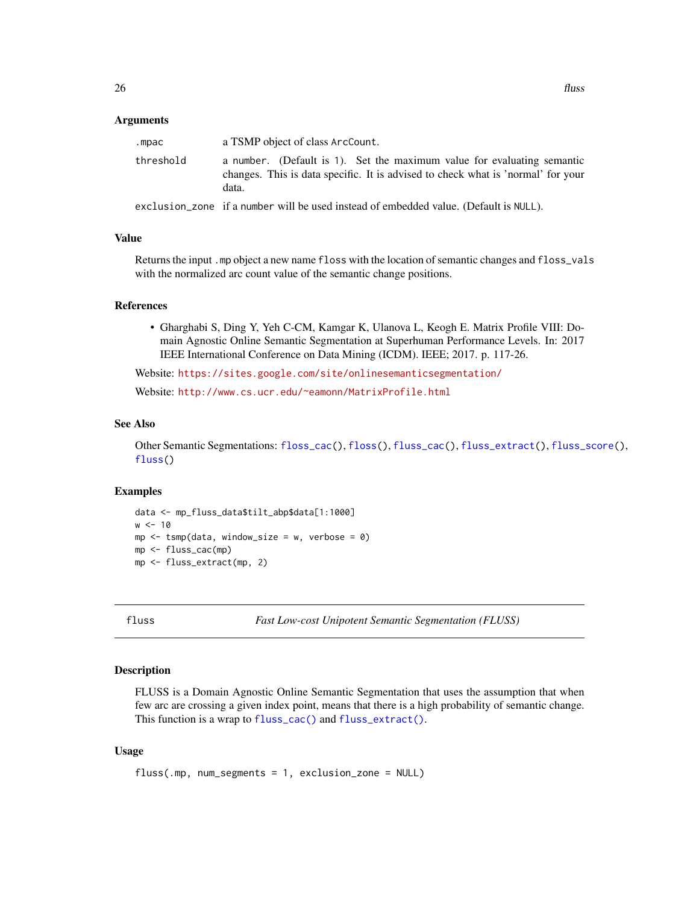### Arguments

| | |
|---|---|
| `.mpac` | a TSMP object of class `ArcCount`. |
| `threshold` | a `number`. (Default is `1`). Set the maximum value for evaluating semantic changes. This is data specific. It is advised to check what is 'normal' for your data. |
| `exclusion_zone` | if a `number` will be used instead of embedded value. (Default is `NULL`). |

### Value

Returns the input `.mp` object a new name `floss` with the location of semantic changes and `floss_vals` with the normalized arc count value of the semantic change positions.

### References

- Gharghabi S, Ding Y, Yeh C-CM, Kamgar K, Ulanova L, Keogh E. Matrix Profile VIII: Domain Agnostic Online Semantic Segmentation at Superhuman Performance Levels. In: 2017 IEEE International Conference on Data Mining (ICDM). IEEE; 2017. p. 117-26.

Website: https://sites.google.com/site/onlinesemanticsegmentation/

Website: http://www.cs.ucr.edu/~eamonn/MatrixProfile.html

### See Also

Other Semantic Segmentations: `floss_cac()`, `floss()`, `fluss_cac()`, `fluss_extract()`, `fluss_score()`, `fluss()`

### Examples

```
data <- mp_fluss_data$tilt_abp$data[1:1000]
w <- 10
mp <- tsmp(data, window_size = w, verbose = 0)
mp <- fluss_cac(mp)
mp <- fluss_extract(mp, 2)
```

---

## fluss — *Fast Low-cost Unipotent Semantic Segmentation (FLUSS)*

---

### Description

FLUSS is a Domain Agnostic Online Semantic Segmentation that uses the assumption that when few arc are crossing a given index point, means that there is a high probability of semantic change. This function is a wrap to `fluss_cac()` and `fluss_extract()`.

### Usage

```
fluss(.mp, num_segments = 1, exclusion_zone = NULL)
```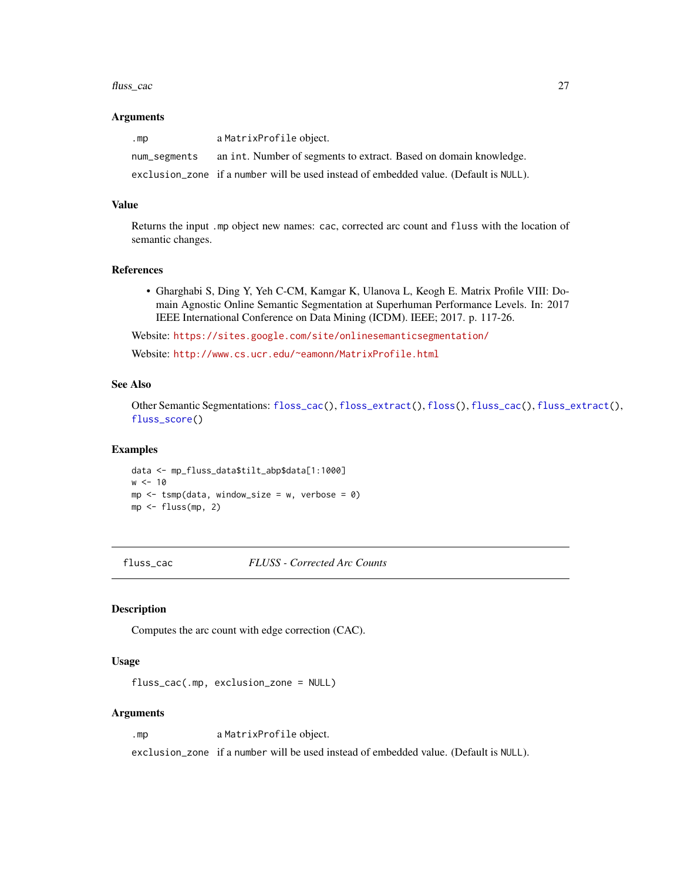### Arguments

| | |
|---|---|
| .mp | a MatrixProfile object. |
| num_segments | an int. Number of segments to extract. Based on domain knowledge. |
| exclusion_zone | if a number will be used instead of embedded value. (Default is NULL). |

### Value

Returns the input .mp object new names: cac, corrected arc count and fluss with the location of semantic changes.

### References

- Gharghabi S, Ding Y, Yeh C-CM, Kamgar K, Ulanova L, Keogh E. Matrix Profile VIII: Domain Agnostic Online Semantic Segmentation at Superhuman Performance Levels. In: 2017 IEEE International Conference on Data Mining (ICDM). IEEE; 2017. p. 117-26.

Website: https://sites.google.com/site/onlinesemanticsegmentation/

Website: http://www.cs.ucr.edu/~eamonn/MatrixProfile.html

### See Also

Other Semantic Segmentations: floss_cac(), floss_extract(), floss(), fluss_cac(), fluss_extract(), fluss_score()

### Examples

```
data <- mp_fluss_data$tilt_abp$data[1:1000]
w <- 10
mp <- tsmp(data, window_size = w, verbose = 0)
mp <- fluss(mp, 2)
```

---

## fluss_cac    *FLUSS - Corrected Arc Counts*

### Description

Computes the arc count with edge correction (CAC).

### Usage

```
fluss_cac(.mp, exclusion_zone = NULL)
```

### Arguments

| | |
|---|---|
| .mp | a MatrixProfile object. |
| exclusion_zone | if a number will be used instead of embedded value. (Default is NULL). |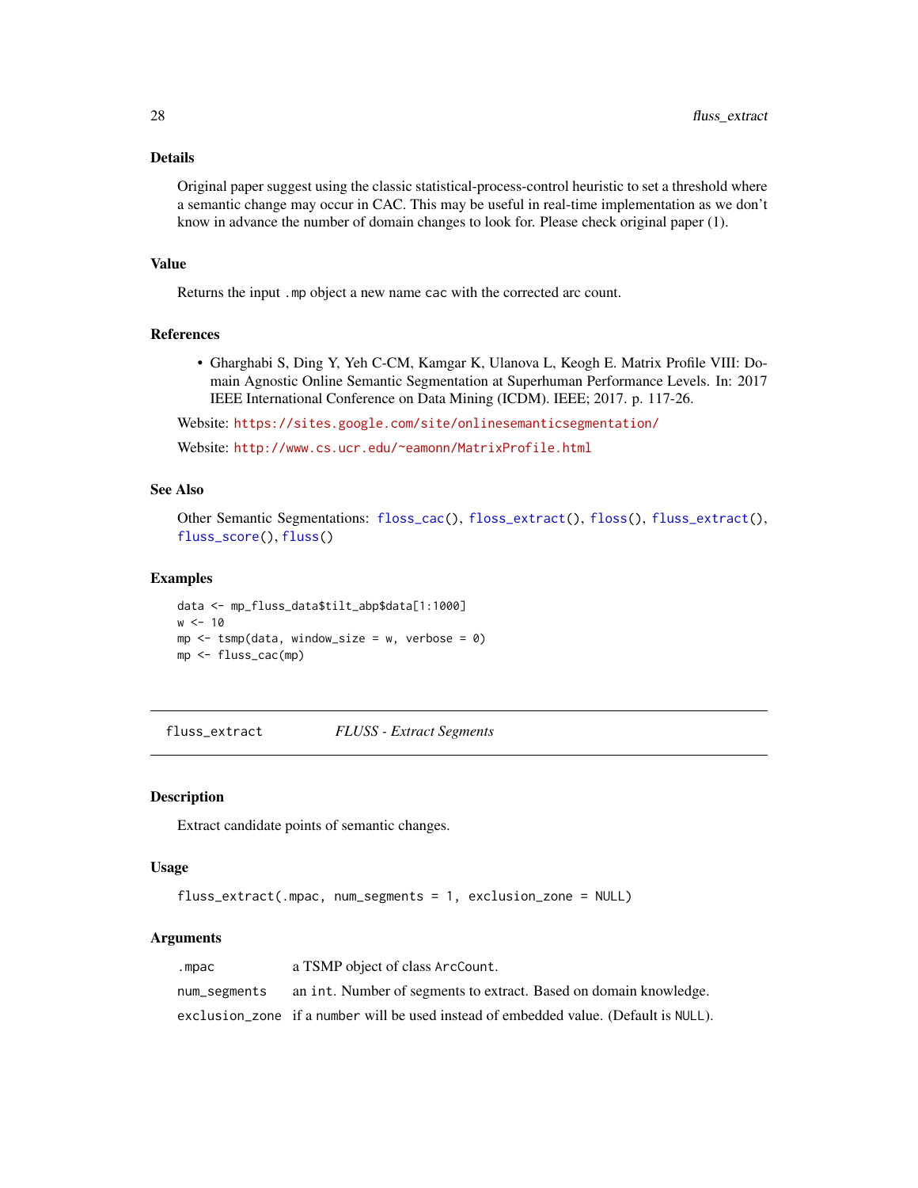## Details

Original paper suggest using the classic statistical-process-control heuristic to set a threshold where a semantic change may occur in CAC. This may be useful in real-time implementation as we don't know in advance the number of domain changes to look for. Please check original paper (1).

## Value

Returns the input `.mp` object a new name `cac` with the corrected arc count.

## References

- Gharghabi S, Ding Y, Yeh C-CM, Kamgar K, Ulanova L, Keogh E. Matrix Profile VIII: Domain Agnostic Online Semantic Segmentation at Superhuman Performance Levels. In: 2017 IEEE International Conference on Data Mining (ICDM). IEEE; 2017. p. 117-26.

Website: https://sites.google.com/site/onlinesemanticsegmentation/

Website: http://www.cs.ucr.edu/~eamonn/MatrixProfile.html

## See Also

Other Semantic Segmentations: `floss_cac()`, `floss_extract()`, `floss()`, `fluss_extract()`, `fluss_score()`, `fluss()`

## Examples

```
data <- mp_fluss_data$tilt_abp$data[1:1000]
w <- 10
mp <- tsmp(data, window_size = w, verbose = 0)
mp <- fluss_cac(mp)
```

---

# fluss_extract — *FLUSS - Extract Segments*

## Description

Extract candidate points of semantic changes.

## Usage

```
fluss_extract(.mpac, num_segments = 1, exclusion_zone = NULL)
```

## Arguments

| | |
|---|---|
| `.mpac` | a TSMP object of class `ArcCount`. |
| `num_segments` | an `int`. Number of segments to extract. Based on domain knowledge. |
| `exclusion_zone` | if a `number` will be used instead of embedded value. (Default is `NULL`). |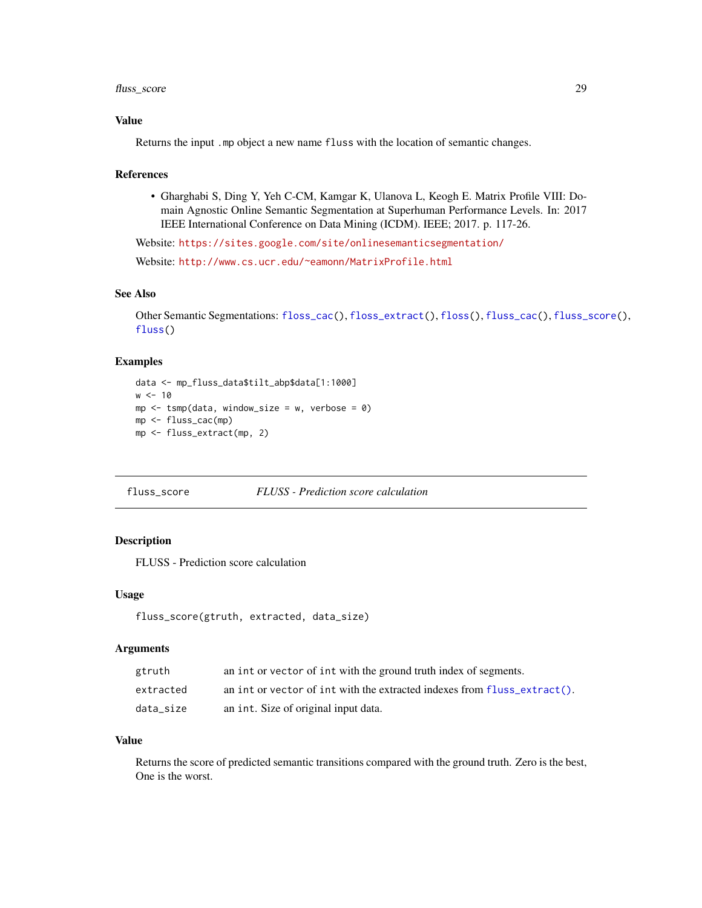### Value

Returns the input `.mp` object a new name `fluss` with the location of semantic changes.

### References

- Gharghabi S, Ding Y, Yeh C-CM, Kamgar K, Ulanova L, Keogh E. Matrix Profile VIII: Domain Agnostic Online Semantic Segmentation at Superhuman Performance Levels. In: 2017 IEEE International Conference on Data Mining (ICDM). IEEE; 2017. p. 117-26.

Website: https://sites.google.com/site/onlinesemanticsegmentation/

Website: http://www.cs.ucr.edu/~eamonn/MatrixProfile.html

### See Also

Other Semantic Segmentations: `floss_cac()`, `floss_extract()`, `floss()`, `fluss_cac()`, `fluss_score()`, `fluss()`

### Examples

```
data <- mp_fluss_data$tilt_abp$data[1:1000]
w <- 10
mp <- tsmp(data, window_size = w, verbose = 0)
mp <- fluss_cac(mp)
mp <- fluss_extract(mp, 2)
```

---

## fluss_score — *FLUSS - Prediction score calculation*

### Description

FLUSS - Prediction score calculation

### Usage

```
fluss_score(gtruth, extracted, data_size)
```

### Arguments

| | |
|---|---|
| `gtruth` | an `int` or `vector` of `int` with the ground truth index of segments. |
| `extracted` | an `int` or `vector` of `int` with the extracted indexes from `fluss_extract()`. |
| `data_size` | an `int`. Size of original input data. |

### Value

Returns the score of predicted semantic transitions compared with the ground truth. Zero is the best, One is the worst.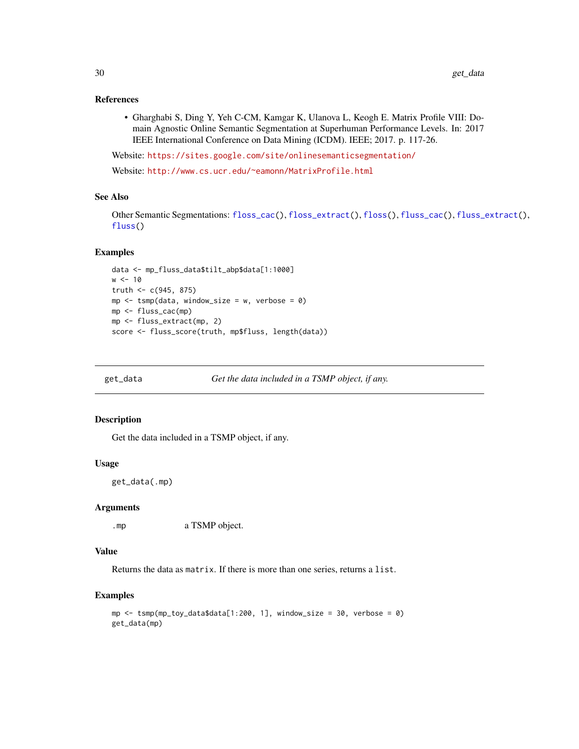### References

- Gharghabi S, Ding Y, Yeh C-CM, Kamgar K, Ulanova L, Keogh E. Matrix Profile VIII: Domain Agnostic Online Semantic Segmentation at Superhuman Performance Levels. In: 2017 IEEE International Conference on Data Mining (ICDM). IEEE; 2017. p. 117-26.

Website: https://sites.google.com/site/onlinesemanticsegmentation/

Website: http://www.cs.ucr.edu/~eamonn/MatrixProfile.html

### See Also

Other Semantic Segmentations: floss_cac(), floss_extract(), floss(), fluss_cac(), fluss_extract(), fluss()

### Examples

```
data <- mp_fluss_data$tilt_abp$data[1:1000]
w <- 10
truth <- c(945, 875)
mp <- tsmp(data, window_size = w, verbose = 0)
mp <- fluss_cac(mp)
mp <- fluss_extract(mp, 2)
score <- fluss_score(truth, mp$fluss, length(data))
```

---

## get_data — *Get the data included in a TSMP object, if any.*

---

### Description

Get the data included in a TSMP object, if any.

### Usage

```
get_data(.mp)
```

### Arguments

| | |
|---|---|
| `.mp` | a TSMP object. |

### Value

Returns the data as `matrix`. If there is more than one series, returns a `list`.

### Examples

```
mp <- tsmp(mp_toy_data$data[1:200, 1], window_size = 30, verbose = 0)
get_data(mp)
```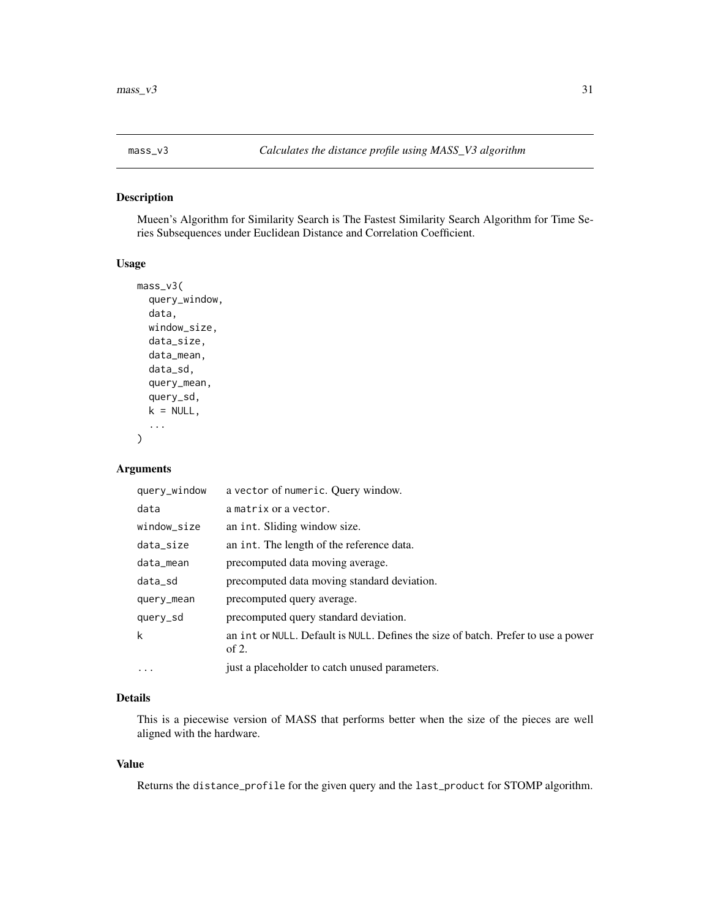## mass_v3 *Calculates the distance profile using MASS_V3 algorithm*

### Description

Mueen's Algorithm for Similarity Search is The Fastest Similarity Search Algorithm for Time Series Subsequences under Euclidean Distance and Correlation Coefficient.

### Usage

```
mass_v3(
  query_window,
  data,
  window_size,
  data_size,
  data_mean,
  data_sd,
  query_mean,
  query_sd,
  k = NULL,
  ...
)
```

### Arguments

| | |
|---|---|
| query_window | a vector of numeric. Query window. |
| data | a matrix or a vector. |
| window_size | an int. Sliding window size. |
| data_size | an int. The length of the reference data. |
| data_mean | precomputed data moving average. |
| data_sd | precomputed data moving standard deviation. |
| query_mean | precomputed query average. |
| query_sd | precomputed query standard deviation. |
| k | an int or NULL. Default is NULL. Defines the size of batch. Prefer to use a power of 2. |
| ... | just a placeholder to catch unused parameters. |

### Details

This is a piecewise version of MASS that performs better when the size of the pieces are well aligned with the hardware.

### Value

Returns the distance_profile for the given query and the last_product for STOMP algorithm.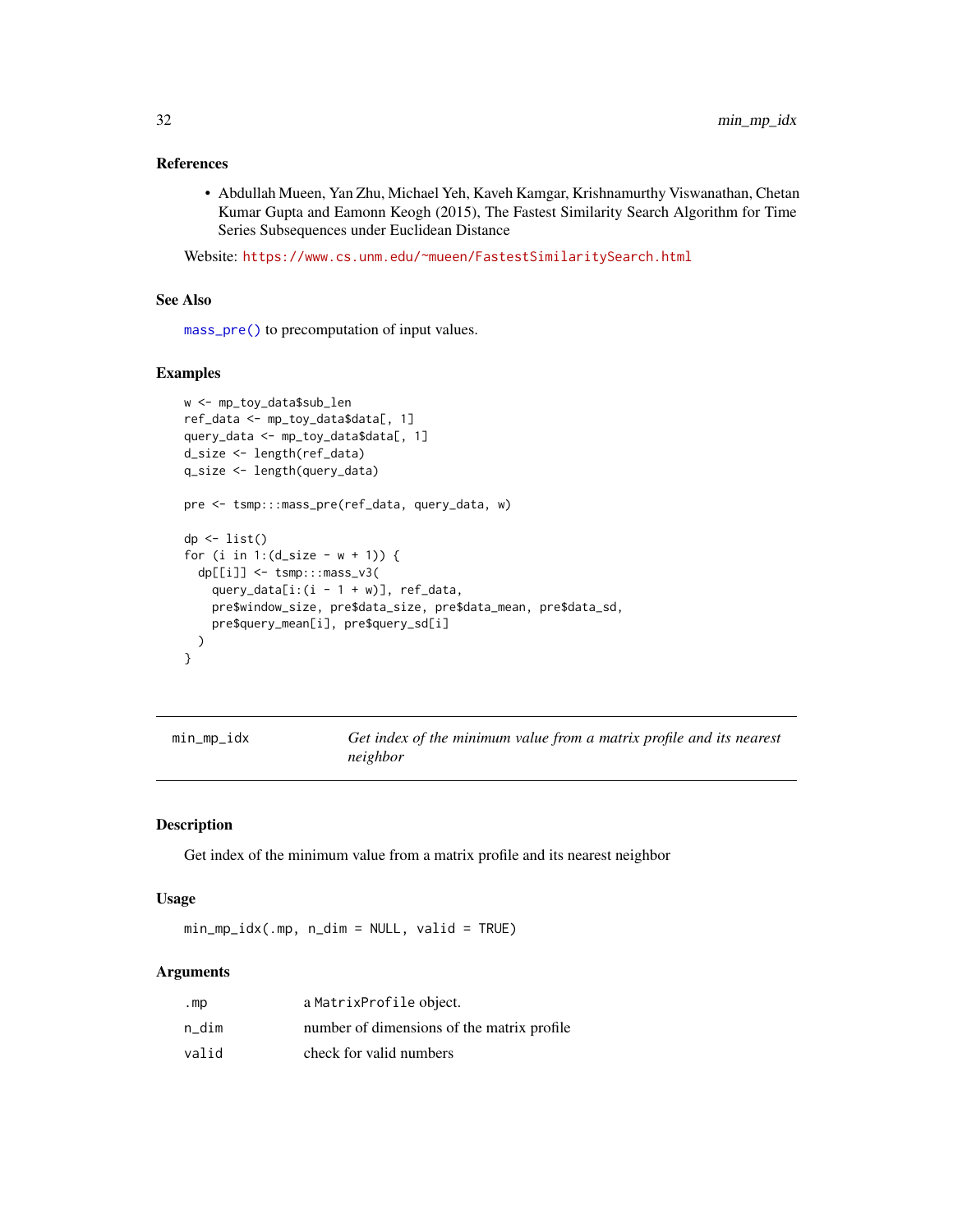### References

- Abdullah Mueen, Yan Zhu, Michael Yeh, Kaveh Kamgar, Krishnamurthy Viswanathan, Chetan Kumar Gupta and Eamonn Keogh (2015), The Fastest Similarity Search Algorithm for Time Series Subsequences under Euclidean Distance

Website: https://www.cs.unm.edu/~mueen/FastestSimilaritySearch.html

### See Also

`mass_pre()` to precomputation of input values.

### Examples

```
w <- mp_toy_data$sub_len
ref_data <- mp_toy_data$data[, 1]
query_data <- mp_toy_data$data[, 1]
d_size <- length(ref_data)
q_size <- length(query_data)

pre <- tsmp:::mass_pre(ref_data, query_data, w)

dp <- list()
for (i in 1:(d_size - w + 1)) {
  dp[[i]] <- tsmp:::mass_v3(
    query_data[i:(i - 1 + w)], ref_data,
    pre$window_size, pre$data_size, pre$data_mean, pre$data_sd,
    pre$query_mean[i], pre$query_sd[i]
  )
}
```

---

## min_mp_idx — *Get index of the minimum value from a matrix profile and its nearest neighbor*

### Description

Get index of the minimum value from a matrix profile and its nearest neighbor

### Usage

```
min_mp_idx(.mp, n_dim = NULL, valid = TRUE)
```

### Arguments

| | |
|---|---|
| .mp | a `MatrixProfile` object. |
| n_dim | number of dimensions of the matrix profile |
| valid | check for valid numbers |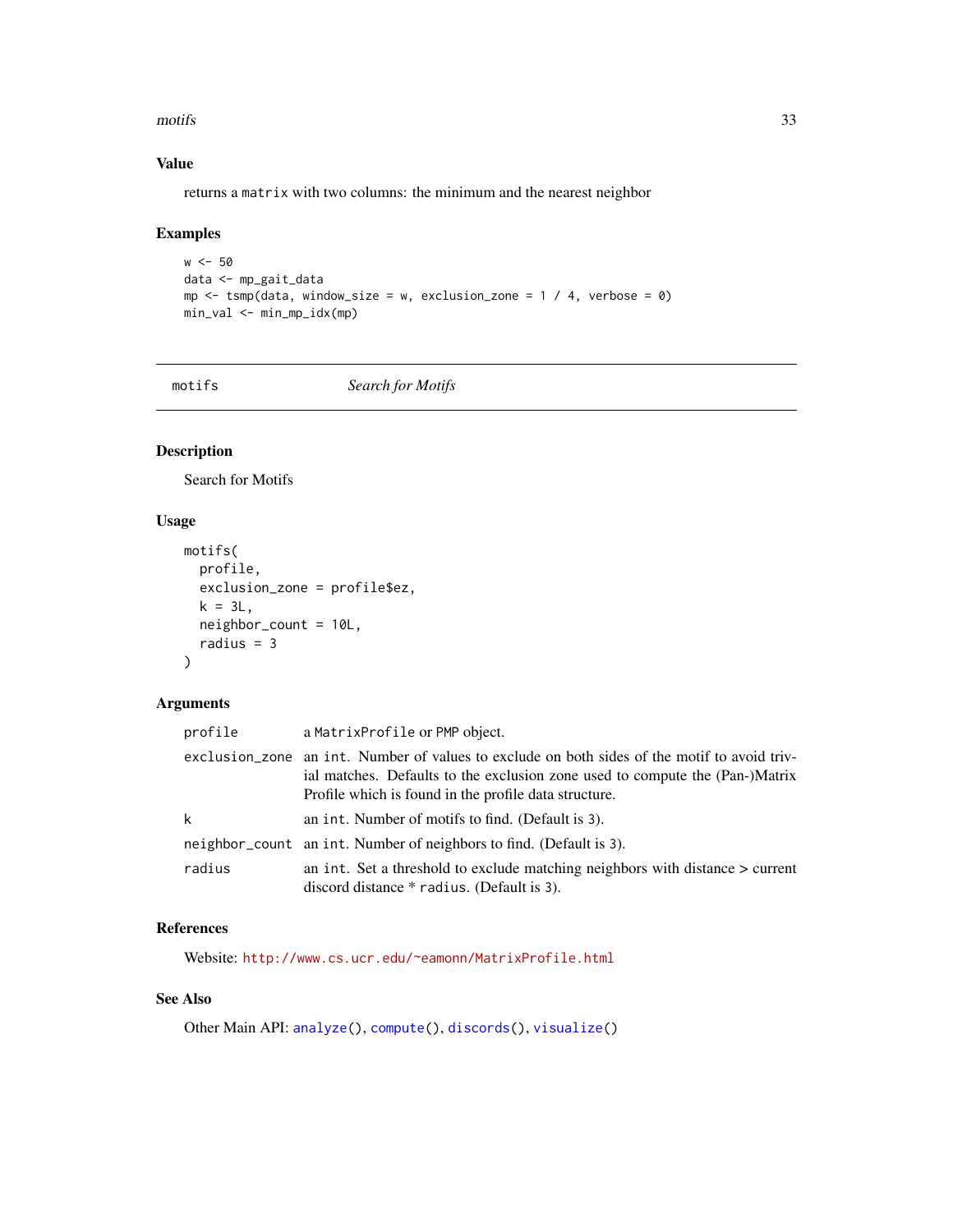## Value

returns a `matrix` with two columns: the minimum and the nearest neighbor

## Examples

```
w <- 50
data <- mp_gait_data
mp <- tsmp(data, window_size = w, exclusion_zone = 1 / 4, verbose = 0)
min_val <- min_mp_idx(mp)
```

---

# motifs — *Search for Motifs*

## Description

Search for Motifs

## Usage

```
motifs(
  profile,
  exclusion_zone = profile$ez,
  k = 3L,
  neighbor_count = 10L,
  radius = 3
)
```

## Arguments

| | |
|---|---|
| `profile` | a `MatrixProfile` or `PMP` object. |
| `exclusion_zone` | an `int`. Number of values to exclude on both sides of the motif to avoid trivial matches. Defaults to the exclusion zone used to compute the (Pan-)Matrix Profile which is found in the profile data structure. |
| `k` | an `int`. Number of motifs to find. (Default is `3`). |
| `neighbor_count` | an `int`. Number of neighbors to find. (Default is `3`). |
| `radius` | an `int`. Set a threshold to exclude matching neighbors with distance > current discord distance * `radius`. (Default is `3`). |

## References

Website: http://www.cs.ucr.edu/~eamonn/MatrixProfile.html

## See Also

Other Main API: `analyze()`, `compute()`, `discords()`, `visualize()`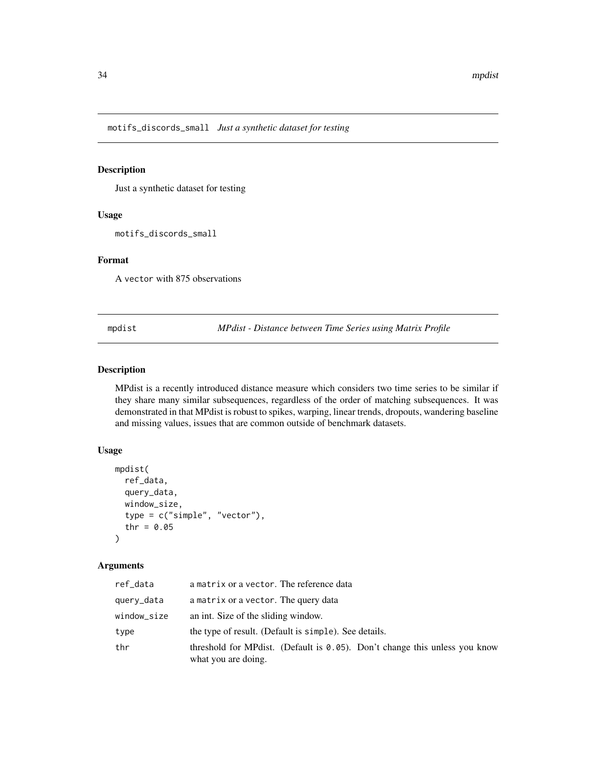## motifs_discords_small *Just a synthetic dataset for testing*

### Description

Just a synthetic dataset for testing

### Usage

```
motifs_discords_small
```

### Format

A vector with 875 observations

## mpdist *MPdist - Distance between Time Series using Matrix Profile*

### Description

MPdist is a recently introduced distance measure which considers two time series to be similar if they share many similar subsequences, regardless of the order of matching subsequences. It was demonstrated in that MPdist is robust to spikes, warping, linear trends, dropouts, wandering baseline and missing values, issues that are common outside of benchmark datasets.

### Usage

```
mpdist(
  ref_data,
  query_data,
  window_size,
  type = c("simple", "vector"),
  thr = 0.05
)
```

### Arguments

| | |
|---|---|
| ref_data | a matrix or a vector. The reference data |
| query_data | a matrix or a vector. The query data |
| window_size | an int. Size of the sliding window. |
| type | the type of result. (Default is simple). See details. |
| thr | threshold for MPdist. (Default is 0.05). Don't change this unless you know what you are doing. |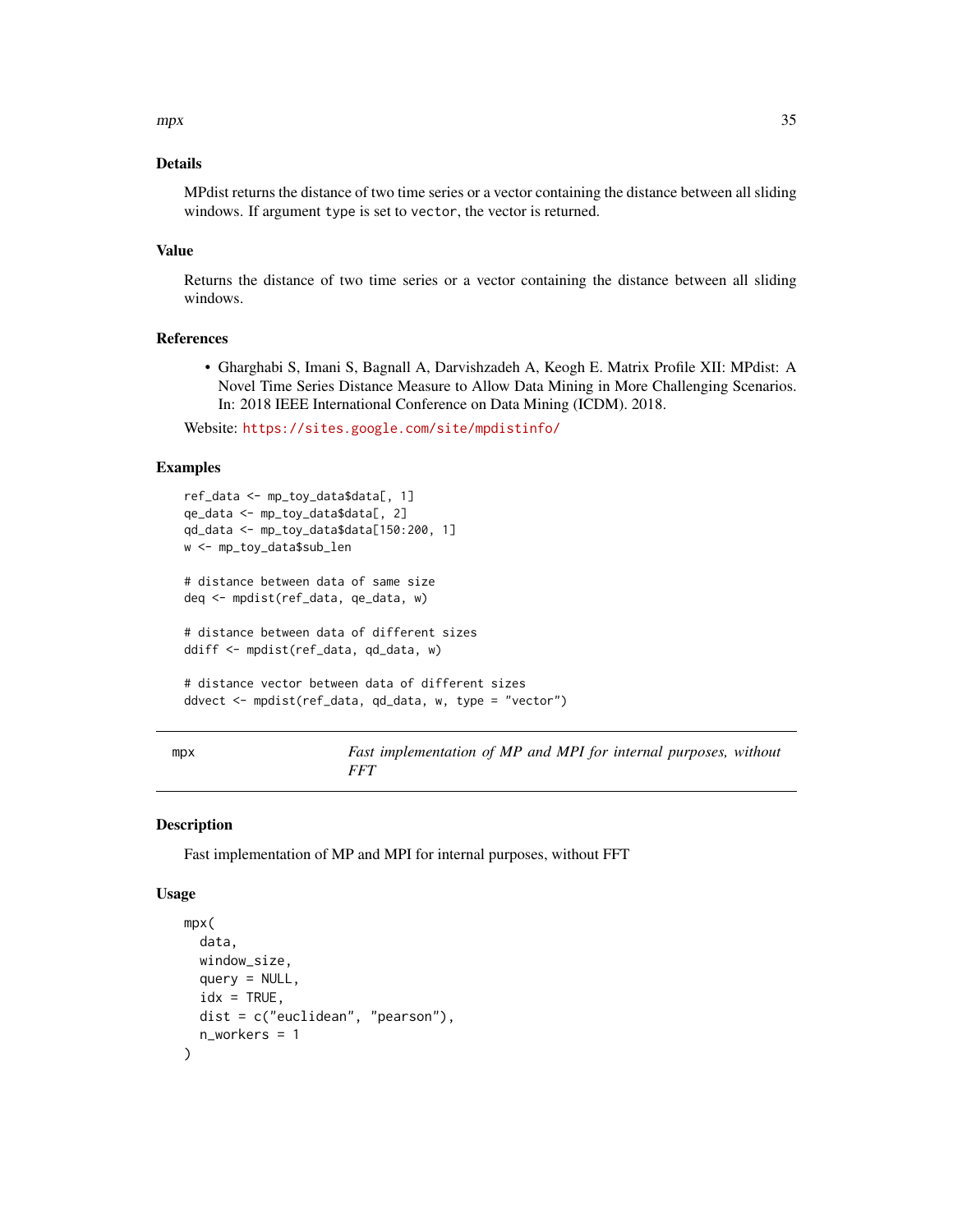### Details

MPdist returns the distance of two time series or a vector containing the distance between all sliding windows. If argument `type` is set to `vector`, the vector is returned.

### Value

Returns the distance of two time series or a vector containing the distance between all sliding windows.

### References

- Gharghabi S, Imani S, Bagnall A, Darvishzadeh A, Keogh E. Matrix Profile XII: MPdist: A Novel Time Series Distance Measure to Allow Data Mining in More Challenging Scenarios. In: 2018 IEEE International Conference on Data Mining (ICDM). 2018.

Website: https://sites.google.com/site/mpdistinfo/

### Examples

```
ref_data <- mp_toy_data$data[, 1]
qe_data <- mp_toy_data$data[, 2]
qd_data <- mp_toy_data$data[150:200, 1]
w <- mp_toy_data$sub_len

# distance between data of same size
deq <- mpdist(ref_data, qe_data, w)

# distance between data of different sizes
ddiff <- mpdist(ref_data, qd_data, w)

# distance vector between data of different sizes
ddvect <- mpdist(ref_data, qd_data, w, type = "vector")
```

---

## mpx — *Fast implementation of MP and MPI for internal purposes, without FFT*

### Description

Fast implementation of MP and MPI for internal purposes, without FFT

### Usage

```
mpx(
  data,
  window_size,
  query = NULL,
  idx = TRUE,
  dist = c("euclidean", "pearson"),
  n_workers = 1
)
```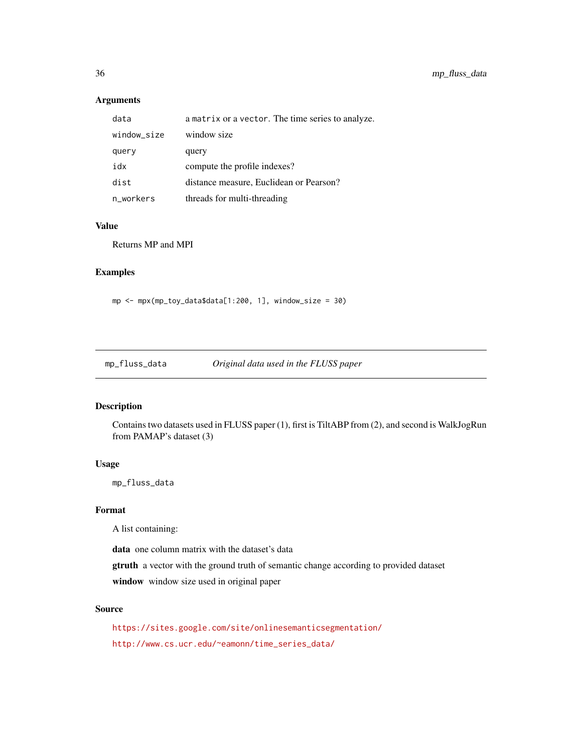### Arguments

| | |
|---|---|
| `data` | a `matrix` or a `vector`. The time series to analyze. |
| `window_size` | window size |
| `query` | query |
| `idx` | compute the profile indexes? |
| `dist` | distance measure, Euclidean or Pearson? |
| `n_workers` | threads for multi-threading |

### Value

Returns MP and MPI

### Examples

```
mp <- mpx(mp_toy_data$data[1:200, 1], window_size = 30)
```

---

## mp_fluss_data — *Original data used in the FLUSS paper*

---

### Description

Contains two datasets used in FLUSS paper (1), first is TiltABP from (2), and second is WalkJogRun from PAMAP's dataset (3)

### Usage

```
mp_fluss_data
```

### Format

A list containing:

**data** one column matrix with the dataset's data

**gtruth** a vector with the ground truth of semantic change according to provided dataset

**window** window size used in original paper

### Source

https://sites.google.com/site/onlinesemanticsegmentation/

http://www.cs.ucr.edu/~eamonn/time_series_data/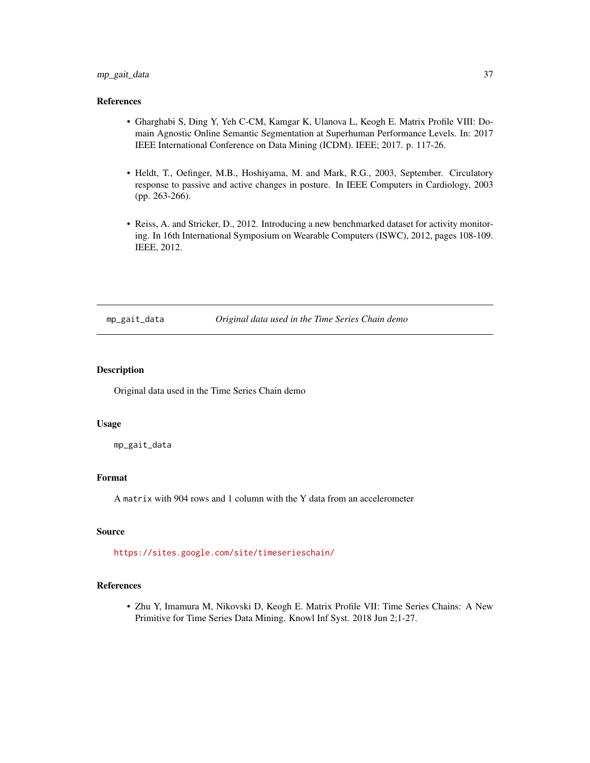## References

- Gharghabi S, Ding Y, Yeh C-CM, Kamgar K, Ulanova L, Keogh E. Matrix Profile VIII: Domain Agnostic Online Semantic Segmentation at Superhuman Performance Levels. In: 2017 IEEE International Conference on Data Mining (ICDM). IEEE; 2017. p. 117-26.
- Heldt, T., Oefinger, M.B., Hoshiyama, M. and Mark, R.G., 2003, September. Circulatory response to passive and active changes in posture. In IEEE Computers in Cardiology, 2003 (pp. 263-266).
- Reiss, A. and Stricker, D., 2012. Introducing a new benchmarked dataset for activity monitoring. In 16th International Symposium on Wearable Computers (ISWC), 2012, pages 108-109. IEEE, 2012.

---

# mp_gait_data — *Original data used in the Time Series Chain demo*

## Description

Original data used in the Time Series Chain demo

## Usage

```
mp_gait_data
```

## Format

A `matrix` with 904 rows and 1 column with the Y data from an accelerometer

## Source

https://sites.google.com/site/timeserieschain/

## References

- Zhu Y, Imamura M, Nikovski D, Keogh E. Matrix Profile VII: Time Series Chains: A New Primitive for Time Series Data Mining. Knowl Inf Syst. 2018 Jun 2;1-27.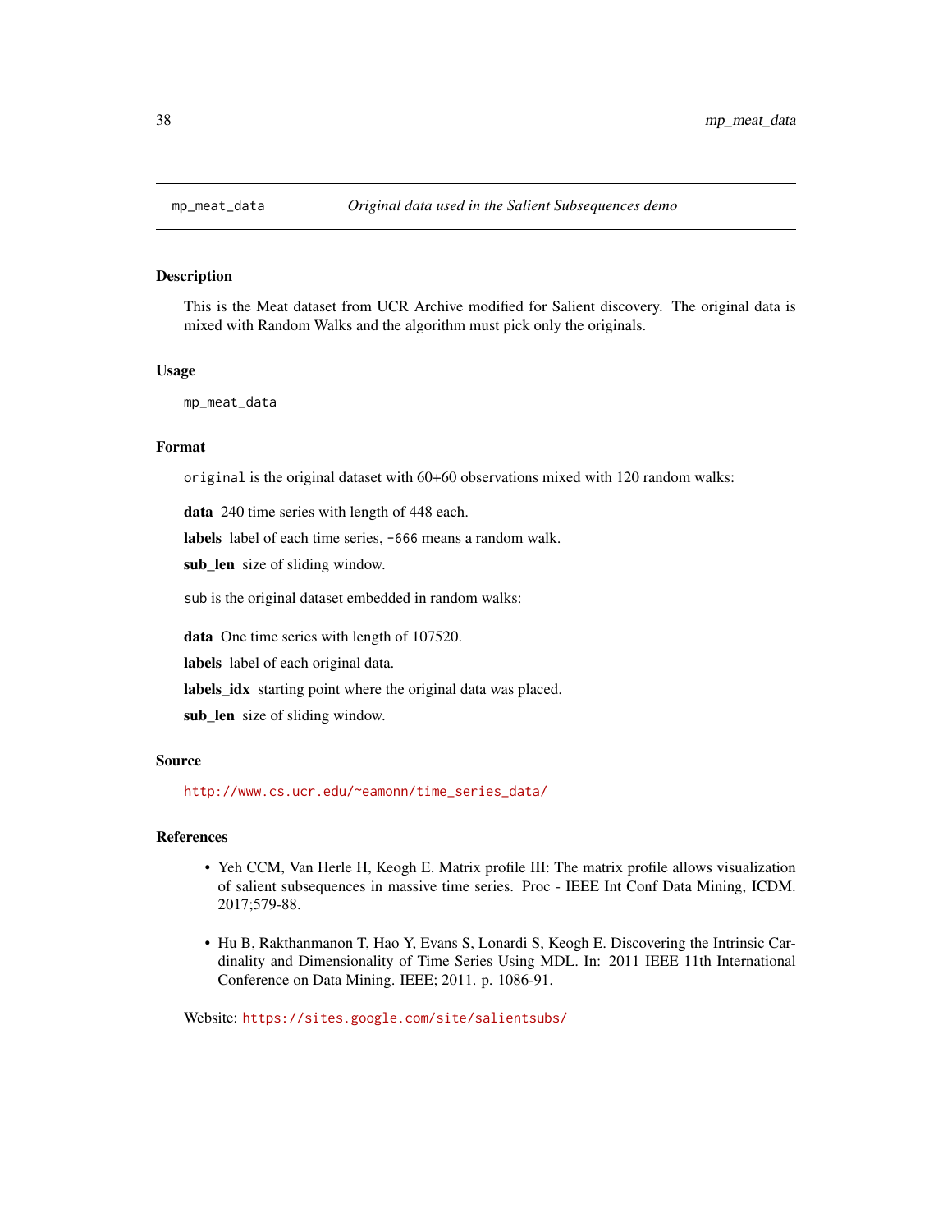# mp_meat_data — *Original data used in the Salient Subsequences demo*

## Description

This is the Meat dataset from UCR Archive modified for Salient discovery. The original data is mixed with Random Walks and the algorithm must pick only the originals.

## Usage

```
mp_meat_data
```

## Format

`original` is the original dataset with 60+60 observations mixed with 120 random walks:

- **data** 240 time series with length of 448 each.
- **labels** label of each time series, `-666` means a random walk.
- **sub_len** size of sliding window.

`sub` is the original dataset embedded in random walks:

- **data** One time series with length of 107520.
- **labels** label of each original data.
- **labels_idx** starting point where the original data was placed.
- **sub_len** size of sliding window.

## Source

http://www.cs.ucr.edu/~eamonn/time_series_data/

## References

- Yeh CCM, Van Herle H, Keogh E. Matrix profile III: The matrix profile allows visualization of salient subsequences in massive time series. Proc - IEEE Int Conf Data Mining, ICDM. 2017;579-88.
- Hu B, Rakthanmanon T, Hao Y, Evans S, Lonardi S, Keogh E. Discovering the Intrinsic Cardinality and Dimensionality of Time Series Using MDL. In: 2011 IEEE 11th International Conference on Data Mining. IEEE; 2011. p. 1086-91.

Website: https://sites.google.com/site/salientsubs/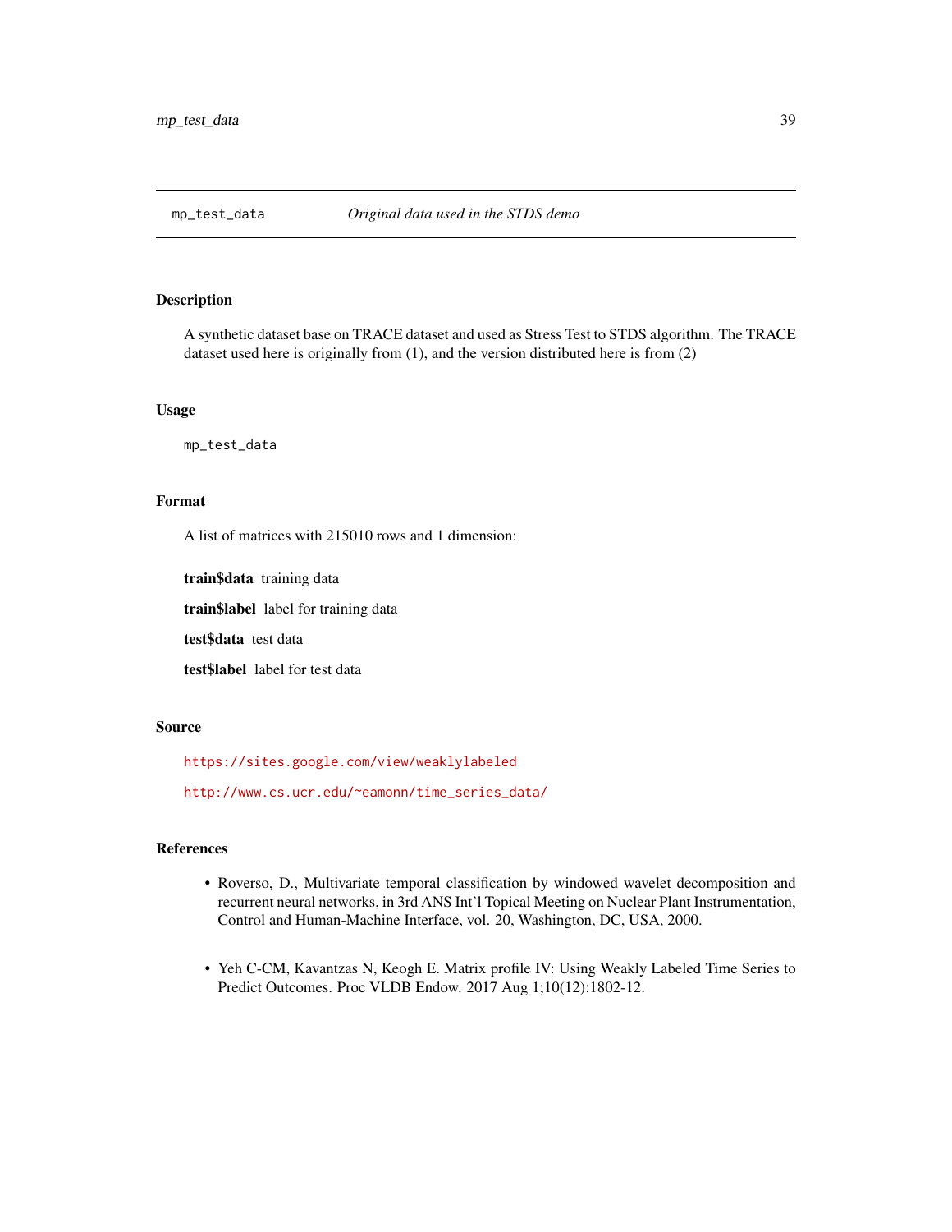## mp_test_data    *Original data used in the STDS demo*

### Description

A synthetic dataset base on TRACE dataset and used as Stress Test to STDS algorithm. The TRACE dataset used here is originally from (1), and the version distributed here is from (2)

### Usage

```
mp_test_data
```

### Format

A list of matrices with 215010 rows and 1 dimension:

**train$data** training data

**train$label** label for training data

**test$data** test data

**test$label** label for test data

### Source

https://sites.google.com/view/weaklylabeled

http://www.cs.ucr.edu/~eamonn/time_series_data/

### References

- Roverso, D., Multivariate temporal classification by windowed wavelet decomposition and recurrent neural networks, in 3rd ANS Int'l Topical Meeting on Nuclear Plant Instrumentation, Control and Human-Machine Interface, vol. 20, Washington, DC, USA, 2000.
- Yeh C-CM, Kavantzas N, Keogh E. Matrix profile IV: Using Weakly Labeled Time Series to Predict Outcomes. Proc VLDB Endow. 2017 Aug 1;10(12):1802-12.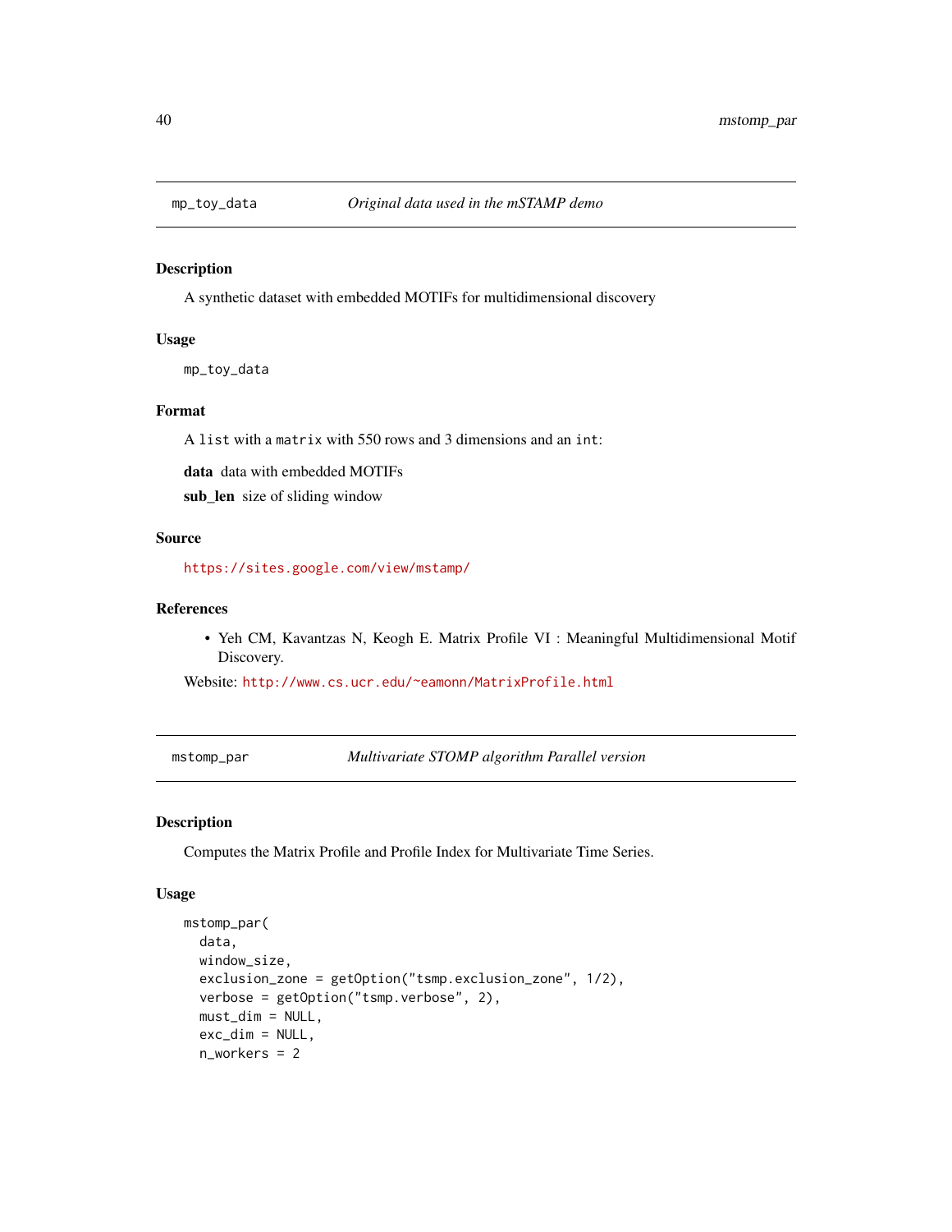## mp_toy_data — *Original data used in the mSTAMP demo*

### Description

A synthetic dataset with embedded MOTIFs for multidimensional discovery

### Usage

```
mp_toy_data
```

### Format

A `list` with a `matrix` with 550 rows and 3 dimensions and an `int`:

**data** data with embedded MOTIFs

**sub_len** size of sliding window

### Source

https://sites.google.com/view/mstamp/

### References

- Yeh CM, Kavantzas N, Keogh E. Matrix Profile VI : Meaningful Multidimensional Motif Discovery.

Website: http://www.cs.ucr.edu/~eamonn/MatrixProfile.html

## mstomp_par — *Multivariate STOMP algorithm Parallel version*

### Description

Computes the Matrix Profile and Profile Index for Multivariate Time Series.

### Usage

```
mstomp_par(
  data,
  window_size,
  exclusion_zone = getOption("tsmp.exclusion_zone", 1/2),
  verbose = getOption("tsmp.verbose", 2),
  must_dim = NULL,
  exc_dim = NULL,
  n_workers = 2
```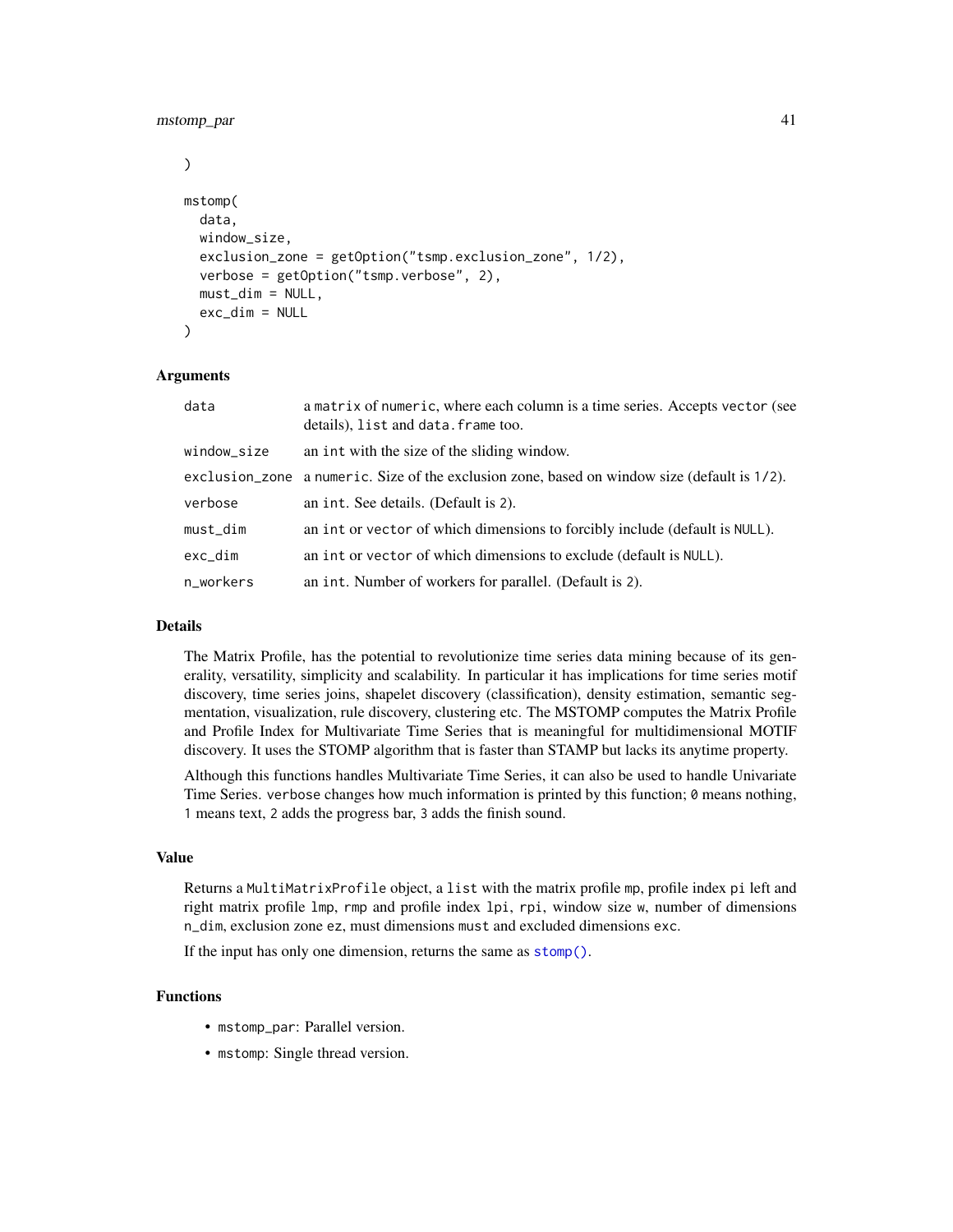```
)

mstomp(
  data,
  window_size,
  exclusion_zone = getOption("tsmp.exclusion_zone", 1/2),
  verbose = getOption("tsmp.verbose", 2),
  must_dim = NULL,
  exc_dim = NULL
)
```

### Arguments

| | |
|---|---|
| data | a matrix of numeric, where each column is a time series. Accepts vector (see details), list and data.frame too. |
| window_size | an int with the size of the sliding window. |
| exclusion_zone | a numeric. Size of the exclusion zone, based on window size (default is 1/2). |
| verbose | an int. See details. (Default is 2). |
| must_dim | an int or vector of which dimensions to forcibly include (default is NULL). |
| exc_dim | an int or vector of which dimensions to exclude (default is NULL). |
| n_workers | an int. Number of workers for parallel. (Default is 2). |

### Details

The Matrix Profile, has the potential to revolutionize time series data mining because of its generality, versatility, simplicity and scalability. In particular it has implications for time series motif discovery, time series joins, shapelet discovery (classification), density estimation, semantic segmentation, visualization, rule discovery, clustering etc. The MSTOMP computes the Matrix Profile and Profile Index for Multivariate Time Series that is meaningful for multidimensional MOTIF discovery. It uses the STOMP algorithm that is faster than STAMP but lacks its anytime property.

Although this functions handles Multivariate Time Series, it can also be used to handle Univariate Time Series. verbose changes how much information is printed by this function; 0 means nothing, 1 means text, 2 adds the progress bar, 3 adds the finish sound.

### Value

Returns a MultiMatrixProfile object, a list with the matrix profile mp, profile index pi left and right matrix profile lmp, rmp and profile index lpi, rpi, window size w, number of dimensions n_dim, exclusion zone ez, must dimensions must and excluded dimensions exc.

If the input has only one dimension, returns the same as stomp().

### Functions

- mstomp_par: Parallel version.
- mstomp: Single thread version.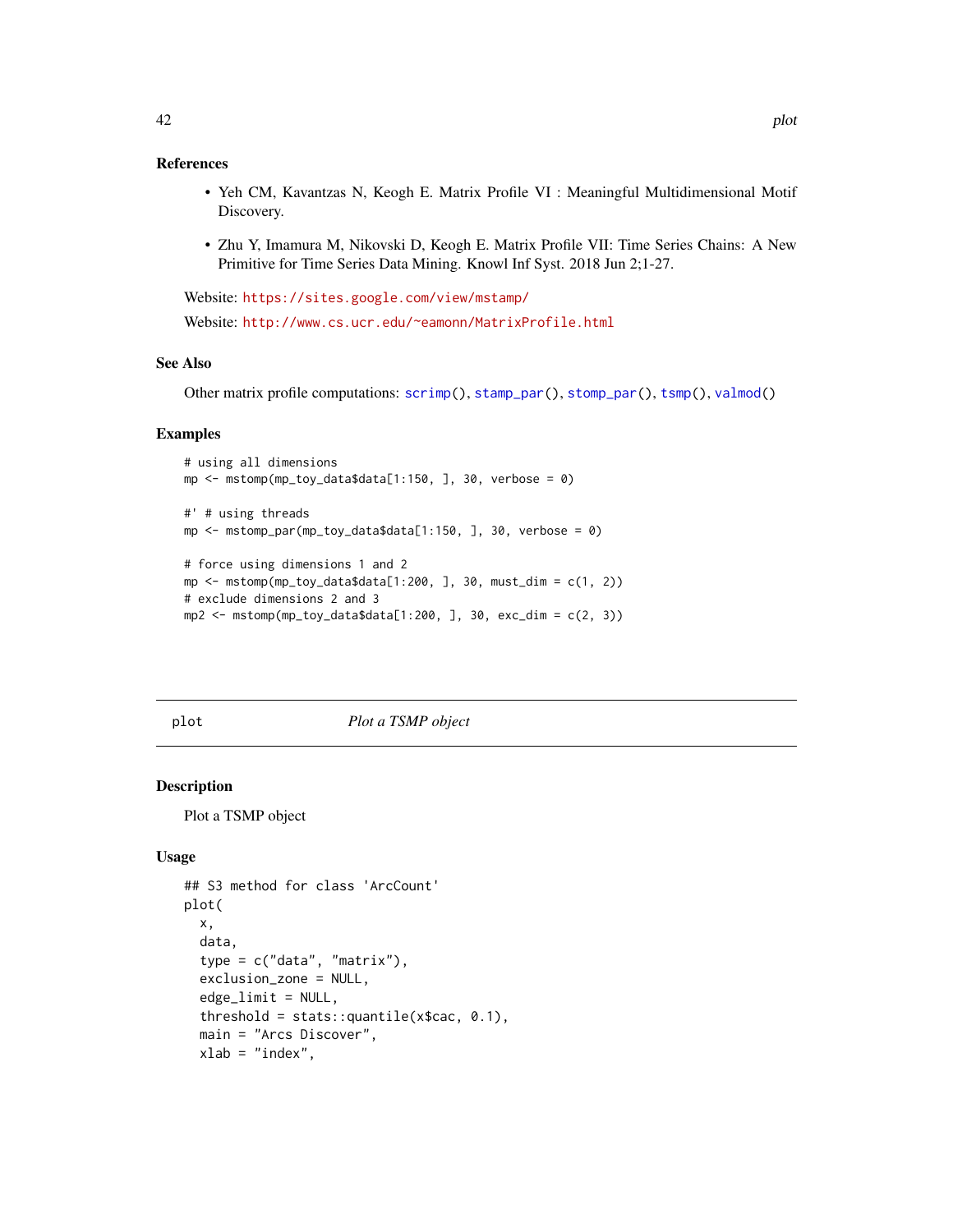### References

- Yeh CM, Kavantzas N, Keogh E. Matrix Profile VI : Meaningful Multidimensional Motif Discovery.
- Zhu Y, Imamura M, Nikovski D, Keogh E. Matrix Profile VII: Time Series Chains: A New Primitive for Time Series Data Mining. Knowl Inf Syst. 2018 Jun 2;1-27.

Website: https://sites.google.com/view/mstamp/

Website: http://www.cs.ucr.edu/~eamonn/MatrixProfile.html

### See Also

Other matrix profile computations: scrimp(), stamp_par(), stomp_par(), tsmp(), valmod()

### Examples

```
# using all dimensions
mp <- mstomp(mp_toy_data$data[1:150, ], 30, verbose = 0)

#' # using threads
mp <- mstomp_par(mp_toy_data$data[1:150, ], 30, verbose = 0)

# force using dimensions 1 and 2
mp <- mstomp(mp_toy_data$data[1:200, ], 30, must_dim = c(1, 2))
# exclude dimensions 2 and 3
mp2 <- mstomp(mp_toy_data$data[1:200, ], 30, exc_dim = c(2, 3))
```

---

## plot — *Plot a TSMP object*

### Description

Plot a TSMP object

### Usage

```
## S3 method for class 'ArcCount'
plot(
  x,
  data,
  type = c("data", "matrix"),
  exclusion_zone = NULL,
  edge_limit = NULL,
  threshold = stats::quantile(x$cac, 0.1),
  main = "Arcs Discover",
  xlab = "index",
```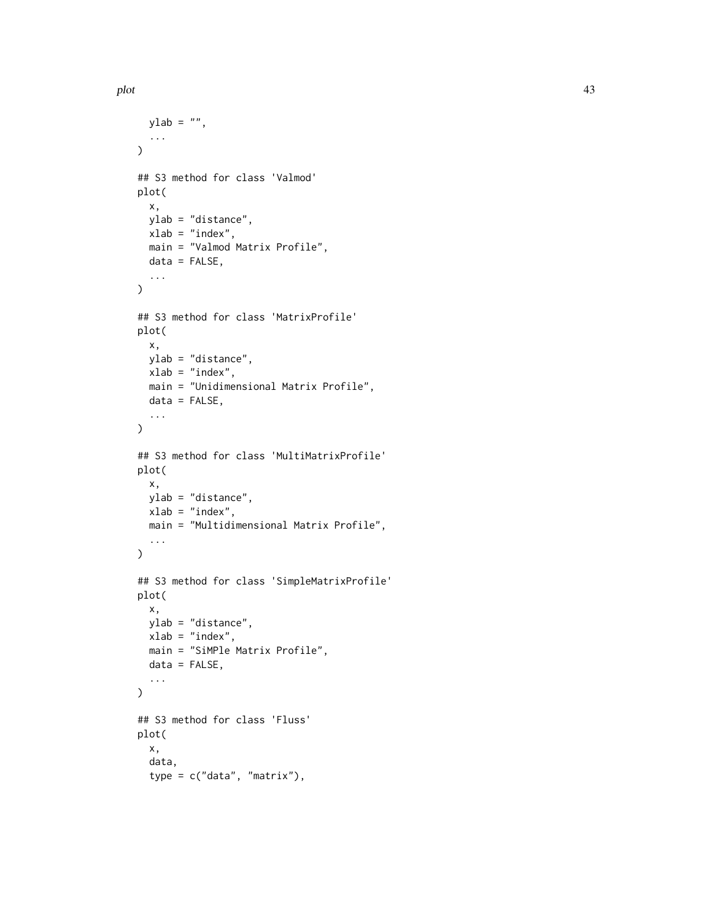```
  ylab = "",
  ...
)

## S3 method for class 'Valmod'
plot(
  x,
  ylab = "distance",
  xlab = "index",
  main = "Valmod Matrix Profile",
  data = FALSE,
  ...
)

## S3 method for class 'MatrixProfile'
plot(
  x,
  ylab = "distance",
  xlab = "index",
  main = "Unidimensional Matrix Profile",
  data = FALSE,
  ...
)

## S3 method for class 'MultiMatrixProfile'
plot(
  x,
  ylab = "distance",
  xlab = "index",
  main = "Multidimensional Matrix Profile",
  ...
)

## S3 method for class 'SimpleMatrixProfile'
plot(
  x,
  ylab = "distance",
  xlab = "index",
  main = "SiMPle Matrix Profile",
  data = FALSE,
  ...
)

## S3 method for class 'Fluss'
plot(
  x,
  data,
  type = c("data", "matrix"),
```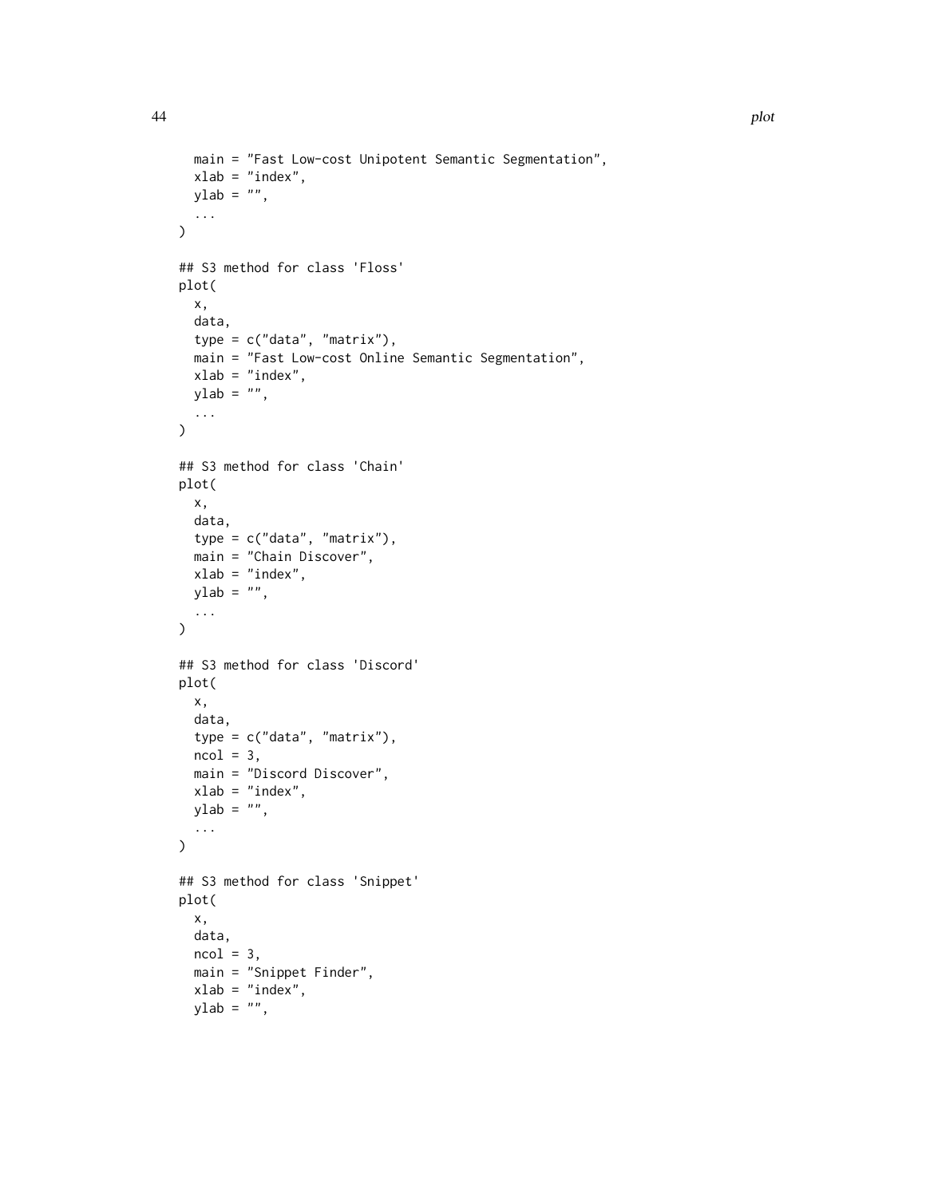```
  main = "Fast Low-cost Unipotent Semantic Segmentation",
  xlab = "index",
  ylab = "",
  ...
)

## S3 method for class 'Floss'
plot(
  x,
  data,
  type = c("data", "matrix"),
  main = "Fast Low-cost Online Semantic Segmentation",
  xlab = "index",
  ylab = "",
  ...
)

## S3 method for class 'Chain'
plot(
  x,
  data,
  type = c("data", "matrix"),
  main = "Chain Discover",
  xlab = "index",
  ylab = "",
  ...
)

## S3 method for class 'Discord'
plot(
  x,
  data,
  type = c("data", "matrix"),
  ncol = 3,
  main = "Discord Discover",
  xlab = "index",
  ylab = "",
  ...
)

## S3 method for class 'Snippet'
plot(
  x,
  data,
  ncol = 3,
  main = "Snippet Finder",
  xlab = "index",
  ylab = "",
```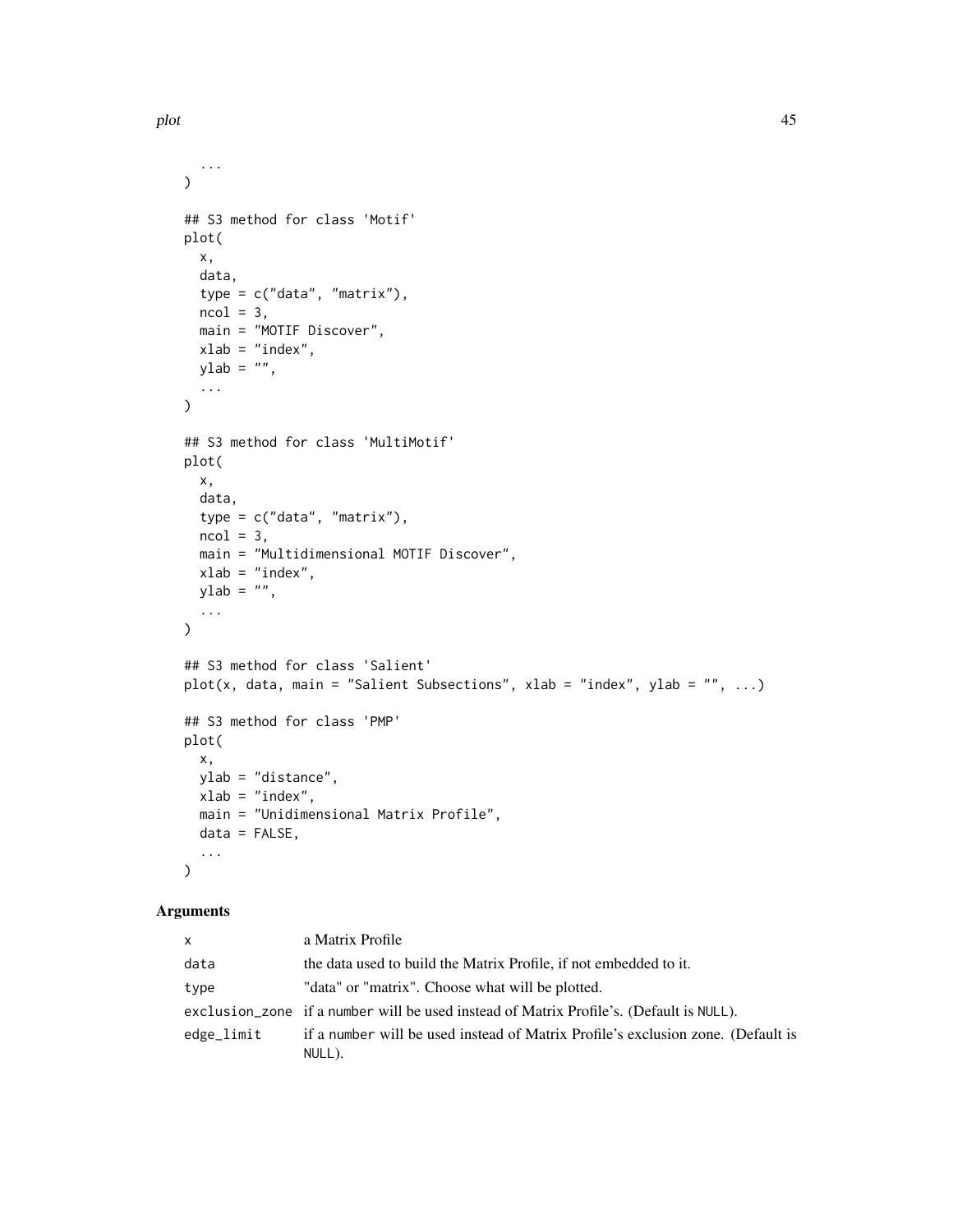```
  ...
)

## S3 method for class 'Motif'
plot(
  x,
  data,
  type = c("data", "matrix"),
  ncol = 3,
  main = "MOTIF Discover",
  xlab = "index",
  ylab = "",
  ...
)

## S3 method for class 'MultiMotif'
plot(
  x,
  data,
  type = c("data", "matrix"),
  ncol = 3,
  main = "Multidimensional MOTIF Discover",
  xlab = "index",
  ylab = "",
  ...
)

## S3 method for class 'Salient'
plot(x, data, main = "Salient Subsections", xlab = "index", ylab = "", ...)

## S3 method for class 'PMP'
plot(
  x,
  ylab = "distance",
  xlab = "index",
  main = "Unidimensional Matrix Profile",
  data = FALSE,
  ...
)
```

## Arguments

| | |
|---|---|
| `x` | a Matrix Profile |
| `data` | the data used to build the Matrix Profile, if not embedded to it. |
| `type` | "data" or "matrix". Choose what will be plotted. |
| `exclusion_zone` | if a `number` will be used instead of Matrix Profile's. (Default is `NULL`). |
| `edge_limit` | if a `number` will be used instead of Matrix Profile's exclusion zone. (Default is `NULL`). |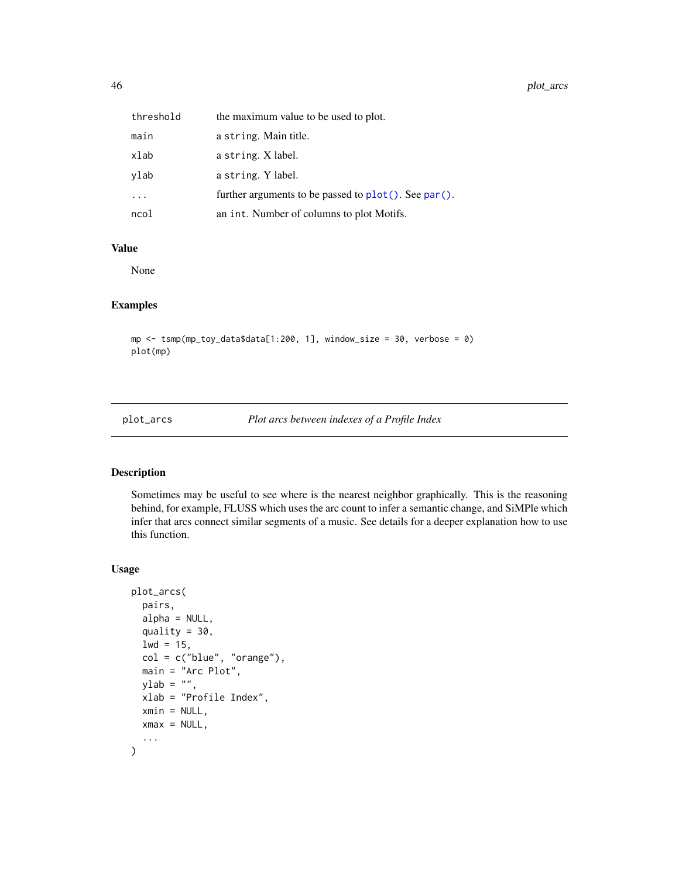| | |
|---|---|
| threshold | the maximum value to be used to plot. |
| main | a string. Main title. |
| xlab | a string. X label. |
| ylab | a string. Y label. |
| ... | further arguments to be passed to plot(). See par(). |
| ncol | an int. Number of columns to plot Motifs. |

### Value

None

### Examples

```
mp <- tsmp(mp_toy_data$data[1:200, 1], window_size = 30, verbose = 0)
plot(mp)
```

---

## plot_arcs — *Plot arcs between indexes of a Profile Index*

---

### Description

Sometimes may be useful to see where is the nearest neighbor graphically. This is the reasoning behind, for example, FLUSS which uses the arc count to infer a semantic change, and SiMPle which infer that arcs connect similar segments of a music. See details for a deeper explanation how to use this function.

### Usage

```
plot_arcs(
  pairs,
  alpha = NULL,
  quality = 30,
  lwd = 15,
  col = c("blue", "orange"),
  main = "Arc Plot",
  ylab = "",
  xlab = "Profile Index",
  xmin = NULL,
  xmax = NULL,
  ...
)
```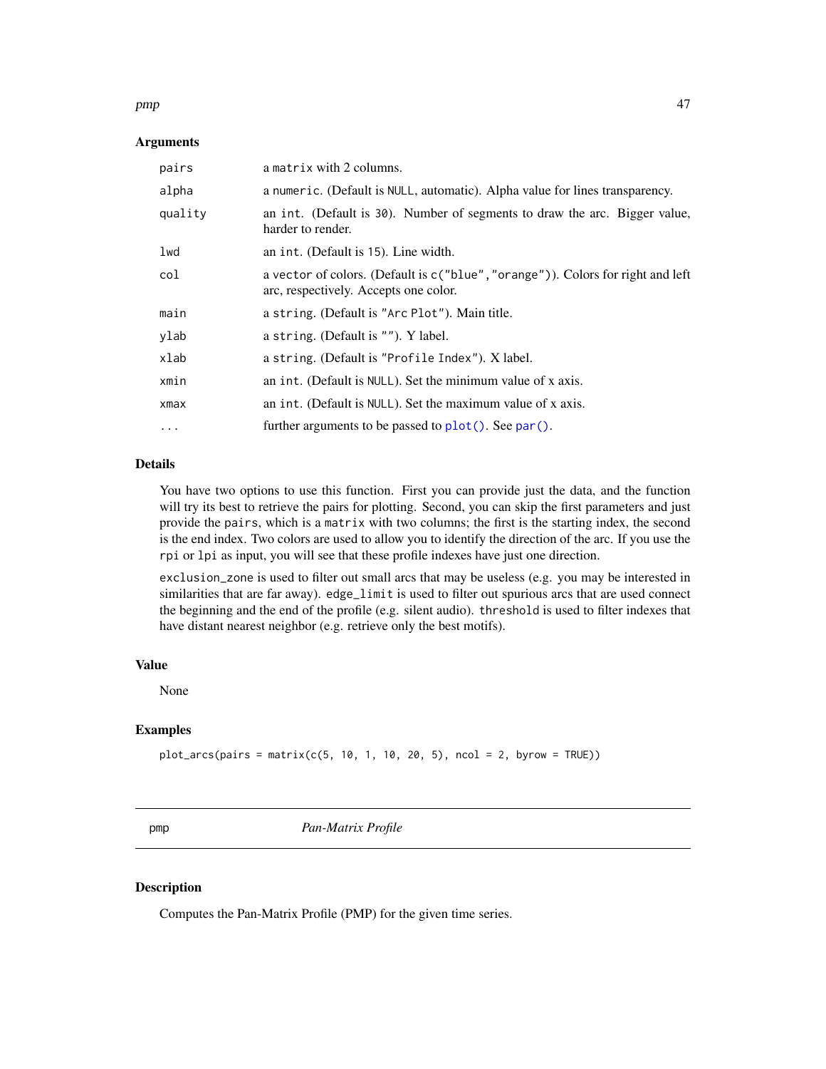### Arguments

| | |
|---|---|
| `pairs` | a `matrix` with 2 columns. |
| `alpha` | a `numeric`. (Default is `NULL`, automatic). Alpha value for lines transparency. |
| `quality` | an `int`. (Default is `30`). Number of segments to draw the arc. Bigger value, harder to render. |
| `lwd` | an `int`. (Default is `15`). Line width. |
| `col` | a `vector` of colors. (Default is `c("blue","orange")`). Colors for right and left arc, respectively. Accepts one color. |
| `main` | a `string`. (Default is `"Arc Plot"`). Main title. |
| `ylab` | a `string`. (Default is `""`). Y label. |
| `xlab` | a `string`. (Default is `"Profile Index"`). X label. |
| `xmin` | an `int`. (Default is `NULL`). Set the minimum value of x axis. |
| `xmax` | an `int`. (Default is `NULL`). Set the maximum value of x axis. |
| `...` | further arguments to be passed to `plot()`. See `par()`. |

### Details

You have two options to use this function. First you can provide just the data, and the function will try its best to retrieve the pairs for plotting. Second, you can skip the first parameters and just provide the `pairs`, which is a `matrix` with two columns; the first is the starting index, the second is the end index. Two colors are used to allow you to identify the direction of the arc. If you use the `rpi` or `lpi` as input, you will see that these profile indexes have just one direction.

`exclusion_zone` is used to filter out small arcs that may be useless (e.g. you may be interested in similarities that are far away). `edge_limit` is used to filter out spurious arcs that are used connect the beginning and the end of the profile (e.g. silent audio). `threshold` is used to filter indexes that have distant nearest neighbor (e.g. retrieve only the best motifs).

### Value

None

### Examples

```
plot_arcs(pairs = matrix(c(5, 10, 1, 10, 20, 5), ncol = 2, byrow = TRUE))
```

---

## pmp — *Pan-Matrix Profile*

### Description

Computes the Pan-Matrix Profile (PMP) for the given time series.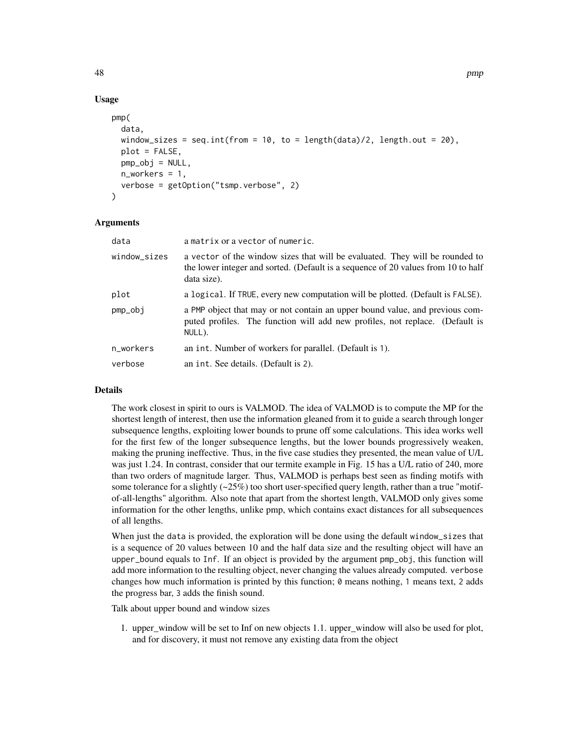## Usage

```
pmp(
  data,
  window_sizes = seq.int(from = 10, to = length(data)/2, length.out = 20),
  plot = FALSE,
  pmp_obj = NULL,
  n_workers = 1,
  verbose = getOption("tsmp.verbose", 2)
)
```

## Arguments

| | |
|---|---|
| data | a matrix or a vector of numeric. |
| window_sizes | a vector of the window sizes that will be evaluated. They will be rounded to the lower integer and sorted. (Default is a sequence of 20 values from 10 to half data size). |
| plot | a logical. If TRUE, every new computation will be plotted. (Default is FALSE). |
| pmp_obj | a PMP object that may or not contain an upper bound value, and previous computed profiles. The function will add new profiles, not replace. (Default is NULL). |
| n_workers | an int. Number of workers for parallel. (Default is 1). |
| verbose | an int. See details. (Default is 2). |

## Details

The work closest in spirit to ours is VALMOD. The idea of VALMOD is to compute the MP for the shortest length of interest, then use the information gleaned from it to guide a search through longer subsequence lengths, exploiting lower bounds to prune off some calculations. This idea works well for the first few of the longer subsequence lengths, but the lower bounds progressively weaken, making the pruning ineffective. Thus, in the five case studies they presented, the mean value of U/L was just 1.24. In contrast, consider that our termite example in Fig. 15 has a U/L ratio of 240, more than two orders of magnitude larger. Thus, VALMOD is perhaps best seen as finding motifs with some tolerance for a slightly (~25%) too short user-specified query length, rather than a true "motif-of-all-lengths" algorithm. Also note that apart from the shortest length, VALMOD only gives some information for the other lengths, unlike pmp, which contains exact distances for all subsequences of all lengths.

When just the data is provided, the exploration will be done using the default window_sizes that is a sequence of 20 values between 10 and the half data size and the resulting object will have an upper_bound equals to Inf. If an object is provided by the argument pmp_obj, this function will add more information to the resulting object, never changing the values already computed. verbose changes how much information is printed by this function; 0 means nothing, 1 means text, 2 adds the progress bar, 3 adds the finish sound.

Talk about upper bound and window sizes

1. upper_window will be set to Inf on new objects 1.1. upper_window will also be used for plot, and for discovery, it must not remove any existing data from the object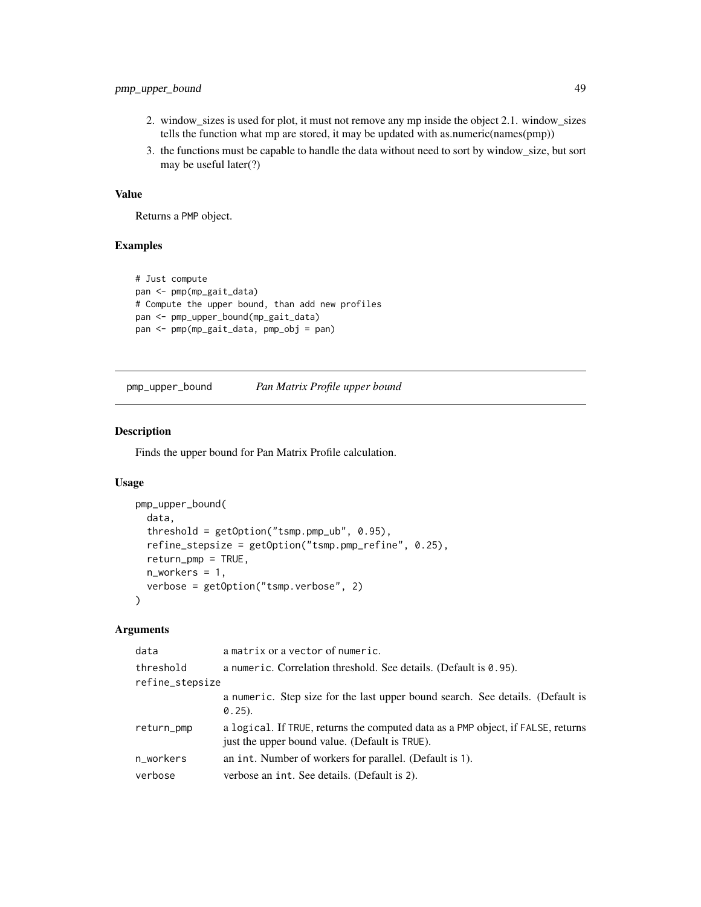2. window_sizes is used for plot, it must not remove any mp inside the object 2.1. window_sizes tells the function what mp are stored, it may be updated with as.numeric(names(pmp))
3. the functions must be capable to handle the data without need to sort by window_size, but sort may be useful later(?)

### Value

Returns a PMP object.

### Examples

```
# Just compute
pan <- pmp(mp_gait_data)
# Compute the upper bound, than add new profiles
pan <- pmp_upper_bound(mp_gait_data)
pan <- pmp(mp_gait_data, pmp_obj = pan)
```

---

## pmp_upper_bound    *Pan Matrix Profile upper bound*

---

### Description

Finds the upper bound for Pan Matrix Profile calculation.

### Usage

```
pmp_upper_bound(
  data,
  threshold = getOption("tsmp.pmp_ub", 0.95),
  refine_stepsize = getOption("tsmp.pmp_refine", 0.25),
  return_pmp = TRUE,
  n_workers = 1,
  verbose = getOption("tsmp.verbose", 2)
)
```

### Arguments

| | |
|---|---|
| data | a matrix or a vector of numeric. |
| threshold | a numeric. Correlation threshold. See details. (Default is 0.95). |
| refine_stepsize | a numeric. Step size for the last upper bound search. See details. (Default is 0.25). |
| return_pmp | a logical. If TRUE, returns the computed data as a PMP object, if FALSE, returns just the upper bound value. (Default is TRUE). |
| n_workers | an int. Number of workers for parallel. (Default is 1). |
| verbose | verbose an int. See details. (Default is 2). |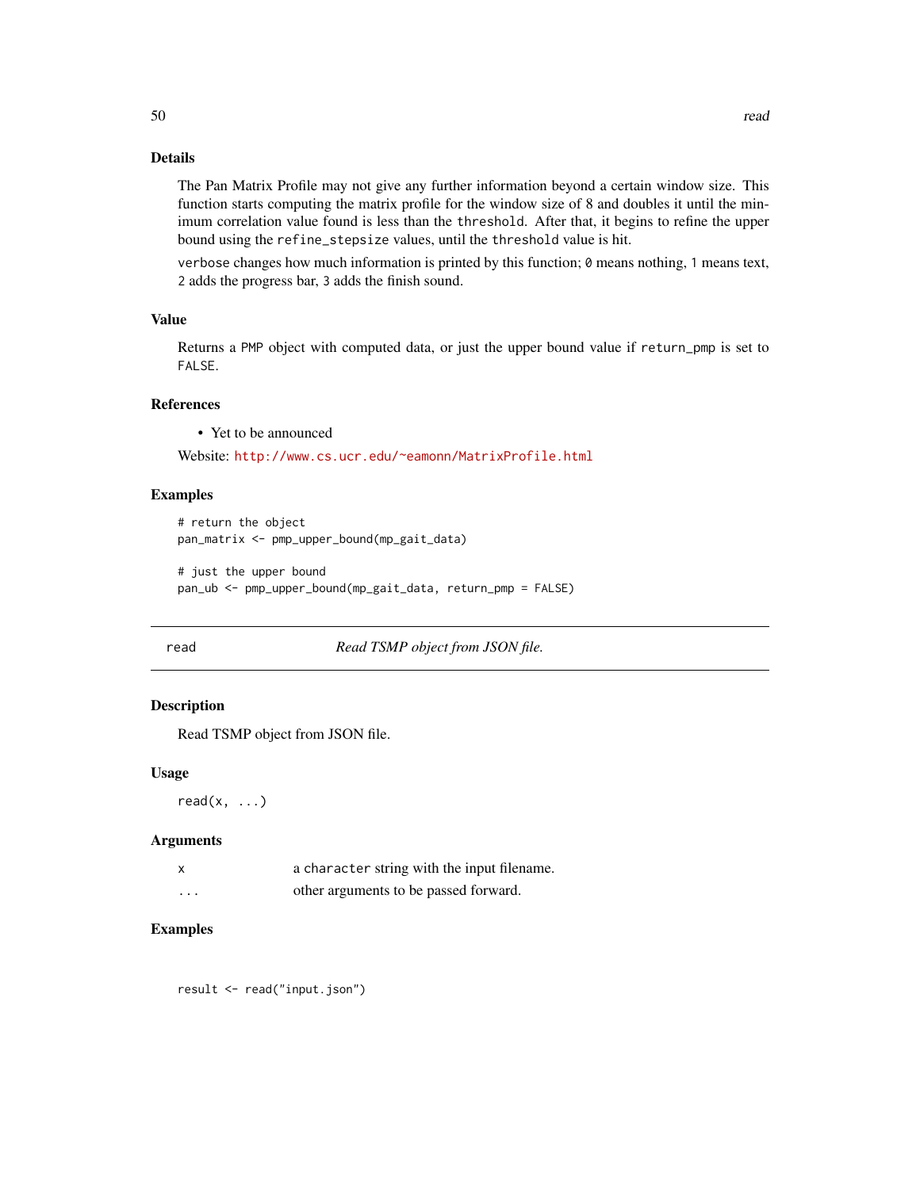## Details

The Pan Matrix Profile may not give any further information beyond a certain window size. This function starts computing the matrix profile for the window size of 8 and doubles it until the minimum correlation value found is less than the threshold. After that, it begins to refine the upper bound using the refine_stepsize values, until the threshold value is hit.

verbose changes how much information is printed by this function; 0 means nothing, 1 means text, 2 adds the progress bar, 3 adds the finish sound.

## Value

Returns a PMP object with computed data, or just the upper bound value if return_pmp is set to FALSE.

## References

- Yet to be announced

Website: http://www.cs.ucr.edu/~eamonn/MatrixProfile.html

## Examples

```
# return the object
pan_matrix <- pmp_upper_bound(mp_gait_data)

# just the upper bound
pan_ub <- pmp_upper_bound(mp_gait_data, return_pmp = FALSE)
```

---

# read — *Read TSMP object from JSON file.*

## Description

Read TSMP object from JSON file.

## Usage

```
read(x, ...)
```

## Arguments

| | |
|---|---|
| x | a character string with the input filename. |
| ... | other arguments to be passed forward. |

## Examples

```
result <- read("input.json")
```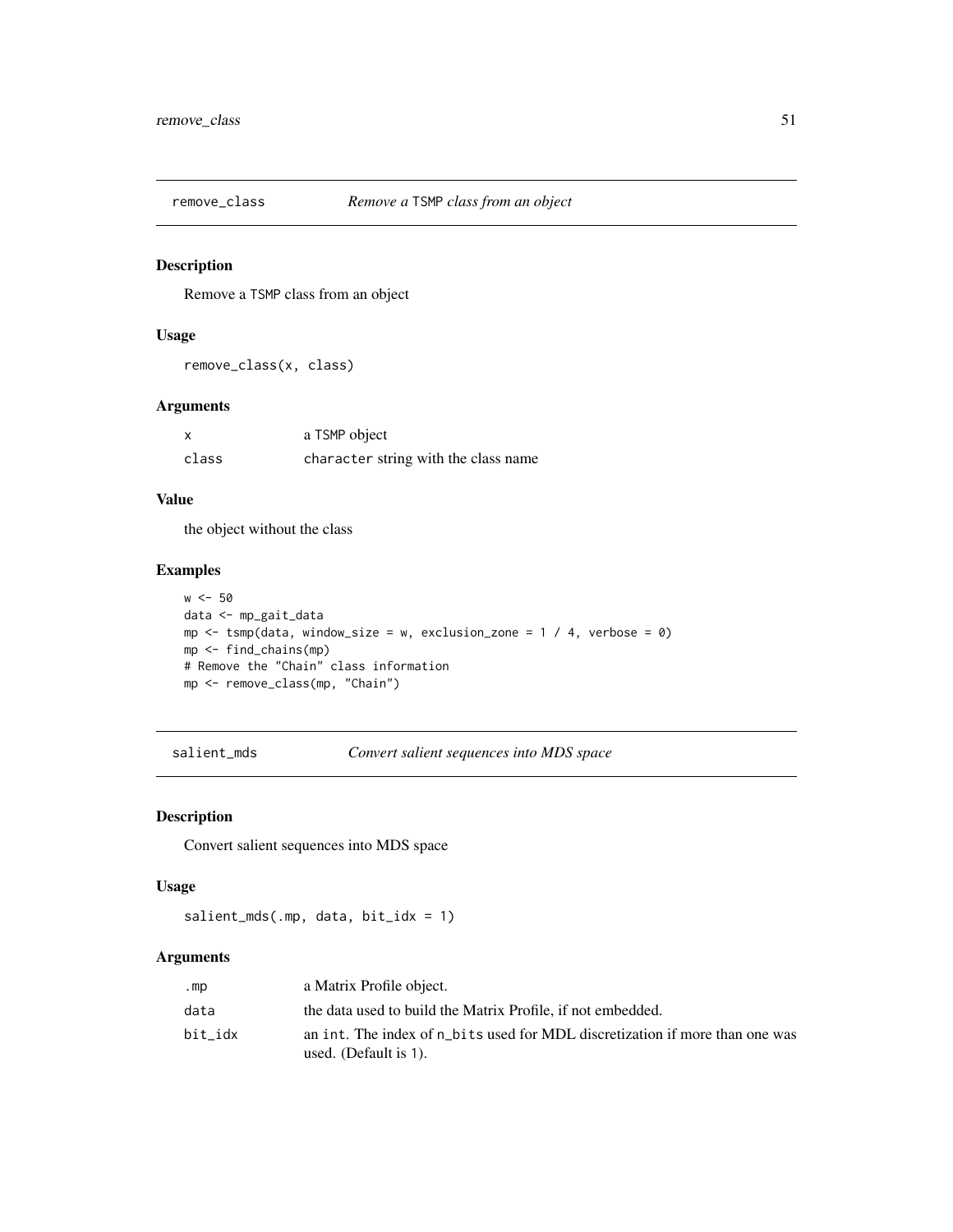## remove_class    *Remove a* TSMP *class from an object*

### Description

Remove a TSMP class from an object

### Usage

```
remove_class(x, class)
```

### Arguments

| | |
|---|---|
| x | a TSMP object |
| class | character string with the class name |

### Value

the object without the class

### Examples

```
w <- 50
data <- mp_gait_data
mp <- tsmp(data, window_size = w, exclusion_zone = 1 / 4, verbose = 0)
mp <- find_chains(mp)
# Remove the "Chain" class information
mp <- remove_class(mp, "Chain")
```

## salient_mds    *Convert salient sequences into MDS space*

### Description

Convert salient sequences into MDS space

### Usage

```
salient_mds(.mp, data, bit_idx = 1)
```

### Arguments

| | |
|---|---|
| .mp | a Matrix Profile object. |
| data | the data used to build the Matrix Profile, if not embedded. |
| bit_idx | an int. The index of n_bits used for MDL discretization if more than one was used. (Default is 1). |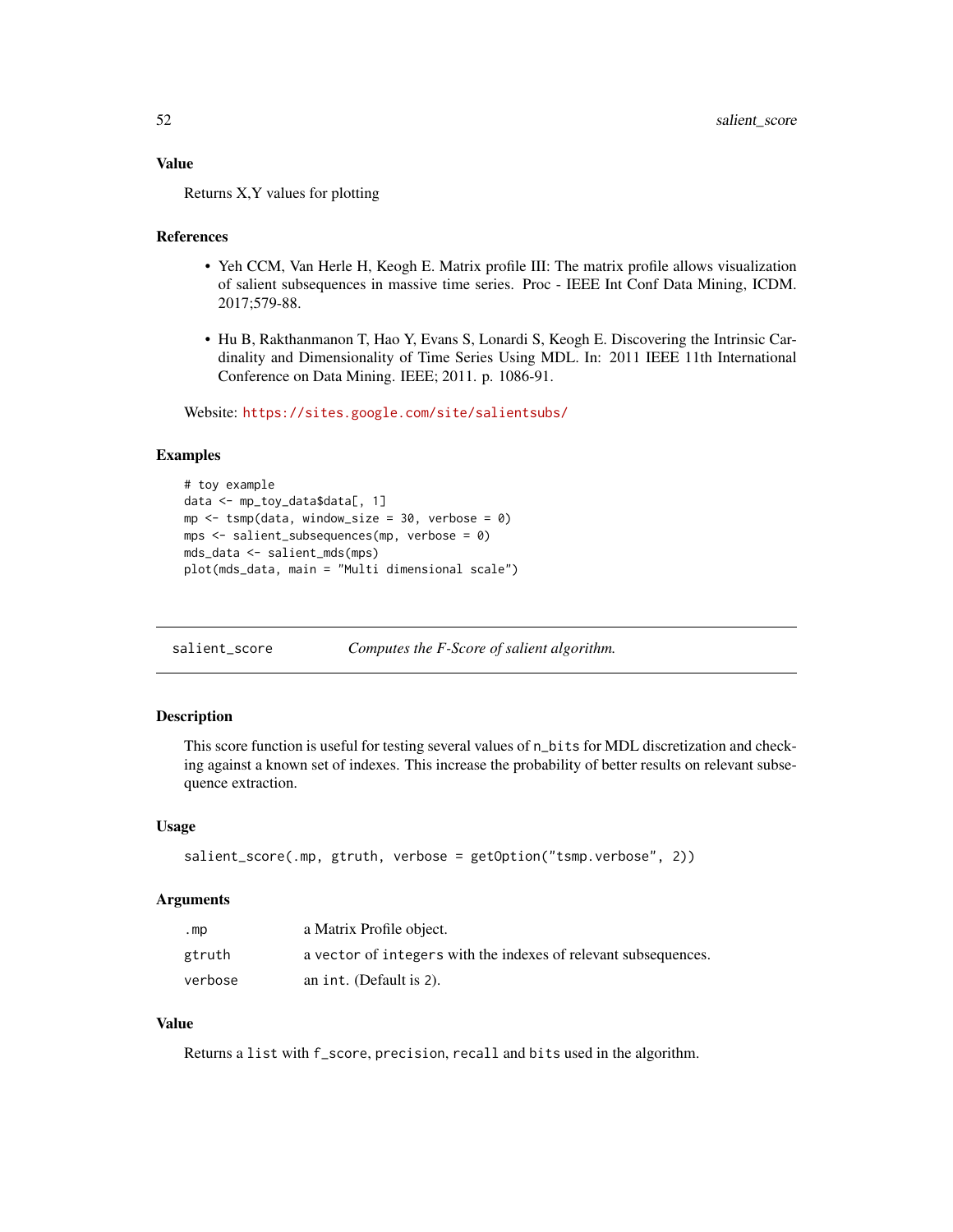### Value

Returns X,Y values for plotting

### References

- Yeh CCM, Van Herle H, Keogh E. Matrix profile III: The matrix profile allows visualization of salient subsequences in massive time series. Proc - IEEE Int Conf Data Mining, ICDM. 2017;579-88.
- Hu B, Rakthanmanon T, Hao Y, Evans S, Lonardi S, Keogh E. Discovering the Intrinsic Cardinality and Dimensionality of Time Series Using MDL. In: 2011 IEEE 11th International Conference on Data Mining. IEEE; 2011. p. 1086-91.

Website: https://sites.google.com/site/salientsubs/

### Examples

```
# toy example
data <- mp_toy_data$data[, 1]
mp <- tsmp(data, window_size = 30, verbose = 0)
mps <- salient_subsequences(mp, verbose = 0)
mds_data <- salient_mds(mps)
plot(mds_data, main = "Multi dimensional scale")
```

---

## salient_score — *Computes the F-Score of salient algorithm.*

### Description

This score function is useful for testing several values of `n_bits` for MDL discretization and checking against a known set of indexes. This increase the probability of better results on relevant subsequence extraction.

### Usage

```
salient_score(.mp, gtruth, verbose = getOption("tsmp.verbose", 2))
```

### Arguments

| | |
|---|---|
| `.mp` | a Matrix Profile object. |
| `gtruth` | a `vector` of `integers` with the indexes of relevant subsequences. |
| `verbose` | an `int`. (Default is `2`). |

### Value

Returns a `list` with `f_score`, `precision`, `recall` and `bits` used in the algorithm.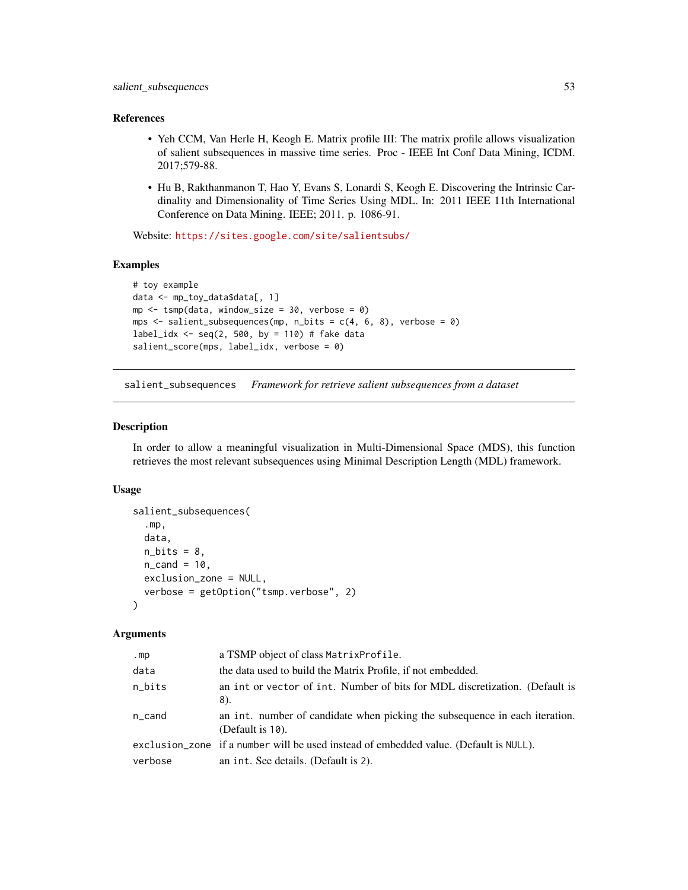### References

- Yeh CCM, Van Herle H, Keogh E. Matrix profile III: The matrix profile allows visualization of salient subsequences in massive time series. Proc - IEEE Int Conf Data Mining, ICDM. 2017;579-88.
- Hu B, Rakthanmanon T, Hao Y, Evans S, Lonardi S, Keogh E. Discovering the Intrinsic Cardinality and Dimensionality of Time Series Using MDL. In: 2011 IEEE 11th International Conference on Data Mining. IEEE; 2011. p. 1086-91.

Website: https://sites.google.com/site/salientsubs/

### Examples

```
# toy example
data <- mp_toy_data$data[, 1]
mp <- tsmp(data, window_size = 30, verbose = 0)
mps <- salient_subsequences(mp, n_bits = c(4, 6, 8), verbose = 0)
label_idx <- seq(2, 500, by = 110) # fake data
salient_score(mps, label_idx, verbose = 0)
```

---

## salient_subsequences    *Framework for retrieve salient subsequences from a dataset*

### Description

In order to allow a meaningful visualization in Multi-Dimensional Space (MDS), this function retrieves the most relevant subsequences using Minimal Description Length (MDL) framework.

### Usage

```
salient_subsequences(
  .mp,
  data,
  n_bits = 8,
  n_cand = 10,
  exclusion_zone = NULL,
  verbose = getOption("tsmp.verbose", 2)
)
```

### Arguments

| | |
|---|---|
| `.mp` | a TSMP object of class `MatrixProfile`. |
| `data` | the data used to build the Matrix Profile, if not embedded. |
| `n_bits` | an `int` or `vector` of `int`. Number of bits for MDL discretization. (Default is `8`). |
| `n_cand` | an `int`. number of candidate when picking the subsequence in each iteration. (Default is `10`). |
| `exclusion_zone` | if a `number` will be used instead of embedded value. (Default is `NULL`). |
| `verbose` | an `int`. See details. (Default is `2`). |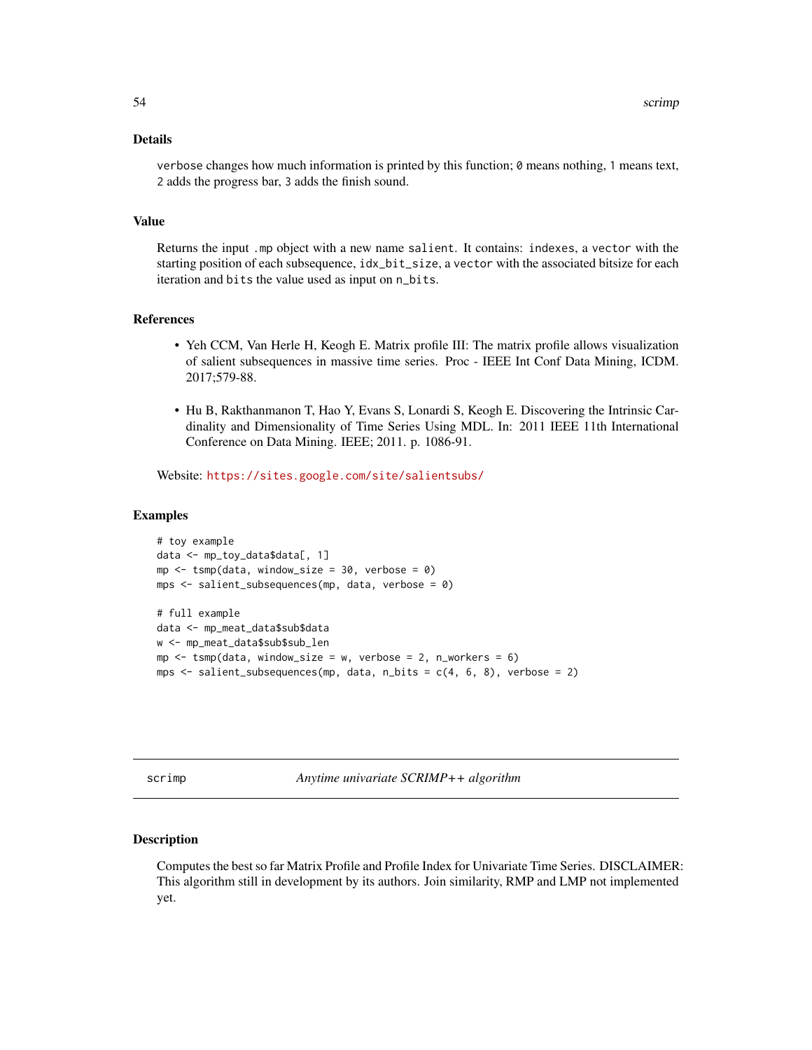### Details

`verbose` changes how much information is printed by this function; `0` means nothing, `1` means text, `2` adds the progress bar, `3` adds the finish sound.

### Value

Returns the input `.mp` object with a new name `salient`. It contains: `indexes`, a `vector` with the starting position of each subsequence, `idx_bit_size`, a `vector` with the associated bitsize for each iteration and `bits` the value used as input on `n_bits`.

### References

- Yeh CCM, Van Herle H, Keogh E. Matrix profile III: The matrix profile allows visualization of salient subsequences in massive time series. Proc - IEEE Int Conf Data Mining, ICDM. 2017;579-88.
- Hu B, Rakthanmanon T, Hao Y, Evans S, Lonardi S, Keogh E. Discovering the Intrinsic Cardinality and Dimensionality of Time Series Using MDL. In: 2011 IEEE 11th International Conference on Data Mining. IEEE; 2011. p. 1086-91.

Website: https://sites.google.com/site/salientsubs/

### Examples

```
# toy example
data <- mp_toy_data$data[, 1]
mp <- tsmp(data, window_size = 30, verbose = 0)
mps <- salient_subsequences(mp, data, verbose = 0)

# full example
data <- mp_meat_data$sub$data
w <- mp_meat_data$sub$sub_len
mp <- tsmp(data, window_size = w, verbose = 2, n_workers = 6)
mps <- salient_subsequences(mp, data, n_bits = c(4, 6, 8), verbose = 2)
```

---

## scrimp — *Anytime univariate SCRIMP++ algorithm*

### Description

Computes the best so far Matrix Profile and Profile Index for Univariate Time Series. DISCLAIMER: This algorithm still in development by its authors. Join similarity, RMP and LMP not implemented yet.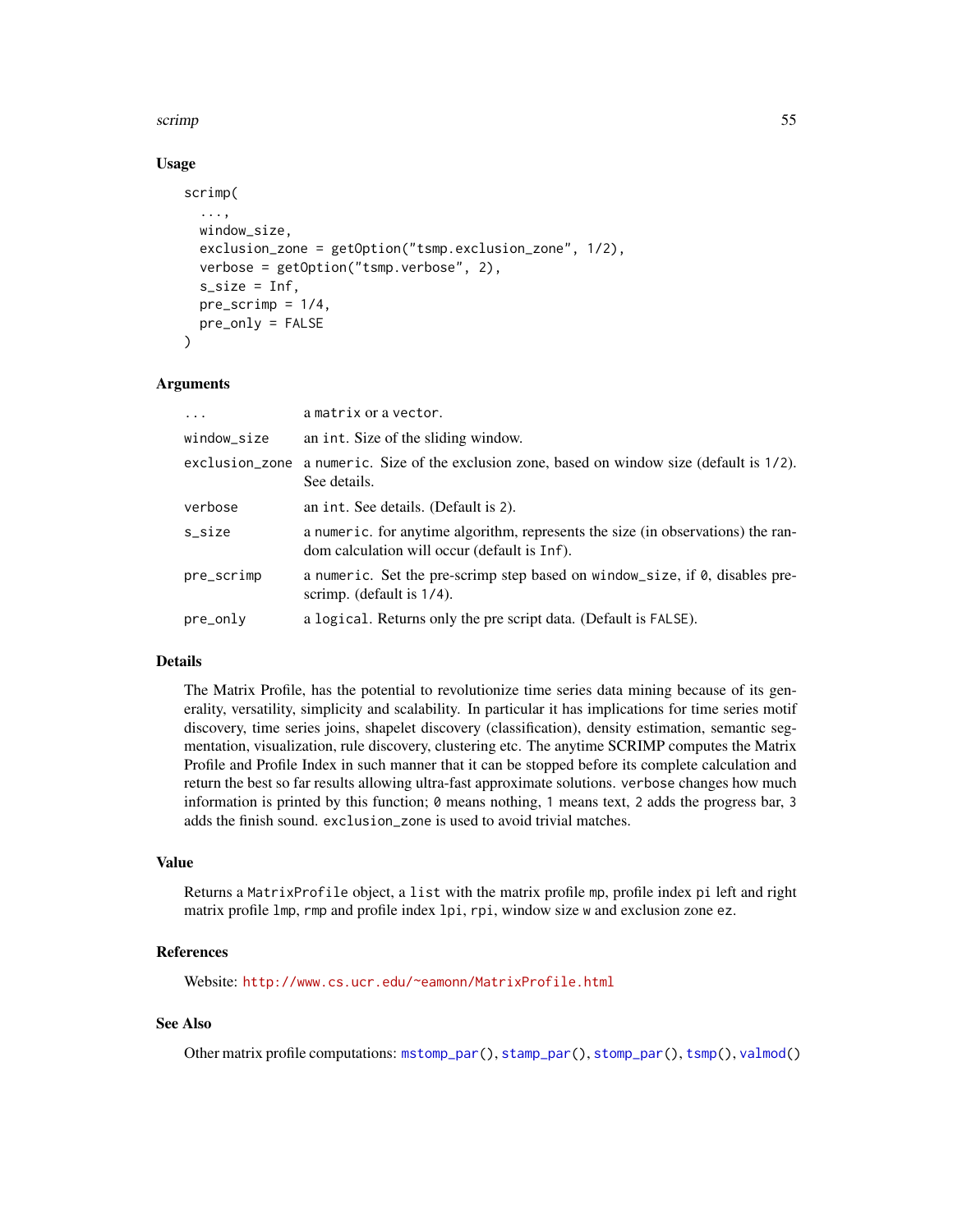## Usage

```
scrimp(
  ...,
  window_size,
  exclusion_zone = getOption("tsmp.exclusion_zone", 1/2),
  verbose = getOption("tsmp.verbose", 2),
  s_size = Inf,
  pre_scrimp = 1/4,
  pre_only = FALSE
)
```

## Arguments

| | |
|---|---|
| ... | a matrix or a vector. |
| window_size | an int. Size of the sliding window. |
| exclusion_zone | a numeric. Size of the exclusion zone, based on window size (default is 1/2). See details. |
| verbose | an int. See details. (Default is 2). |
| s_size | a numeric. for anytime algorithm, represents the size (in observations) the random calculation will occur (default is Inf). |
| pre_scrimp | a numeric. Set the pre-scrimp step based on window_size, if 0, disables pre-scrimp. (default is 1/4). |
| pre_only | a logical. Returns only the pre script data. (Default is FALSE). |

## Details

The Matrix Profile, has the potential to revolutionize time series data mining because of its generality, versatility, simplicity and scalability. In particular it has implications for time series motif discovery, time series joins, shapelet discovery (classification), density estimation, semantic segmentation, visualization, rule discovery, clustering etc. The anytime SCRIMP computes the Matrix Profile and Profile Index in such manner that it can be stopped before its complete calculation and return the best so far results allowing ultra-fast approximate solutions. verbose changes how much information is printed by this function; 0 means nothing, 1 means text, 2 adds the progress bar, 3 adds the finish sound. exclusion_zone is used to avoid trivial matches.

## Value

Returns a MatrixProfile object, a list with the matrix profile mp, profile index pi left and right matrix profile lmp, rmp and profile index lpi, rpi, window size w and exclusion zone ez.

## References

Website: http://www.cs.ucr.edu/~eamonn/MatrixProfile.html

## See Also

Other matrix profile computations: mstomp_par(), stamp_par(), stomp_par(), tsmp(), valmod()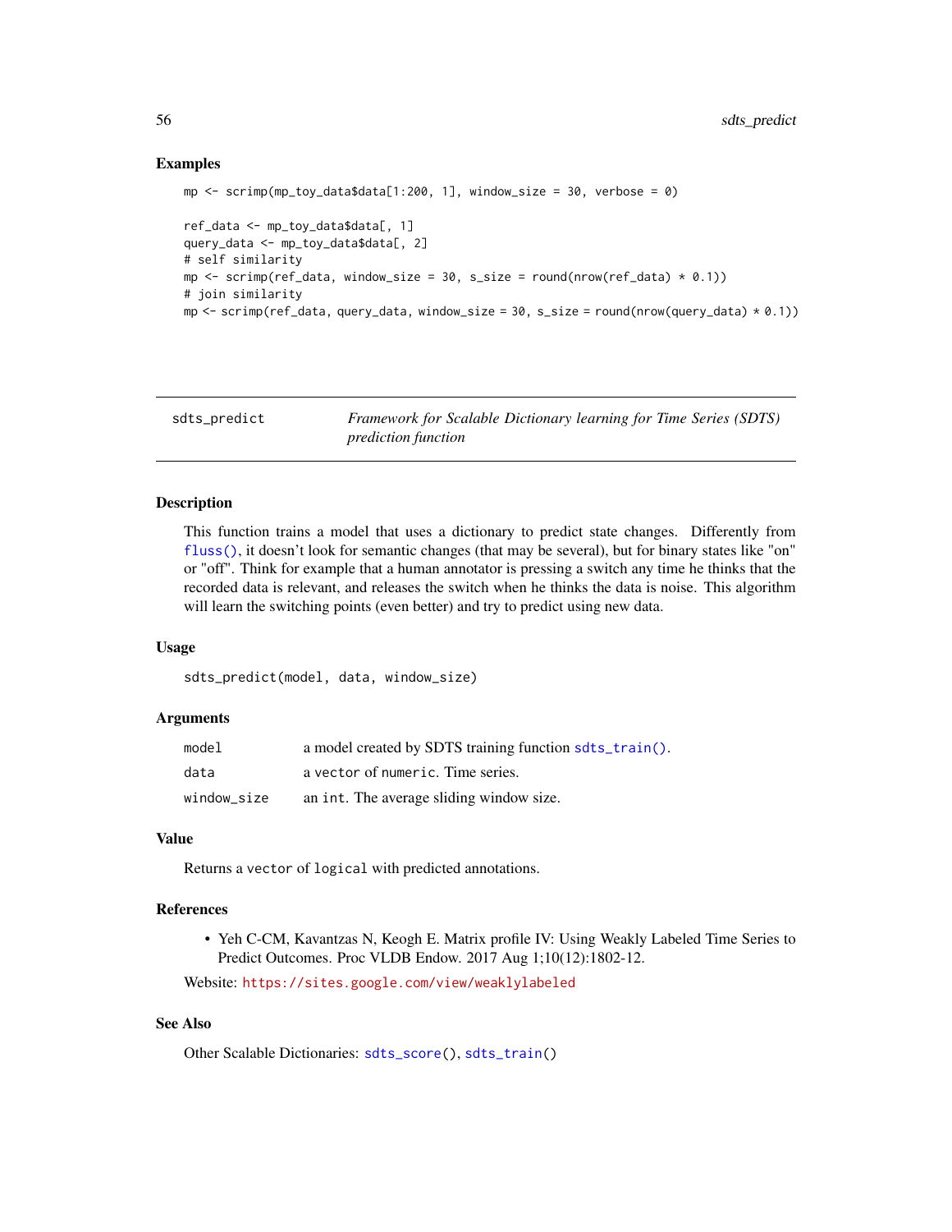### Examples

```
mp <- scrimp(mp_toy_data$data[1:200, 1], window_size = 30, verbose = 0)

ref_data <- mp_toy_data$data[, 1]
query_data <- mp_toy_data$data[, 2]
# self similarity
mp <- scrimp(ref_data, window_size = 30, s_size = round(nrow(ref_data) * 0.1))
# join similarity
mp <- scrimp(ref_data, query_data, window_size = 30, s_size = round(nrow(query_data) * 0.1))
```

---

## sdts_predict — *Framework for Scalable Dictionary learning for Time Series (SDTS) prediction function*

---

### Description

This function trains a model that uses a dictionary to predict state changes. Differently from fluss(), it doesn't look for semantic changes (that may be several), but for binary states like "on" or "off". Think for example that a human annotator is pressing a switch any time he thinks that the recorded data is relevant, and releases the switch when he thinks the data is noise. This algorithm will learn the switching points (even better) and try to predict using new data.

### Usage

```
sdts_predict(model, data, window_size)
```

### Arguments

| | |
|---|---|
| model | a model created by SDTS training function sdts_train(). |
| data | a vector of numeric. Time series. |
| window_size | an int. The average sliding window size. |

### Value

Returns a vector of logical with predicted annotations.

### References

- Yeh C-CM, Kavantzas N, Keogh E. Matrix profile IV: Using Weakly Labeled Time Series to Predict Outcomes. Proc VLDB Endow. 2017 Aug 1;10(12):1802-12.

Website: https://sites.google.com/view/weaklylabeled

### See Also

Other Scalable Dictionaries: sdts_score(), sdts_train()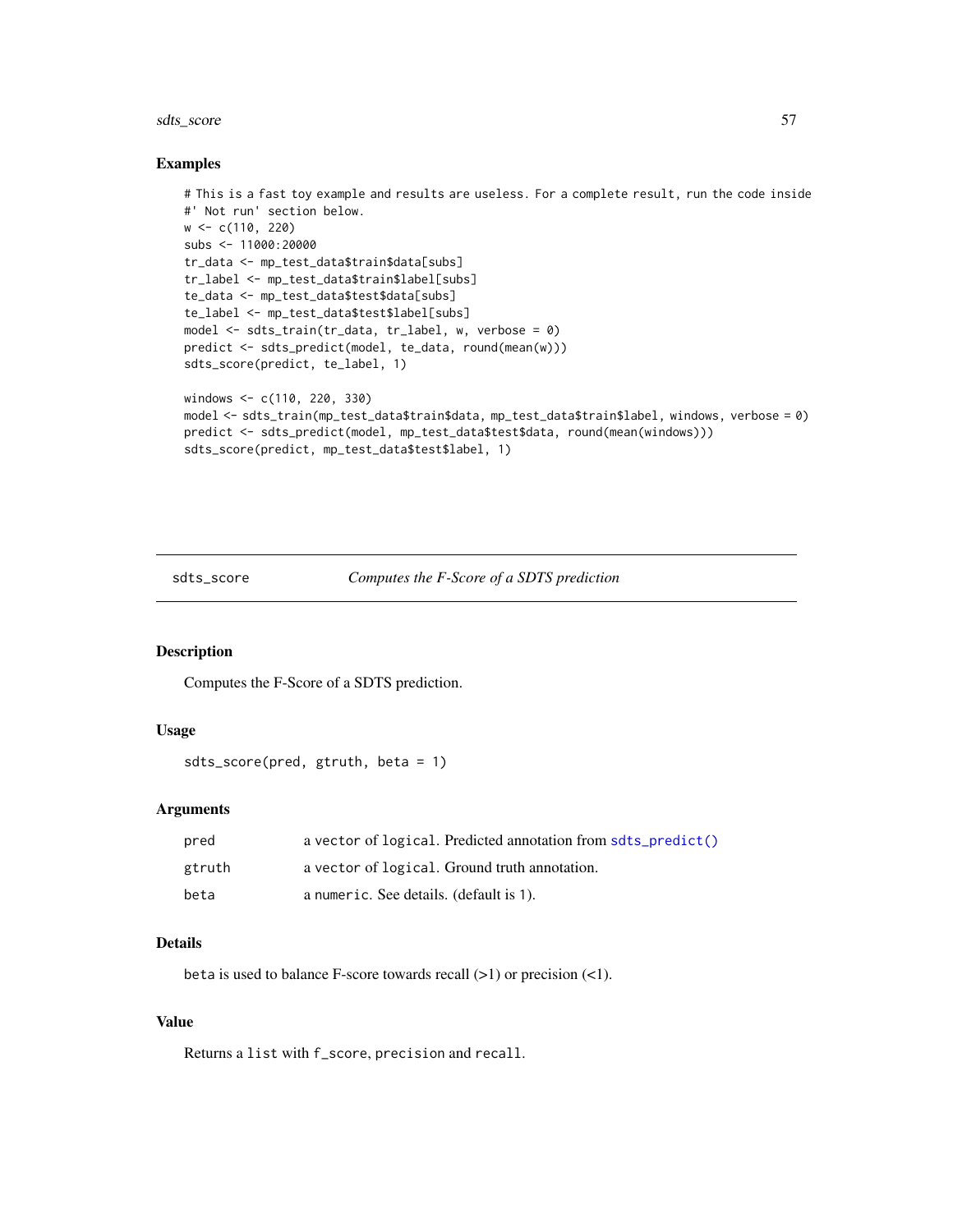## Examples

```
# This is a fast toy example and results are useless. For a complete result, run the code inside
#' Not run' section below.
w <- c(110, 220)
subs <- 11000:20000
tr_data <- mp_test_data$train$data[subs]
tr_label <- mp_test_data$train$label[subs]
te_data <- mp_test_data$test$data[subs]
te_label <- mp_test_data$test$label[subs]
model <- sdts_train(tr_data, tr_label, w, verbose = 0)
predict <- sdts_predict(model, te_data, round(mean(w)))
sdts_score(predict, te_label, 1)

windows <- c(110, 220, 330)
model <- sdts_train(mp_test_data$train$data, mp_test_data$train$label, windows, verbose = 0)
predict <- sdts_predict(model, mp_test_data$test$data, round(mean(windows)))
sdts_score(predict, mp_test_data$test$label, 1)
```

---

# sdts_score — *Computes the F-Score of a SDTS prediction*

## Description

Computes the F-Score of a SDTS prediction.

## Usage

```
sdts_score(pred, gtruth, beta = 1)
```

## Arguments

| | |
|---|---|
| `pred` | a `vector` of `logical`. Predicted annotation from `sdts_predict()` |
| `gtruth` | a `vector` of `logical`. Ground truth annotation. |
| `beta` | a `numeric`. See details. (default is 1). |

## Details

`beta` is used to balance F-score towards recall (>1) or precision (<1).

## Value

Returns a `list` with `f_score`, `precision` and `recall`.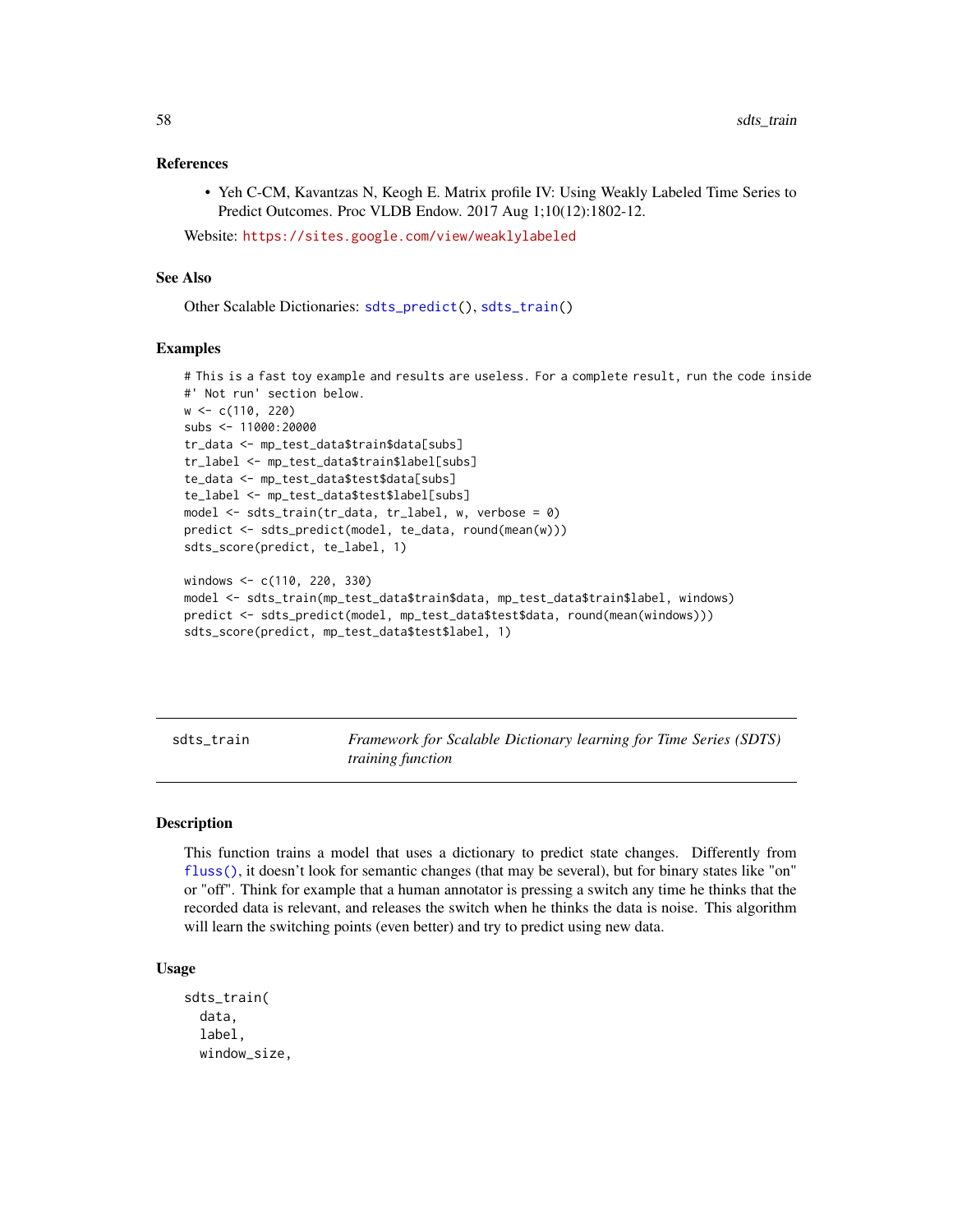### References

- Yeh C-CM, Kavantzas N, Keogh E. Matrix profile IV: Using Weakly Labeled Time Series to Predict Outcomes. Proc VLDB Endow. 2017 Aug 1;10(12):1802-12.

Website: https://sites.google.com/view/weaklylabeled

### See Also

Other Scalable Dictionaries: sdts_predict(), sdts_train()

### Examples

```
# This is a fast toy example and results are useless. For a complete result, run the code inside
#' Not run' section below.
w <- c(110, 220)
subs <- 11000:20000
tr_data <- mp_test_data$train$data[subs]
tr_label <- mp_test_data$train$label[subs]
te_data <- mp_test_data$test$data[subs]
te_label <- mp_test_data$test$label[subs]
model <- sdts_train(tr_data, tr_label, w, verbose = 0)
predict <- sdts_predict(model, te_data, round(mean(w)))
sdts_score(predict, te_label, 1)

windows <- c(110, 220, 330)
model <- sdts_train(mp_test_data$train$data, mp_test_data$train$label, windows)
predict <- sdts_predict(model, mp_test_data$test$data, round(mean(windows)))
sdts_score(predict, mp_test_data$test$label, 1)
```

---

## sdts_train — *Framework for Scalable Dictionary learning for Time Series (SDTS) training function*

### Description

This function trains a model that uses a dictionary to predict state changes. Differently from fluss(), it doesn't look for semantic changes (that may be several), but for binary states like "on" or "off". Think for example that a human annotator is pressing a switch any time he thinks that the recorded data is relevant, and releases the switch when he thinks the data is noise. This algorithm will learn the switching points (even better) and try to predict using new data.

### Usage

```
sdts_train(
  data,
  label,
  window_size,
```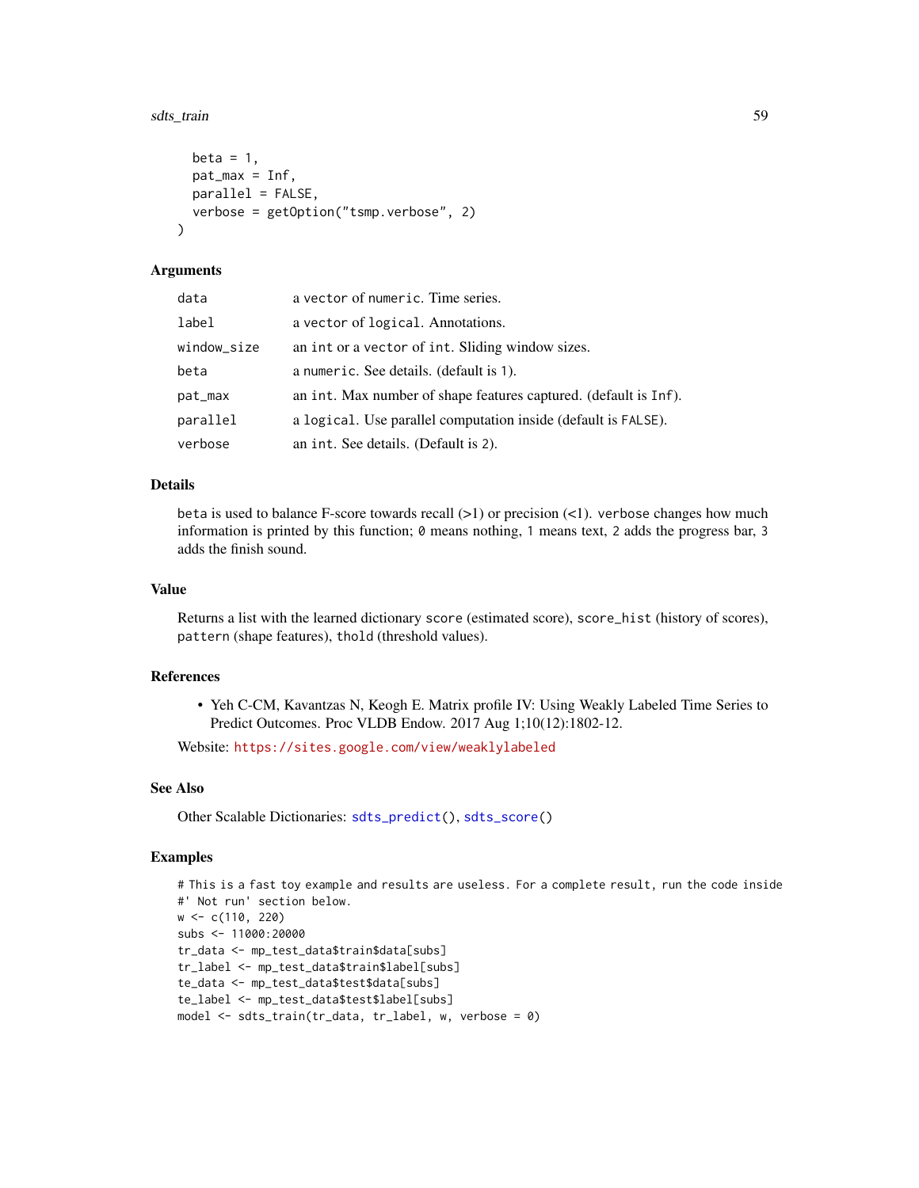```
  beta = 1,
  pat_max = Inf,
  parallel = FALSE,
  verbose = getOption("tsmp.verbose", 2)
)
```

### Arguments

| | |
|---|---|
| data | a vector of numeric. Time series. |
| label | a vector of logical. Annotations. |
| window_size | an int or a vector of int. Sliding window sizes. |
| beta | a numeric. See details. (default is 1). |
| pat_max | an int. Max number of shape features captured. (default is Inf). |
| parallel | a logical. Use parallel computation inside (default is FALSE). |
| verbose | an int. See details. (Default is 2). |

### Details

beta is used to balance F-score towards recall (>1) or precision (<1). verbose changes how much information is printed by this function; 0 means nothing, 1 means text, 2 adds the progress bar, 3 adds the finish sound.

### Value

Returns a list with the learned dictionary score (estimated score), score_hist (history of scores), pattern (shape features), thold (threshold values).

### References

- Yeh C-CM, Kavantzas N, Keogh E. Matrix profile IV: Using Weakly Labeled Time Series to Predict Outcomes. Proc VLDB Endow. 2017 Aug 1;10(12):1802-12.

Website: https://sites.google.com/view/weaklylabeled

### See Also

Other Scalable Dictionaries: sdts_predict(), sdts_score()

### Examples

```
# This is a fast toy example and results are useless. For a complete result, run the code inside
#' Not run' section below.
w <- c(110, 220)
subs <- 11000:20000
tr_data <- mp_test_data$train$data[subs]
tr_label <- mp_test_data$train$label[subs]
te_data <- mp_test_data$test$data[subs]
te_label <- mp_test_data$test$label[subs]
model <- sdts_train(tr_data, tr_label, w, verbose = 0)
```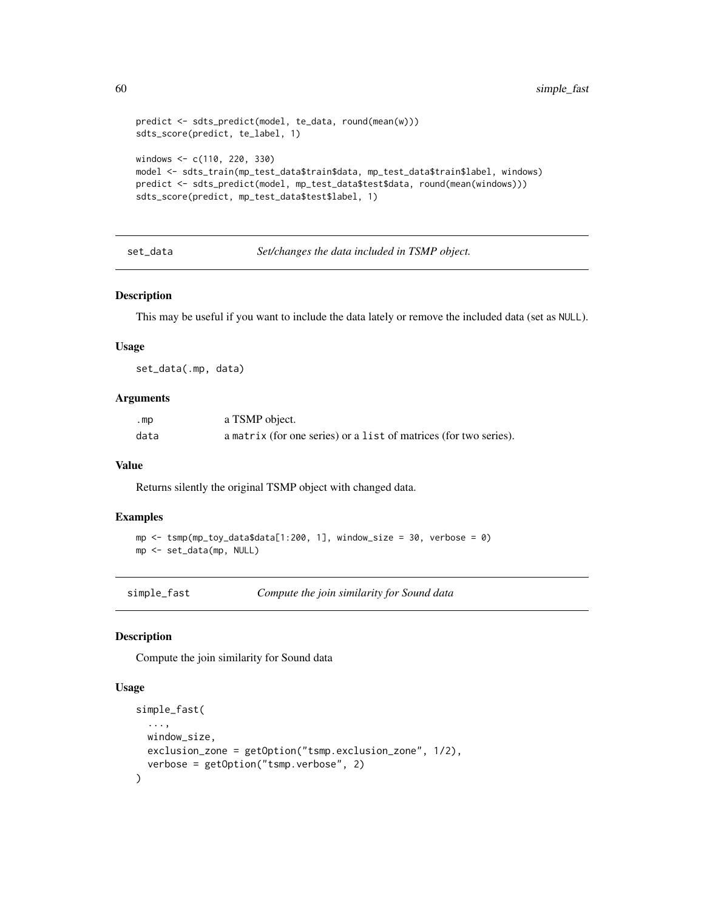```
predict <- sdts_predict(model, te_data, round(mean(w)))
sdts_score(predict, te_label, 1)

windows <- c(110, 220, 330)
model <- sdts_train(mp_test_data$train$data, mp_test_data$train$label, windows)
predict <- sdts_predict(model, mp_test_data$test$data, round(mean(windows)))
sdts_score(predict, mp_test_data$test$label, 1)
```

## set_data — *Set/changes the data included in TSMP object.*

### Description

This may be useful if you want to include the data lately or remove the included data (set as NULL).

### Usage

```
set_data(.mp, data)
```

### Arguments

| | |
|---|---|
| .mp | a TSMP object. |
| data | a matrix (for one series) or a list of matrices (for two series). |

### Value

Returns silently the original TSMP object with changed data.

### Examples

```
mp <- tsmp(mp_toy_data$data[1:200, 1], window_size = 30, verbose = 0)
mp <- set_data(mp, NULL)
```

## simple_fast — *Compute the join similarity for Sound data*

### Description

Compute the join similarity for Sound data

### Usage

```
simple_fast(
  ...,
  window_size,
  exclusion_zone = getOption("tsmp.exclusion_zone", 1/2),
  verbose = getOption("tsmp.verbose", 2)
)
```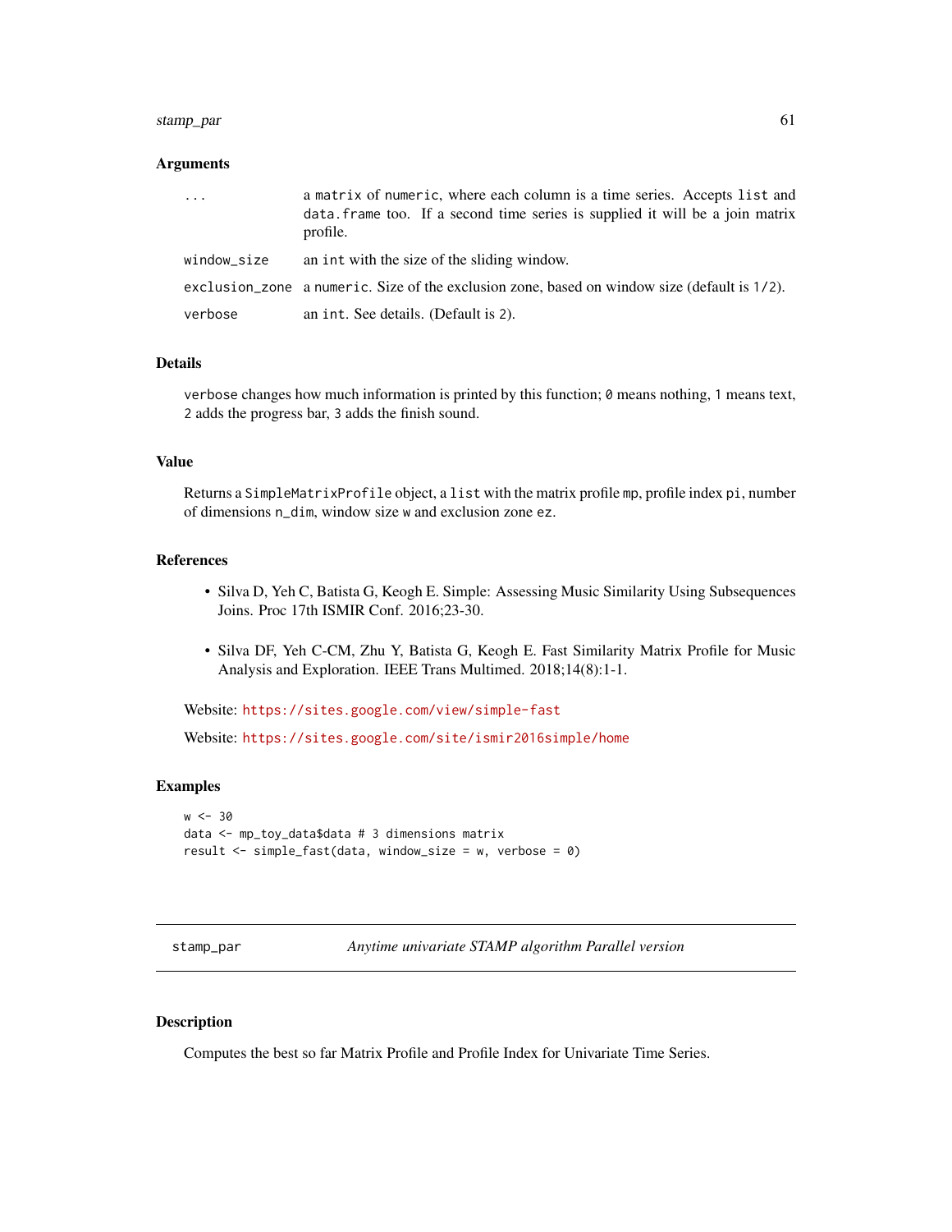### Arguments

| | |
|---|---|
| ... | a matrix of numeric, where each column is a time series. Accepts list and data.frame too. If a second time series is supplied it will be a join matrix profile. |
| window_size | an int with the size of the sliding window. |
| exclusion_zone | a numeric. Size of the exclusion zone, based on window size (default is 1/2). |
| verbose | an int. See details. (Default is 2). |

### Details

verbose changes how much information is printed by this function; 0 means nothing, 1 means text, 2 adds the progress bar, 3 adds the finish sound.

### Value

Returns a SimpleMatrixProfile object, a list with the matrix profile mp, profile index pi, number of dimensions n_dim, window size w and exclusion zone ez.

### References

- Silva D, Yeh C, Batista G, Keogh E. Simple: Assessing Music Similarity Using Subsequences Joins. Proc 17th ISMIR Conf. 2016;23-30.
- Silva DF, Yeh C-CM, Zhu Y, Batista G, Keogh E. Fast Similarity Matrix Profile for Music Analysis and Exploration. IEEE Trans Multimed. 2018;14(8):1-1.

Website: https://sites.google.com/view/simple-fast

Website: https://sites.google.com/site/ismir2016simple/home

### Examples

```
w <- 30
data <- mp_toy_data$data # 3 dimensions matrix
result <- simple_fast(data, window_size = w, verbose = 0)
```

---

## stamp_par — *Anytime univariate STAMP algorithm Parallel version*

---

### Description

Computes the best so far Matrix Profile and Profile Index for Univariate Time Series.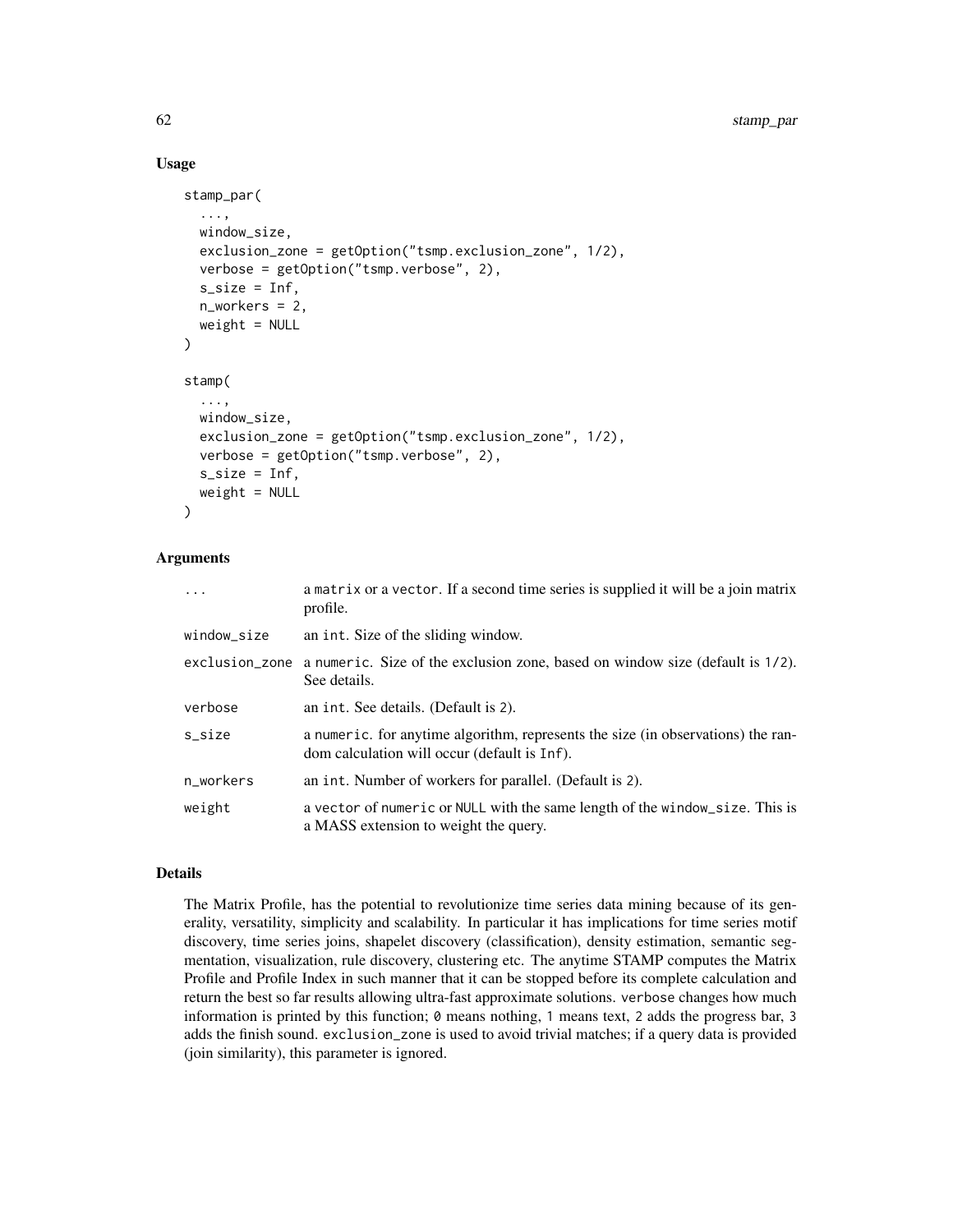## Usage

```
stamp_par(
  ...,
  window_size,
  exclusion_zone = getOption("tsmp.exclusion_zone", 1/2),
  verbose = getOption("tsmp.verbose", 2),
  s_size = Inf,
  n_workers = 2,
  weight = NULL
)

stamp(
  ...,
  window_size,
  exclusion_zone = getOption("tsmp.exclusion_zone", 1/2),
  verbose = getOption("tsmp.verbose", 2),
  s_size = Inf,
  weight = NULL
)
```

## Arguments

| | |
|---|---|
| `...` | a `matrix` or a `vector`. If a second time series is supplied it will be a join matrix profile. |
| `window_size` | an `int`. Size of the sliding window. |
| `exclusion_zone` | a `numeric`. Size of the exclusion zone, based on window size (default is `1/2`). See details. |
| `verbose` | an `int`. See details. (Default is `2`). |
| `s_size` | a `numeric`. for anytime algorithm, represents the size (in observations) the random calculation will occur (default is `Inf`). |
| `n_workers` | an `int`. Number of workers for parallel. (Default is `2`). |
| `weight` | a `vector` of `numeric` or `NULL` with the same length of the `window_size`. This is a MASS extension to weight the query. |

## Details

The Matrix Profile, has the potential to revolutionize time series data mining because of its generality, versatility, simplicity and scalability. In particular it has implications for time series motif discovery, time series joins, shapelet discovery (classification), density estimation, semantic segmentation, visualization, rule discovery, clustering etc. The anytime STAMP computes the Matrix Profile and Profile Index in such manner that it can be stopped before its complete calculation and return the best so far results allowing ultra-fast approximate solutions. `verbose` changes how much information is printed by this function; `0` means nothing, `1` means text, `2` adds the progress bar, `3` adds the finish sound. `exclusion_zone` is used to avoid trivial matches; if a query data is provided (join similarity), this parameter is ignored.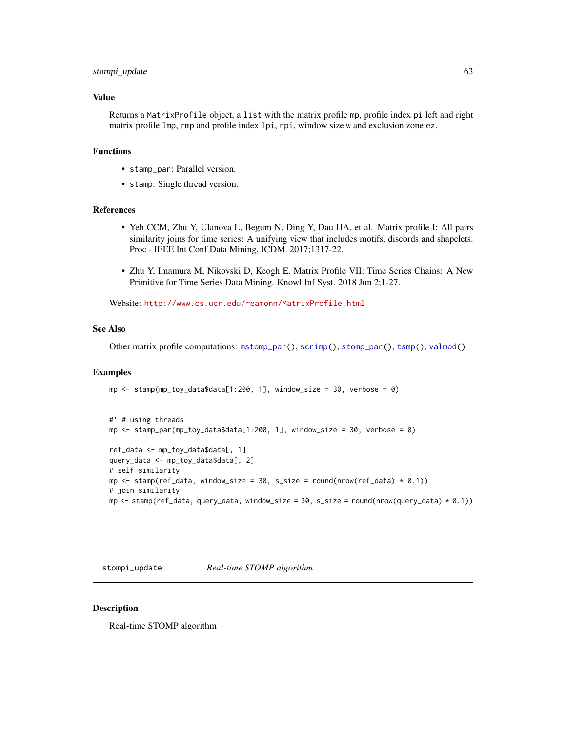## Value

Returns a `MatrixProfile` object, a `list` with the matrix profile `mp`, profile index `pi` left and right matrix profile `lmp`, `rmp` and profile index `lpi`, `rpi`, window size `w` and exclusion zone `ez`.

## Functions

- `stamp_par`: Parallel version.
- `stamp`: Single thread version.

## References

- Yeh CCM, Zhu Y, Ulanova L, Begum N, Ding Y, Dau HA, et al. Matrix profile I: All pairs similarity joins for time series: A unifying view that includes motifs, discords and shapelets. Proc - IEEE Int Conf Data Mining, ICDM. 2017;1317-22.
- Zhu Y, Imamura M, Nikovski D, Keogh E. Matrix Profile VII: Time Series Chains: A New Primitive for Time Series Data Mining. Knowl Inf Syst. 2018 Jun 2;1-27.

Website: http://www.cs.ucr.edu/~eamonn/MatrixProfile.html

## See Also

Other matrix profile computations: `mstomp_par()`, `scrimp()`, `stomp_par()`, `tsmp()`, `valmod()`

## Examples

```
mp <- stamp(mp_toy_data$data[1:200, 1], window_size = 30, verbose = 0)


#' # using threads
mp <- stamp_par(mp_toy_data$data[1:200, 1], window_size = 30, verbose = 0)

ref_data <- mp_toy_data$data[, 1]
query_data <- mp_toy_data$data[, 2]
# self similarity
mp <- stamp(ref_data, window_size = 30, s_size = round(nrow(ref_data) * 0.1))
# join similarity
mp <- stamp(ref_data, query_data, window_size = 30, s_size = round(nrow(query_data) * 0.1))
```

---

# stompi_update — *Real-time STOMP algorithm*

## Description

Real-time STOMP algorithm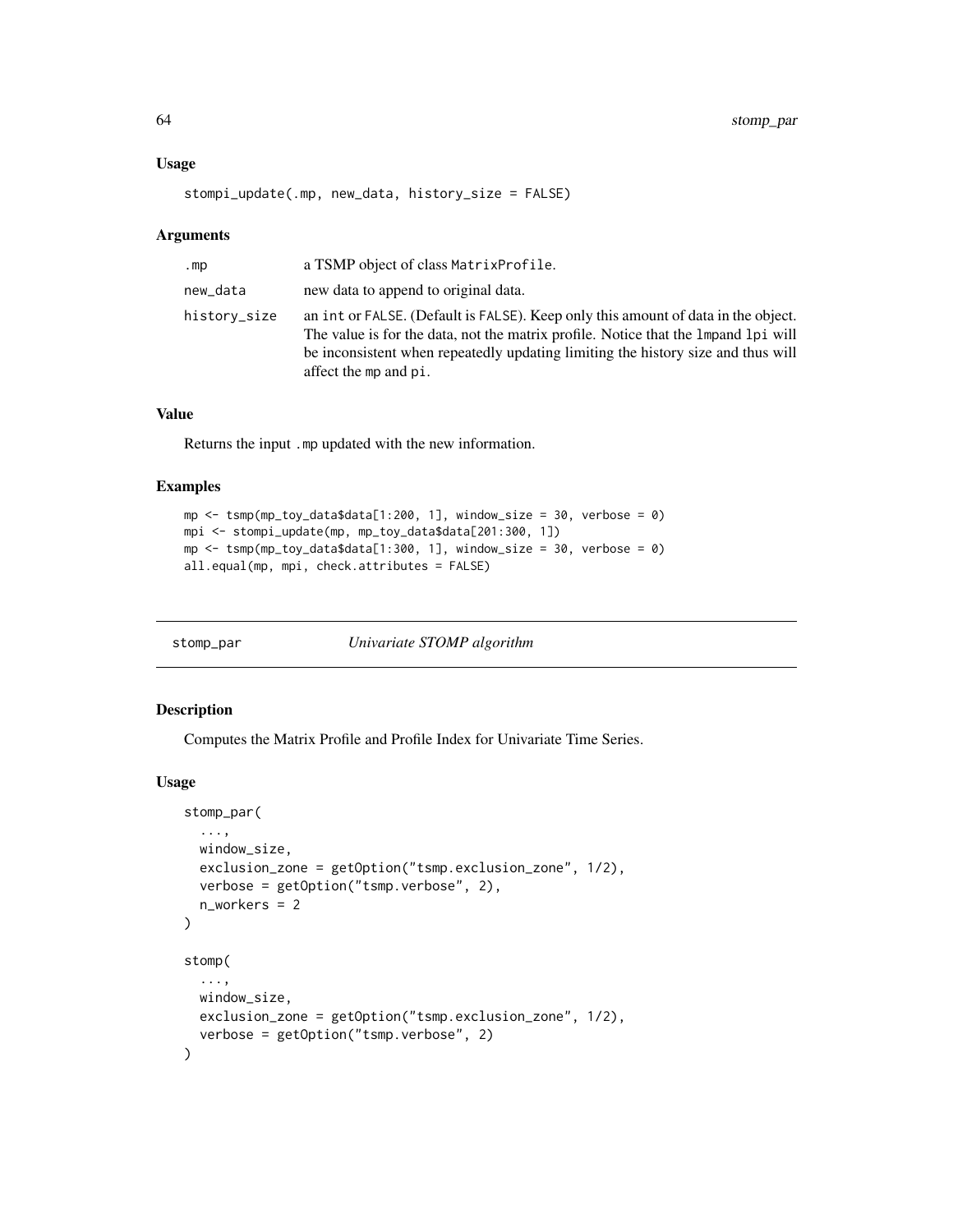### Usage

```
stompi_update(.mp, new_data, history_size = FALSE)
```

### Arguments

| | |
|---|---|
| .mp | a TSMP object of class MatrixProfile. |
| new_data | new data to append to original data. |
| history_size | an int or FALSE. (Default is FALSE). Keep only this amount of data in the object. The value is for the data, not the matrix profile. Notice that the lmpand lpi will be inconsistent when repeatedly updating limiting the history size and thus will affect the mp and pi. |

### Value

Returns the input .mp updated with the new information.

### Examples

```
mp <- tsmp(mp_toy_data$data[1:200, 1], window_size = 30, verbose = 0)
mpi <- stompi_update(mp, mp_toy_data$data[201:300, 1])
mp <- tsmp(mp_toy_data$data[1:300, 1], window_size = 30, verbose = 0)
all.equal(mp, mpi, check.attributes = FALSE)
```

---

## stomp_par *Univariate STOMP algorithm*

---

### Description

Computes the Matrix Profile and Profile Index for Univariate Time Series.

### Usage

```
stomp_par(
  ...,
  window_size,
  exclusion_zone = getOption("tsmp.exclusion_zone", 1/2),
  verbose = getOption("tsmp.verbose", 2),
  n_workers = 2
)

stomp(
  ...,
  window_size,
  exclusion_zone = getOption("tsmp.exclusion_zone", 1/2),
  verbose = getOption("tsmp.verbose", 2)
)
```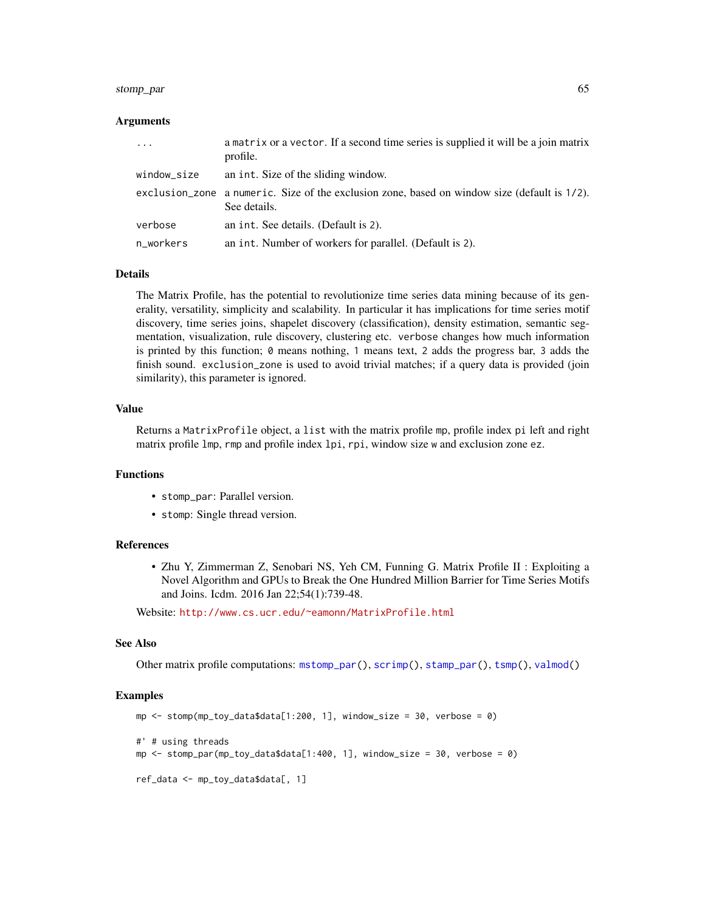## Arguments

| | |
|---|---|
| `...` | a `matrix` or a `vector`. If a second time series is supplied it will be a join matrix profile. |
| `window_size` | an `int`. Size of the sliding window. |
| `exclusion_zone` | a `numeric`. Size of the exclusion zone, based on window size (default is `1/2`). See details. |
| `verbose` | an `int`. See details. (Default is `2`). |
| `n_workers` | an `int`. Number of workers for parallel. (Default is `2`). |

## Details

The Matrix Profile, has the potential to revolutionize time series data mining because of its generality, versatility, simplicity and scalability. In particular it has implications for time series motif discovery, time series joins, shapelet discovery (classification), density estimation, semantic segmentation, visualization, rule discovery, clustering etc. `verbose` changes how much information is printed by this function; `0` means nothing, `1` means text, `2` adds the progress bar, `3` adds the finish sound. `exclusion_zone` is used to avoid trivial matches; if a query data is provided (join similarity), this parameter is ignored.

## Value

Returns a `MatrixProfile` object, a `list` with the matrix profile `mp`, profile index `pi` left and right matrix profile `lmp`, `rmp` and profile index `lpi`, `rpi`, window size `w` and exclusion zone `ez`.

## Functions

- `stomp_par`: Parallel version.
- `stomp`: Single thread version.

## References

- Zhu Y, Zimmerman Z, Senobari NS, Yeh CM, Funning G. Matrix Profile II : Exploiting a Novel Algorithm and GPUs to Break the One Hundred Million Barrier for Time Series Motifs and Joins. Icdm. 2016 Jan 22;54(1):739-48.

Website: http://www.cs.ucr.edu/~eamonn/MatrixProfile.html

## See Also

Other matrix profile computations: `mstomp_par()`, `scrimp()`, `stamp_par()`, `tsmp()`, `valmod()`

## Examples

```
mp <- stomp(mp_toy_data$data[1:200, 1], window_size = 30, verbose = 0)

#' # using threads
mp <- stomp_par(mp_toy_data$data[1:400, 1], window_size = 30, verbose = 0)

ref_data <- mp_toy_data$data[, 1]
```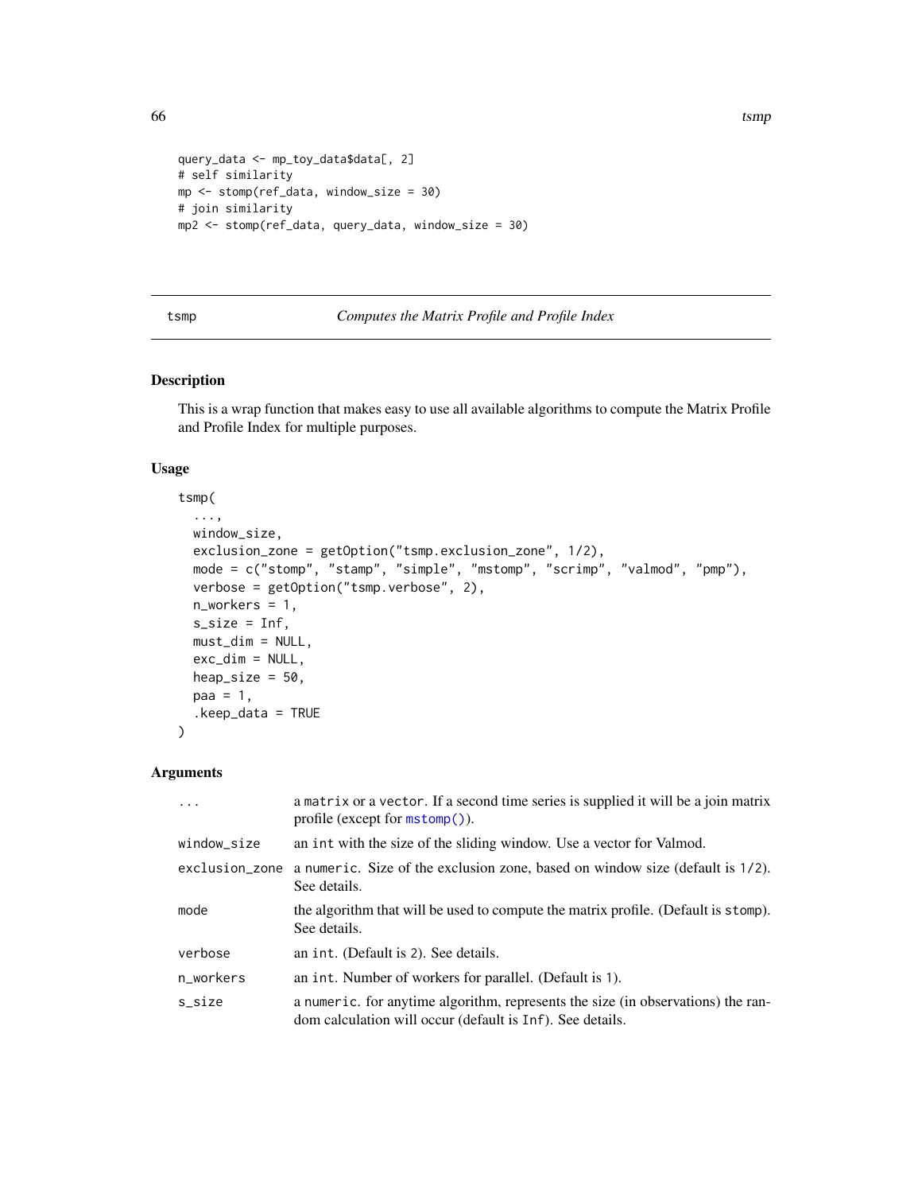```
query_data <- mp_toy_data$data[, 2]
# self similarity
mp <- stomp(ref_data, window_size = 30)
# join similarity
mp2 <- stomp(ref_data, query_data, window_size = 30)
```

## tsmp — *Computes the Matrix Profile and Profile Index*

### Description

This is a wrap function that makes easy to use all available algorithms to compute the Matrix Profile and Profile Index for multiple purposes.

### Usage

```
tsmp(
  ...,
  window_size,
  exclusion_zone = getOption("tsmp.exclusion_zone", 1/2),
  mode = c("stomp", "stamp", "simple", "mstomp", "scrimp", "valmod", "pmp"),
  verbose = getOption("tsmp.verbose", 2),
  n_workers = 1,
  s_size = Inf,
  must_dim = NULL,
  exc_dim = NULL,
  heap_size = 50,
  paa = 1,
  .keep_data = TRUE
)
```

### Arguments

| Argument | Description |
|---|---|
| `...` | a `matrix` or a `vector`. If a second time series is supplied it will be a join matrix profile (except for `mstomp()`). |
| `window_size` | an `int` with the size of the sliding window. Use a vector for Valmod. |
| `exclusion_zone` | a `numeric`. Size of the exclusion zone, based on window size (default is `1/2`). See details. |
| `mode` | the algorithm that will be used to compute the matrix profile. (Default is `stomp`). See details. |
| `verbose` | an `int`. (Default is `2`). See details. |
| `n_workers` | an `int`. Number of workers for parallel. (Default is `1`). |
| `s_size` | a `numeric`. for anytime algorithm, represents the size (in observations) the random calculation will occur (default is `Inf`). See details. |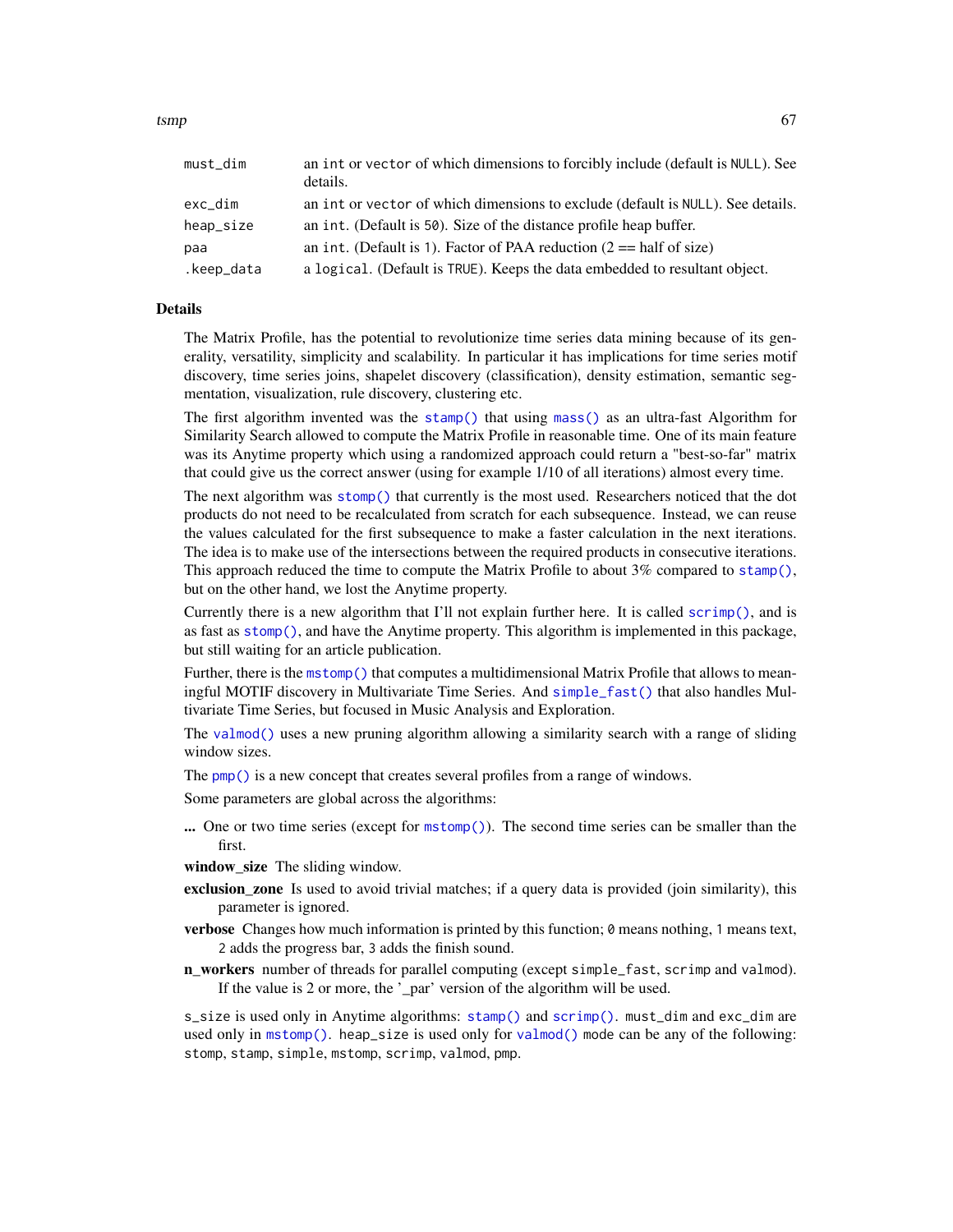| | |
|---|---|
| `must_dim` | an `int` or `vector` of which dimensions to forcibly include (default is `NULL`). See details. |
| `exc_dim` | an `int` or `vector` of which dimensions to exclude (default is `NULL`). See details. |
| `heap_size` | an `int`. (Default is `50`). Size of the distance profile heap buffer. |
| `paa` | an `int`. (Default is `1`). Factor of PAA reduction (2 == half of size) |
| `.keep_data` | a `logical`. (Default is `TRUE`). Keeps the data embedded to resultant object. |

### Details

The Matrix Profile, has the potential to revolutionize time series data mining because of its generality, versatility, simplicity and scalability. In particular it has implications for time series motif discovery, time series joins, shapelet discovery (classification), density estimation, semantic segmentation, visualization, rule discovery, clustering etc.

The first algorithm invented was the `stamp()` that using `mass()` as an ultra-fast Algorithm for Similarity Search allowed to compute the Matrix Profile in reasonable time. One of its main feature was its Anytime property which using a randomized approach could return a "best-so-far" matrix that could give us the correct answer (using for example 1/10 of all iterations) almost every time.

The next algorithm was `stomp()` that currently is the most used. Researchers noticed that the dot products do not need to be recalculated from scratch for each subsequence. Instead, we can reuse the values calculated for the first subsequence to make a faster calculation in the next iterations. The idea is to make use of the intersections between the required products in consecutive iterations. This approach reduced the time to compute the Matrix Profile to about 3% compared to `stamp()`, but on the other hand, we lost the Anytime property.

Currently there is a new algorithm that I'll not explain further here. It is called `scrimp()`, and is as fast as `stomp()`, and have the Anytime property. This algorithm is implemented in this package, but still waiting for an article publication.

Further, there is the `mstomp()` that computes a multidimensional Matrix Profile that allows to meaningful MOTIF discovery in Multivariate Time Series. And `simple_fast()` that also handles Multivariate Time Series, but focused in Music Analysis and Exploration.

The `valmod()` uses a new pruning algorithm allowing a similarity search with a range of sliding window sizes.

The `pmp()` is a new concept that creates several profiles from a range of windows.

Some parameters are global across the algorithms:

**...** One or two time series (except for `mstomp()`). The second time series can be smaller than the first.

**window_size** The sliding window.

**exclusion_zone** Is used to avoid trivial matches; if a query data is provided (join similarity), this parameter is ignored.

**verbose** Changes how much information is printed by this function; `0` means nothing, `1` means text, `2` adds the progress bar, `3` adds the finish sound.

**n_workers** number of threads for parallel computing (except `simple_fast`, `scrimp` and `valmod`). If the value is 2 or more, the '_par' version of the algorithm will be used.

`s_size` is used only in Anytime algorithms: `stamp()` and `scrimp()`. `must_dim` and `exc_dim` are used only in `mstomp()`. `heap_size` is used only for `valmod()` mode can be any of the following: `stomp`, `stamp`, `simple`, `mstomp`, `scrimp`, `valmod`, `pmp`.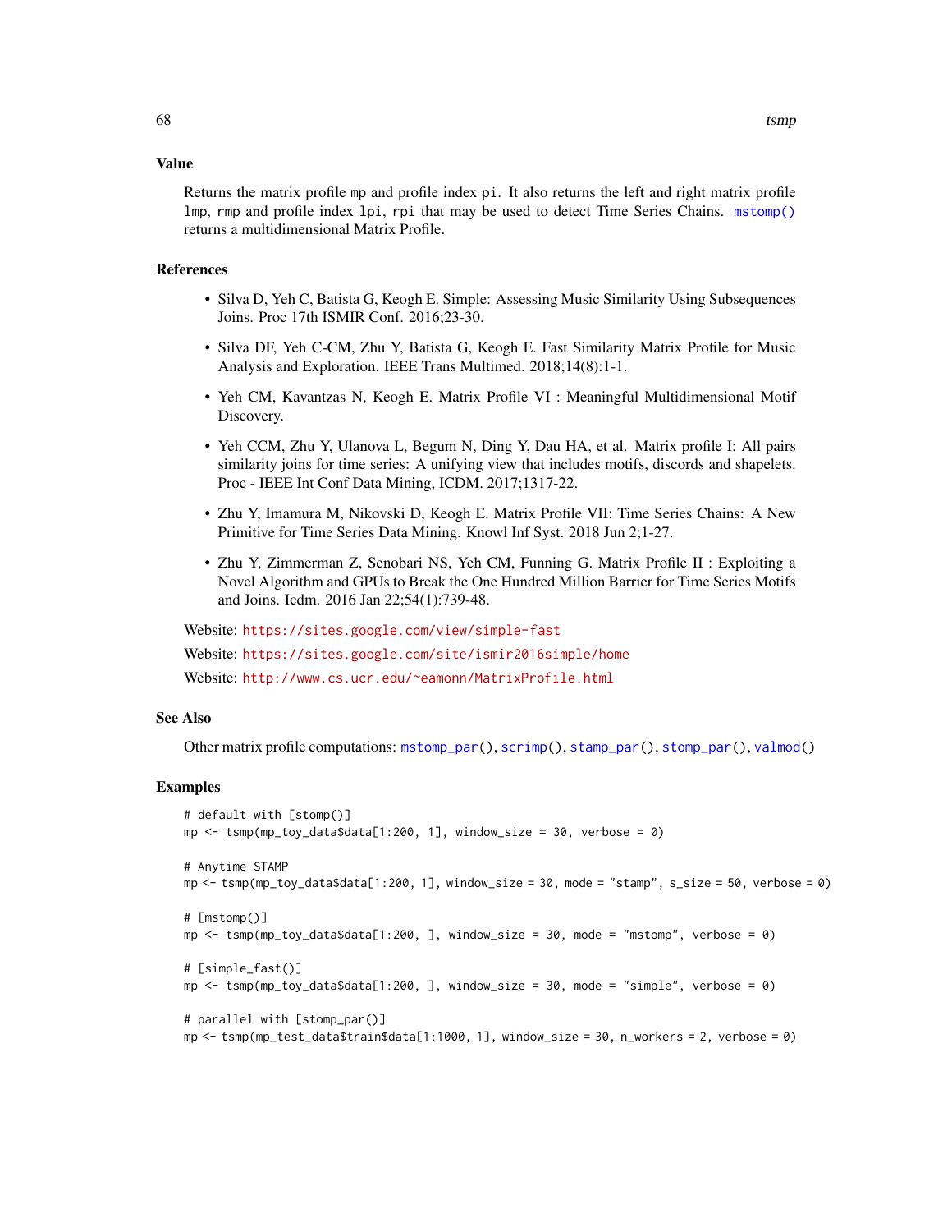## Value

Returns the matrix profile `mp` and profile index `pi`. It also returns the left and right matrix profile `lmp`, `rmp` and profile index `lpi`, `rpi` that may be used to detect Time Series Chains. `mstomp()` returns a multidimensional Matrix Profile.

## References

- Silva D, Yeh C, Batista G, Keogh E. Simple: Assessing Music Similarity Using Subsequences Joins. Proc 17th ISMIR Conf. 2016;23-30.
- Silva DF, Yeh C-CM, Zhu Y, Batista G, Keogh E. Fast Similarity Matrix Profile for Music Analysis and Exploration. IEEE Trans Multimed. 2018;14(8):1-1.
- Yeh CM, Kavantzas N, Keogh E. Matrix Profile VI : Meaningful Multidimensional Motif Discovery.
- Yeh CCM, Zhu Y, Ulanova L, Begum N, Ding Y, Dau HA, et al. Matrix profile I: All pairs similarity joins for time series: A unifying view that includes motifs, discords and shapelets. Proc - IEEE Int Conf Data Mining, ICDM. 2017;1317-22.
- Zhu Y, Imamura M, Nikovski D, Keogh E. Matrix Profile VII: Time Series Chains: A New Primitive for Time Series Data Mining. Knowl Inf Syst. 2018 Jun 2;1-27.
- Zhu Y, Zimmerman Z, Senobari NS, Yeh CM, Funning G. Matrix Profile II : Exploiting a Novel Algorithm and GPUs to Break the One Hundred Million Barrier for Time Series Motifs and Joins. Icdm. 2016 Jan 22;54(1):739-48.

Website: https://sites.google.com/view/simple-fast

Website: https://sites.google.com/site/ismir2016simple/home

Website: http://www.cs.ucr.edu/~eamonn/MatrixProfile.html

## See Also

Other matrix profile computations: `mstomp_par()`, `scrimp()`, `stamp_par()`, `stomp_par()`, `valmod()`

## Examples

```
# default with [stomp()]
mp <- tsmp(mp_toy_data$data[1:200, 1], window_size = 30, verbose = 0)

# Anytime STAMP
mp <- tsmp(mp_toy_data$data[1:200, 1], window_size = 30, mode = "stamp", s_size = 50, verbose = 0)

# [mstomp()]
mp <- tsmp(mp_toy_data$data[1:200, ], window_size = 30, mode = "mstomp", verbose = 0)

# [simple_fast()]
mp <- tsmp(mp_toy_data$data[1:200, ], window_size = 30, mode = "simple", verbose = 0)

# parallel with [stomp_par()]
mp <- tsmp(mp_test_data$train$data[1:1000, 1], window_size = 30, n_workers = 2, verbose = 0)
```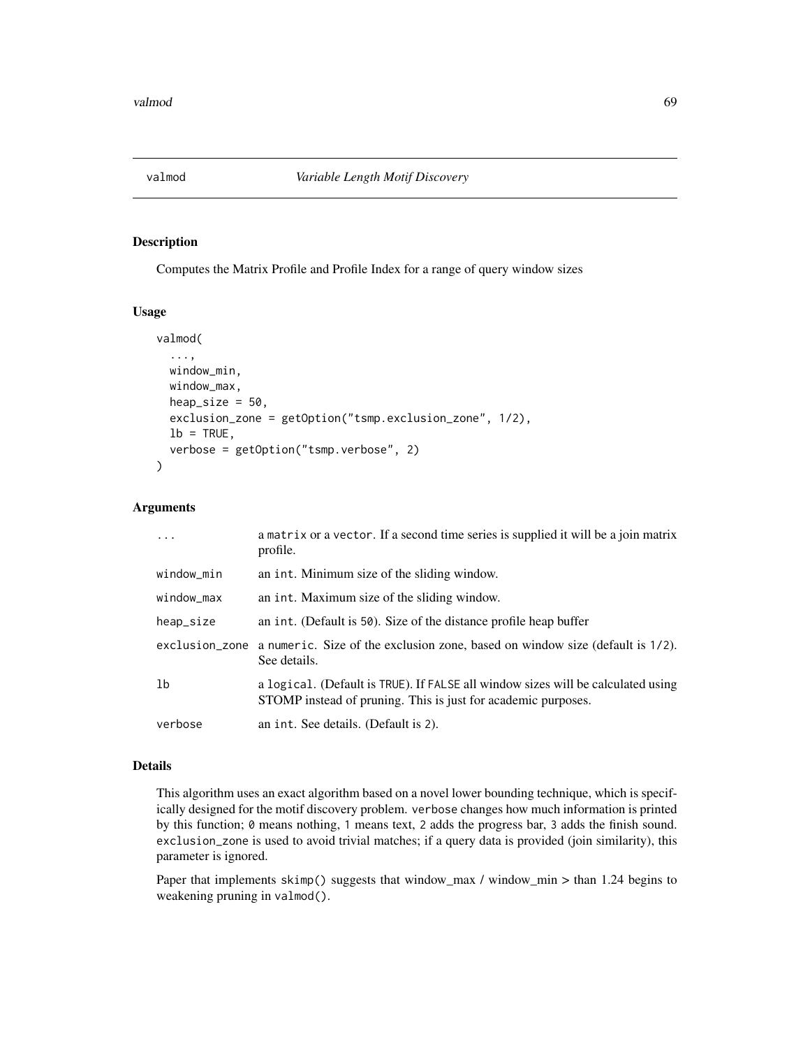# valmod — *Variable Length Motif Discovery*

## Description

Computes the Matrix Profile and Profile Index for a range of query window sizes

## Usage

```
valmod(
  ...,
  window_min,
  window_max,
  heap_size = 50,
  exclusion_zone = getOption("tsmp.exclusion_zone", 1/2),
  lb = TRUE,
  verbose = getOption("tsmp.verbose", 2)
)
```

## Arguments

| Argument | Description |
|---|---|
| `...` | a `matrix` or a `vector`. If a second time series is supplied it will be a join matrix profile. |
| `window_min` | an `int`. Minimum size of the sliding window. |
| `window_max` | an `int`. Maximum size of the sliding window. |
| `heap_size` | an `int`. (Default is `50`). Size of the distance profile heap buffer |
| `exclusion_zone` | a `numeric`. Size of the exclusion zone, based on window size (default is `1/2`). See details. |
| `lb` | a `logical`. (Default is `TRUE`). If `FALSE` all window sizes will be calculated using STOMP instead of pruning. This is just for academic purposes. |
| `verbose` | an `int`. See details. (Default is `2`). |

## Details

This algorithm uses an exact algorithm based on a novel lower bounding technique, which is specifically designed for the motif discovery problem. `verbose` changes how much information is printed by this function; `0` means nothing, `1` means text, `2` adds the progress bar, `3` adds the finish sound. `exclusion_zone` is used to avoid trivial matches; if a query data is provided (join similarity), this parameter is ignored.

Paper that implements `skimp()` suggests that window_max / window_min > than 1.24 begins to weakening pruning in `valmod()`.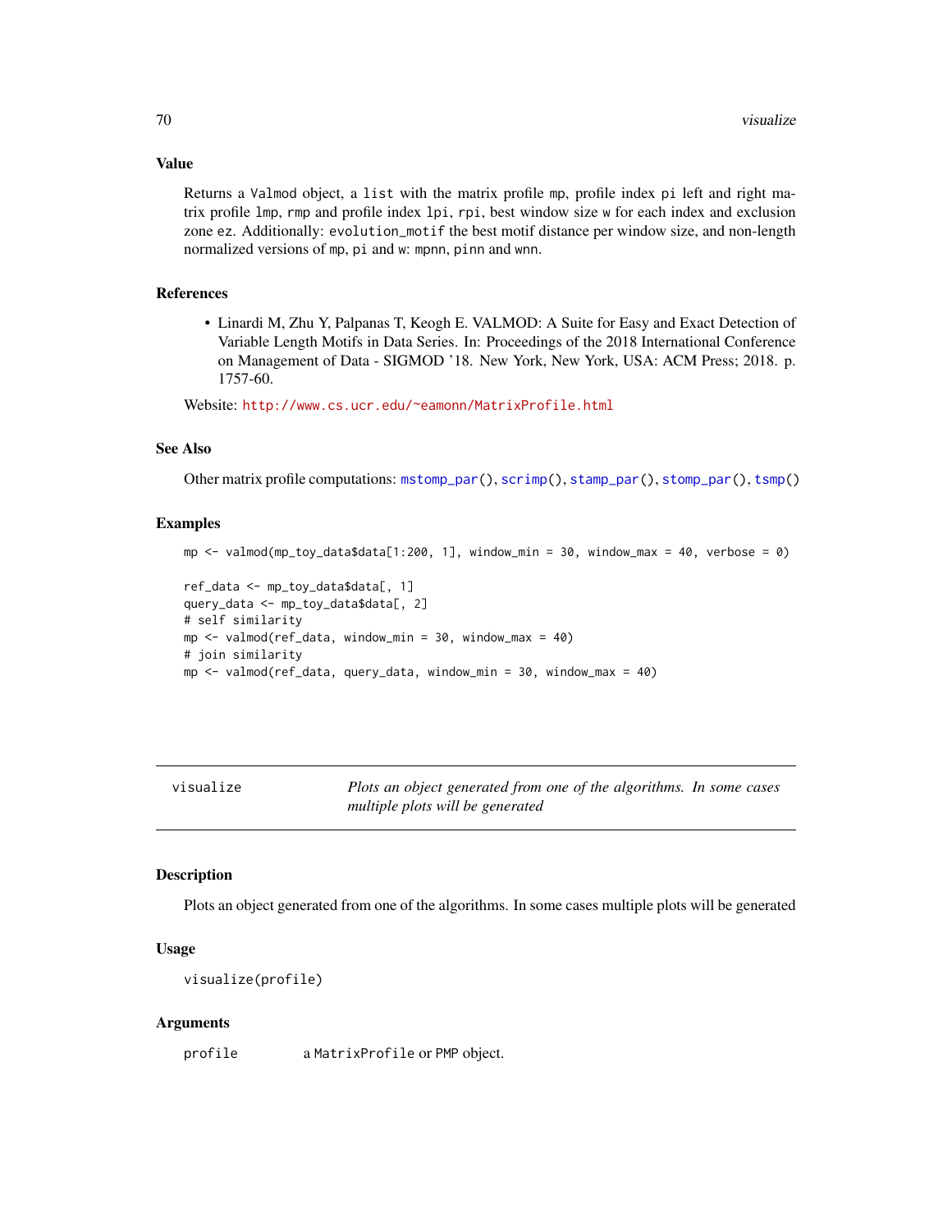## Value

Returns a Valmod object, a list with the matrix profile mp, profile index pi left and right matrix profile lmp, rmp and profile index lpi, rpi, best window size w for each index and exclusion zone ez. Additionally: evolution_motif the best motif distance per window size, and non-length normalized versions of mp, pi and w: mpnn, pinn and wnn.

## References

- Linardi M, Zhu Y, Palpanas T, Keogh E. VALMOD: A Suite for Easy and Exact Detection of Variable Length Motifs in Data Series. In: Proceedings of the 2018 International Conference on Management of Data - SIGMOD '18. New York, New York, USA: ACM Press; 2018. p. 1757-60.

Website: http://www.cs.ucr.edu/~eamonn/MatrixProfile.html

## See Also

Other matrix profile computations: mstomp_par(), scrimp(), stamp_par(), stomp_par(), tsmp()

## Examples

```
mp <- valmod(mp_toy_data$data[1:200, 1], window_min = 30, window_max = 40, verbose = 0)

ref_data <- mp_toy_data$data[, 1]
query_data <- mp_toy_data$data[, 2]
# self similarity
mp <- valmod(ref_data, window_min = 30, window_max = 40)
# join similarity
mp <- valmod(ref_data, query_data, window_min = 30, window_max = 40)
```

---

# visualize — *Plots an object generated from one of the algorithms. In some cases multiple plots will be generated*

---

## Description

Plots an object generated from one of the algorithms. In some cases multiple plots will be generated

## Usage

```
visualize(profile)
```

## Arguments

| | |
|---|---|
| profile | a MatrixProfile or PMP object. |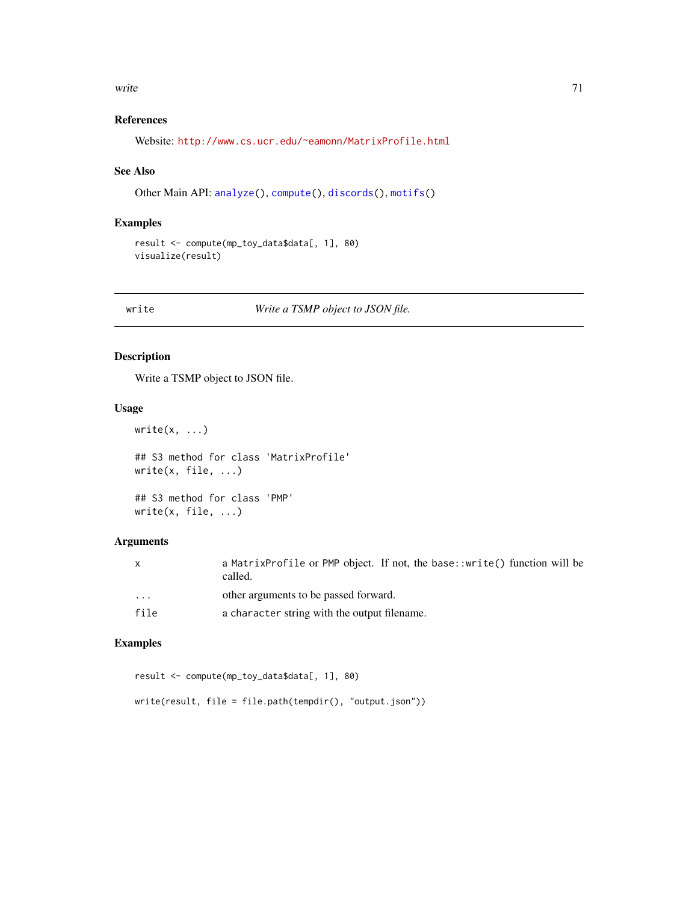### References

Website: http://www.cs.ucr.edu/~eamonn/MatrixProfile.html

### See Also

Other Main API: analyze(), compute(), discords(), motifs()

### Examples

```
result <- compute(mp_toy_data$data[, 1], 80)
visualize(result)
```

---

## write — *Write a TSMP object to JSON file.*

---

### Description

Write a TSMP object to JSON file.

### Usage

```
write(x, ...)

## S3 method for class 'MatrixProfile'
write(x, file, ...)

## S3 method for class 'PMP'
write(x, file, ...)
```

### Arguments

| | |
|---|---|
| x | a MatrixProfile or PMP object. If not, the base::write() function will be called. |
| ... | other arguments to be passed forward. |
| file | a character string with the output filename. |

### Examples

```
result <- compute(mp_toy_data$data[, 1], 80)

write(result, file = file.path(tempdir(), "output.json"))
```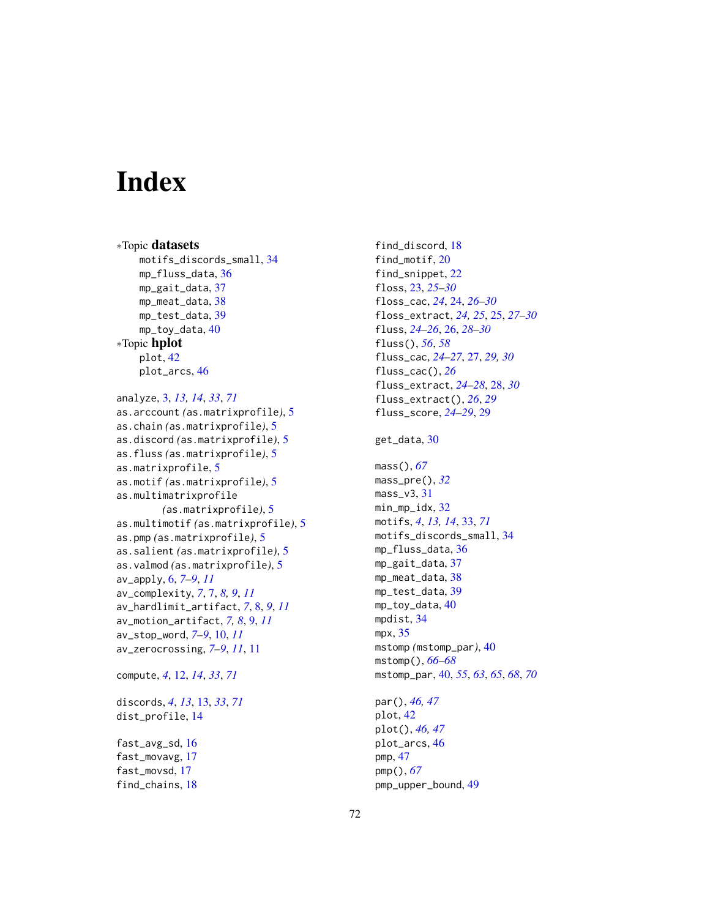# Index

∗Topic **datasets**
- motifs_discords_small, 34
- mp_fluss_data, 36
- mp_gait_data, 37
- mp_meat_data, 38
- mp_test_data, 39
- mp_toy_data, 40

∗Topic **hplot**
- plot, 42
- plot_arcs, 46

analyze, 3, *13, 14*, *33*, *71*
as.arccount *(*as.matrixprofile*)*, 5
as.chain *(*as.matrixprofile*)*, 5
as.discord *(*as.matrixprofile*)*, 5
as.fluss *(*as.matrixprofile*)*, 5
as.matrixprofile, 5
as.motif *(*as.matrixprofile*)*, 5
as.multimatrixprofile *(*as.matrixprofile*)*, 5
as.multimotif *(*as.matrixprofile*)*, 5
as.pmp *(*as.matrixprofile*)*, 5
as.salient *(*as.matrixprofile*)*, 5
as.valmod *(*as.matrixprofile*)*, 5
av_apply, 6, *7–9*, *11*
av_complexity, *7*, 7, *8, 9*, *11*
av_hardlimit_artifact, *7*, 8, *9*, *11*
av_motion_artifact, *7, 8*, 9, *11*
av_stop_word, *7–9*, 10, *11*
av_zerocrossing, *7–9*, *11*, 11

compute, *4*, 12, *14*, *33*, *71*

discords, *4*, *13*, 13, *33*, *71*
dist_profile, 14

fast_avg_sd, 16
fast_movavg, 17
fast_movsd, 17
find_chains, 18
find_discord, 18
find_motif, 20
find_snippet, 22
floss, 23, *25–30*
floss_cac, *24*, 24, *26–30*
floss_extract, *24, 25*, 25, *27–30*
fluss, *24–26*, 26, *28–30*
fluss(), *56*, *58*
fluss_cac, *24–27*, 27, *29, 30*
fluss_cac(), *26*
fluss_extract, *24–28*, 28, *30*
fluss_extract(), *26*, *29*
fluss_score, *24–29*, 29

get_data, 30

mass(), *67*
mass_pre(), *32*
mass_v3, 31
min_mp_idx, 32
motifs, *4*, *13, 14*, 33, *71*
motifs_discords_small, 34
mp_fluss_data, 36
mp_gait_data, 37
mp_meat_data, 38
mp_test_data, 39
mp_toy_data, 40
mpdist, 34
mpx, 35
mstomp *(*mstomp_par*)*, 40
mstomp(), *66–68*
mstomp_par, 40, *55*, *63*, *65*, *68*, *70*

par(), *46, 47*
plot, 42
plot(), *46, 47*
plot_arcs, 46
pmp, 47
pmp(), *67*
pmp_upper_bound, 49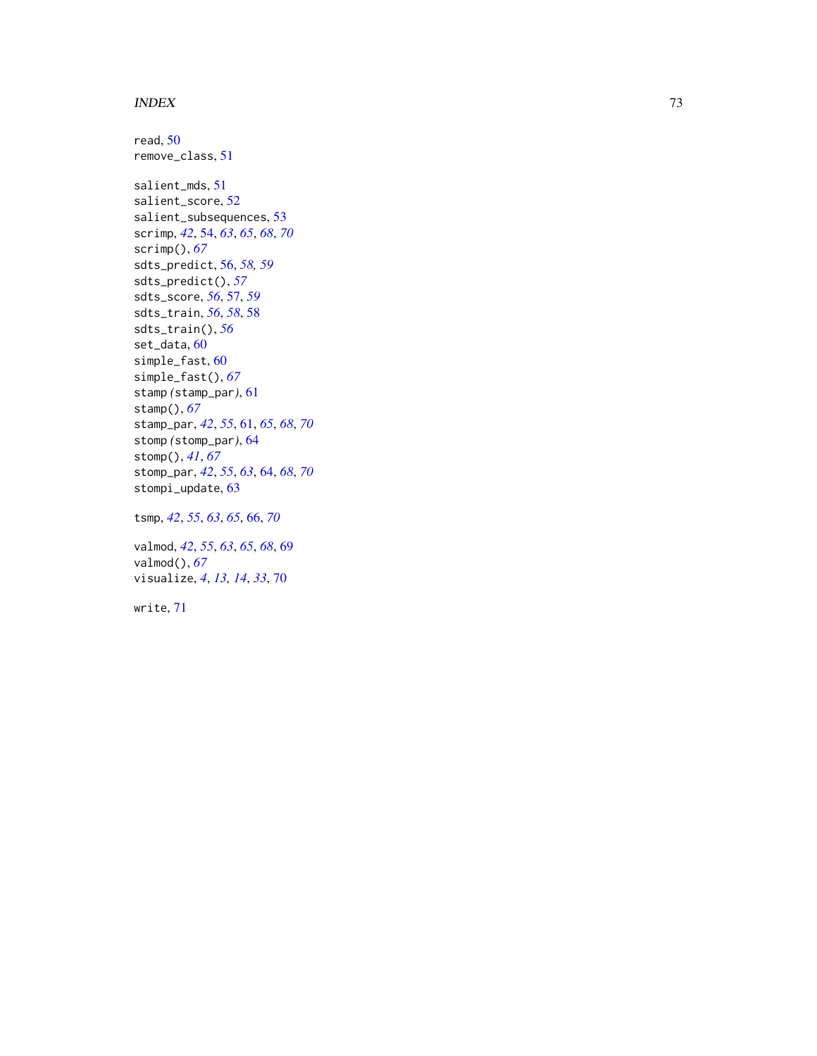read, 50
remove_class, 51

salient_mds, 51
salient_score, 52
salient_subsequences, 53
scrimp, *42*, 54, *63*, *65*, *68*, *70*
scrimp(), *67*
sdts_predict, 56, *58, 59*
sdts_predict(), *57*
sdts_score, *56*, 57, *59*
sdts_train, *56*, *58*, 58
sdts_train(), *56*
set_data, 60
simple_fast, 60
simple_fast(), *67*
stamp *(*stamp_par*)*, 61
stamp(), *67*
stamp_par, *42*, *55*, 61, *65*, *68*, *70*
stomp *(*stomp_par*)*, 64
stomp(), *41*, *67*
stomp_par, *42*, *55*, *63*, 64, *68*, *70*
stompi_update, 63

tsmp, *42*, *55*, *63*, *65*, 66, *70*

valmod, *42*, *55*, *63*, *65*, *68*, 69
valmod(), *67*
visualize, *4*, *13, 14*, *33*, 70

write, 71